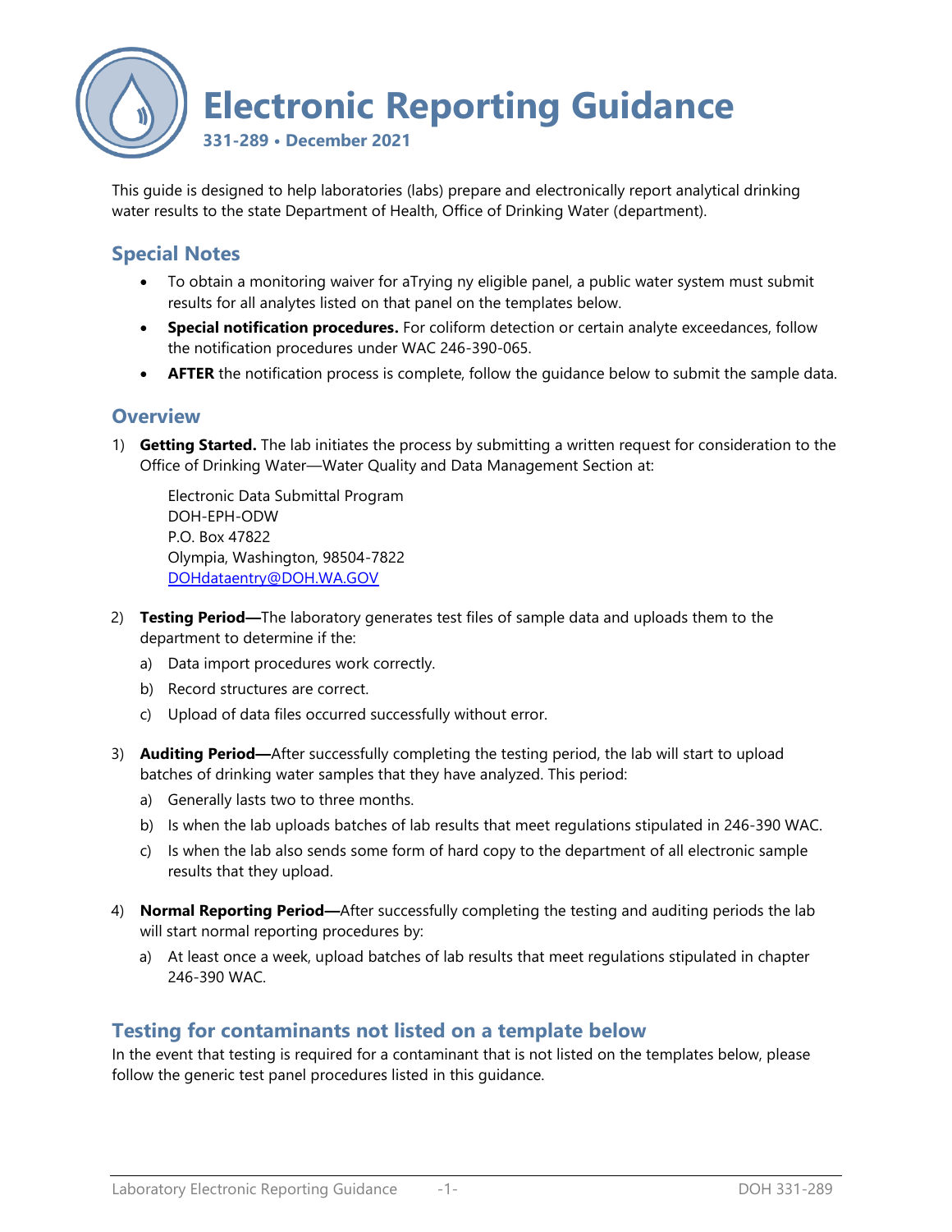# Electronic Reporting Guidance

**331-289 • December 2021**

This guide is designed to help laboratories (labs) prepare and electronically report analytical drinking water results to the state Department of Health, Office of Drinking Water (department).

## Special Notes

- To obtain a monitoring waiver for aTrying ny eligible panel, a public water system must submit results for all analytes listed on that panel on the templates below.
- **Special notification procedures.** For coliform detection or certain analyte exceedances, follow the notification procedures under WAC 246-390-065.
- **AFTER** the notification process is complete, follow the guidance below to submit the sample data.

## Overview

1) **Getting Started.** The lab initiates the process by submitting a written request for consideration to the Office of Drinking Water—Water Quality and Data Management Section at:

   Electronic Data Submittal Program
   DOH-EPH-ODW
   P.O. Box 47822
   Olympia, Washington, 98504-7822
   DOHdataentry@DOH.WA.GOV

2) **Testing Period—**The laboratory generates test files of sample data and uploads them to the department to determine if the:
   a) Data import procedures work correctly.
   b) Record structures are correct.
   c) Upload of data files occurred successfully without error.

3) **Auditing Period—**After successfully completing the testing period, the lab will start to upload batches of drinking water samples that they have analyzed. This period:
   a) Generally lasts two to three months.
   b) Is when the lab uploads batches of lab results that meet regulations stipulated in 246-390 WAC.
   c) Is when the lab also sends some form of hard copy to the department of all electronic sample results that they upload.

4) **Normal Reporting Period—**After successfully completing the testing and auditing periods the lab will start normal reporting procedures by:
   a) At least once a week, upload batches of lab results that meet regulations stipulated in chapter 246-390 WAC.

## Testing for contaminants not listed on a template below

In the event that testing is required for a contaminant that is not listed on the templates below, please follow the generic test panel procedures listed in this guidance.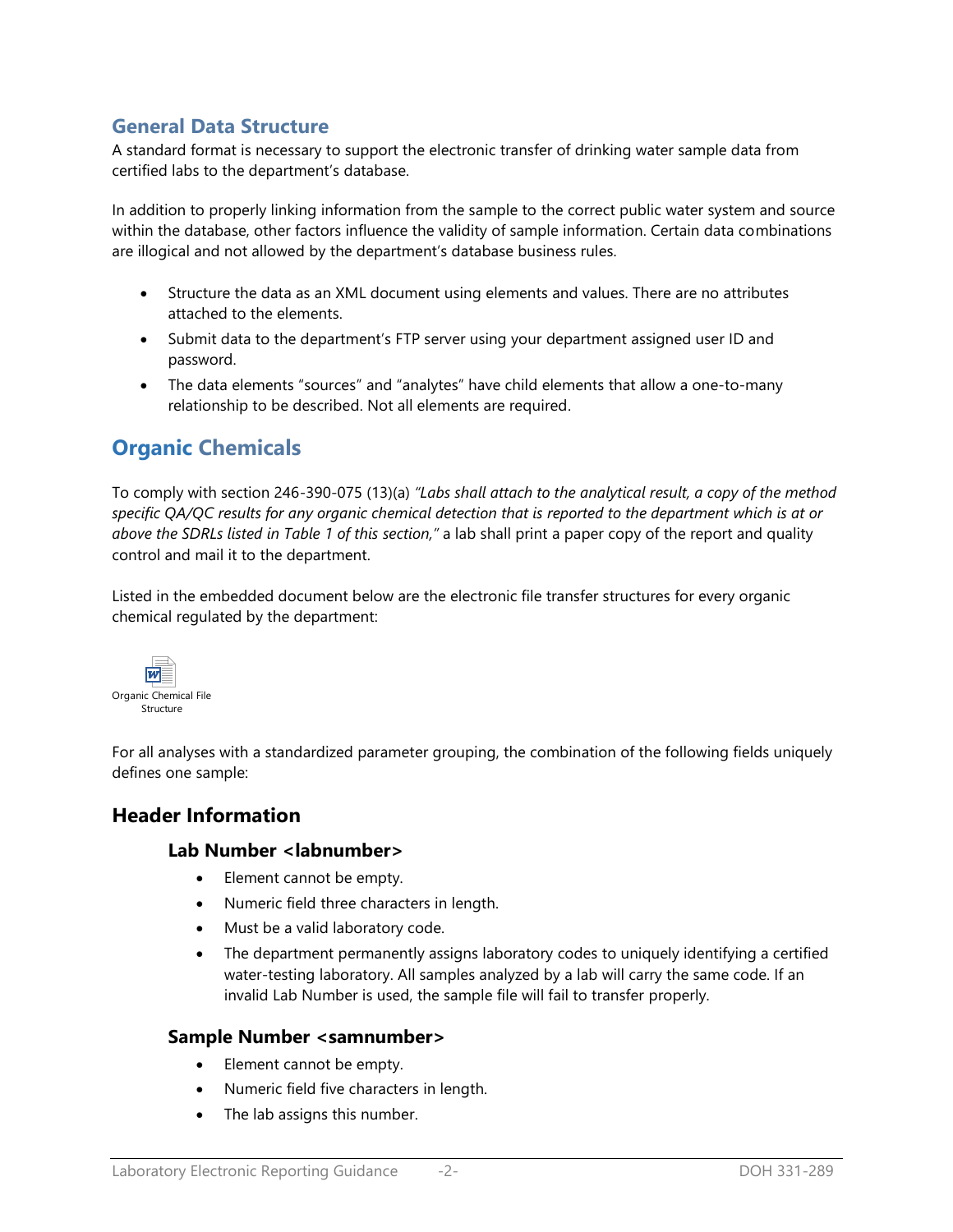## General Data Structure

A standard format is necessary to support the electronic transfer of drinking water sample data from certified labs to the department's database.

In addition to properly linking information from the sample to the correct public water system and source within the database, other factors influence the validity of sample information. Certain data combinations are illogical and not allowed by the department's database business rules.

- Structure the data as an XML document using elements and values. There are no attributes attached to the elements.
- Submit data to the department's FTP server using your department assigned user ID and password.
- The data elements "sources" and "analytes" have child elements that allow a one-to-many relationship to be described. Not all elements are required.

## Organic Chemicals

To comply with section 246-390-075 (13)(a) *"Labs shall attach to the analytical result, a copy of the method specific QA/QC results for any organic chemical detection that is reported to the department which is at or above the SDRLs listed in Table 1 of this section,"* a lab shall print a paper copy of the report and quality control and mail it to the department.

Listed in the embedded document below are the electronic file transfer structures for every organic chemical regulated by the department:

Organic Chemical File Structure

For all analyses with a standardized parameter grouping, the combination of the following fields uniquely defines one sample:

### Header Information

#### Lab Number <labnumber>

- Element cannot be empty.
- Numeric field three characters in length.
- Must be a valid laboratory code.
- The department permanently assigns laboratory codes to uniquely identifying a certified water-testing laboratory. All samples analyzed by a lab will carry the same code. If an invalid Lab Number is used, the sample file will fail to transfer properly.

#### Sample Number <samnumber>

- Element cannot be empty.
- Numeric field five characters in length.
- The lab assigns this number.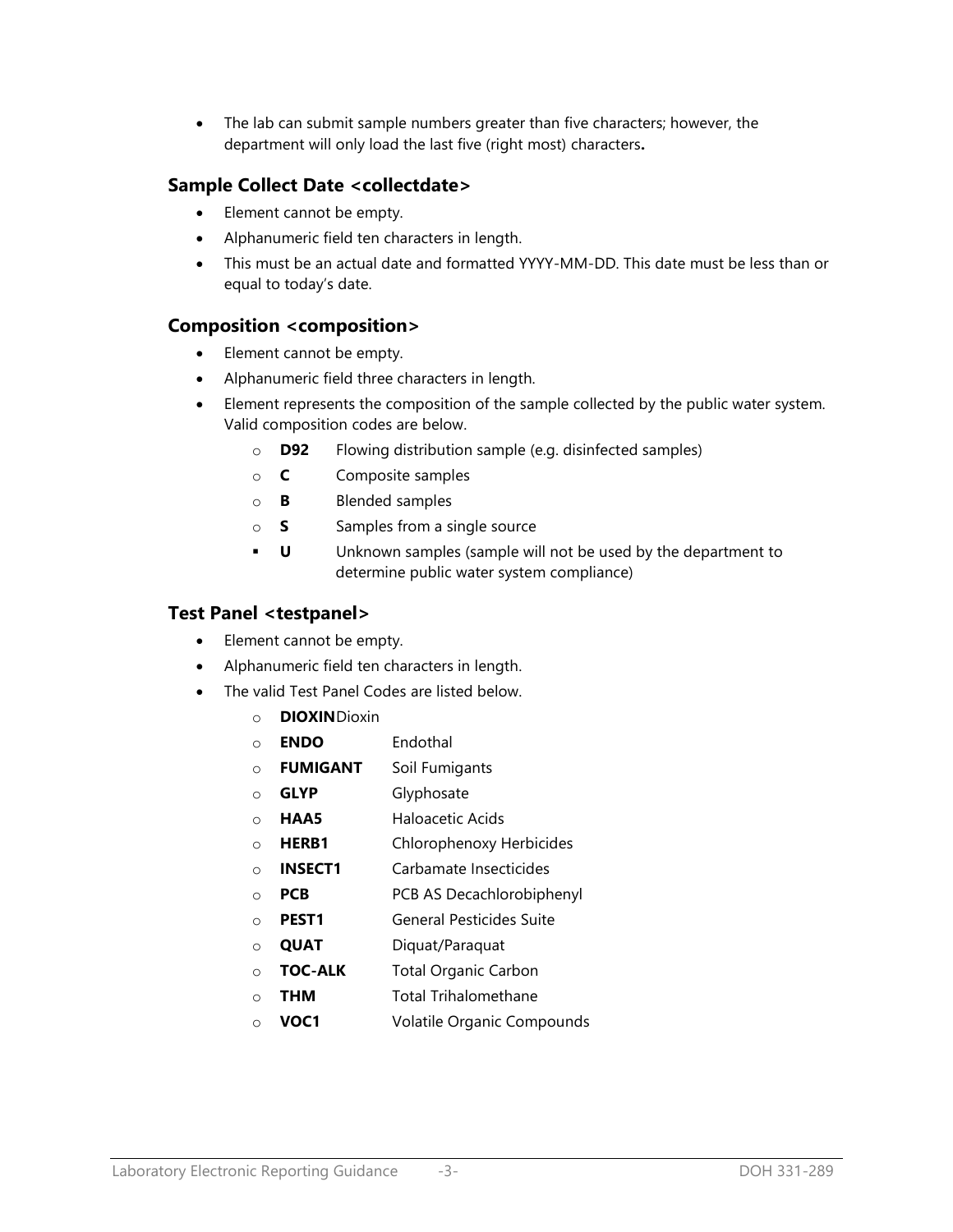- The lab can submit sample numbers greater than five characters; however, the department will only load the last five (right most) characters**.**

### Sample Collect Date <collectdate>

- Element cannot be empty.
- Alphanumeric field ten characters in length.
- This must be an actual date and formatted YYYY-MM-DD. This date must be less than or equal to today's date.

### Composition <composition>

- Element cannot be empty.
- Alphanumeric field three characters in length.
- Element represents the composition of the sample collected by the public water system. Valid composition codes are below.
  - **D92** Flowing distribution sample (e.g. disinfected samples)
  - **C** Composite samples
  - **B** Blended samples
  - **S** Samples from a single source
  - **U** Unknown samples (sample will not be used by the department to determine public water system compliance)

### Test Panel <testpanel>

- Element cannot be empty.
- Alphanumeric field ten characters in length.
- The valid Test Panel Codes are listed below.
  - **DIOXIN** Dioxin
  - **ENDO** Endothal
  - **FUMIGANT** Soil Fumigants
  - **GLYP** Glyphosate
  - **HAA5** Haloacetic Acids
  - **HERB1** Chlorophenoxy Herbicides
  - **INSECT1** Carbamate Insecticides
  - **PCB** PCB AS Decachlorobiphenyl
  - **PEST1** General Pesticides Suite
  - **QUAT** Diquat/Paraquat
  - **TOC-ALK** Total Organic Carbon
  - **THM** Total Trihalomethane
  - **VOC1** Volatile Organic Compounds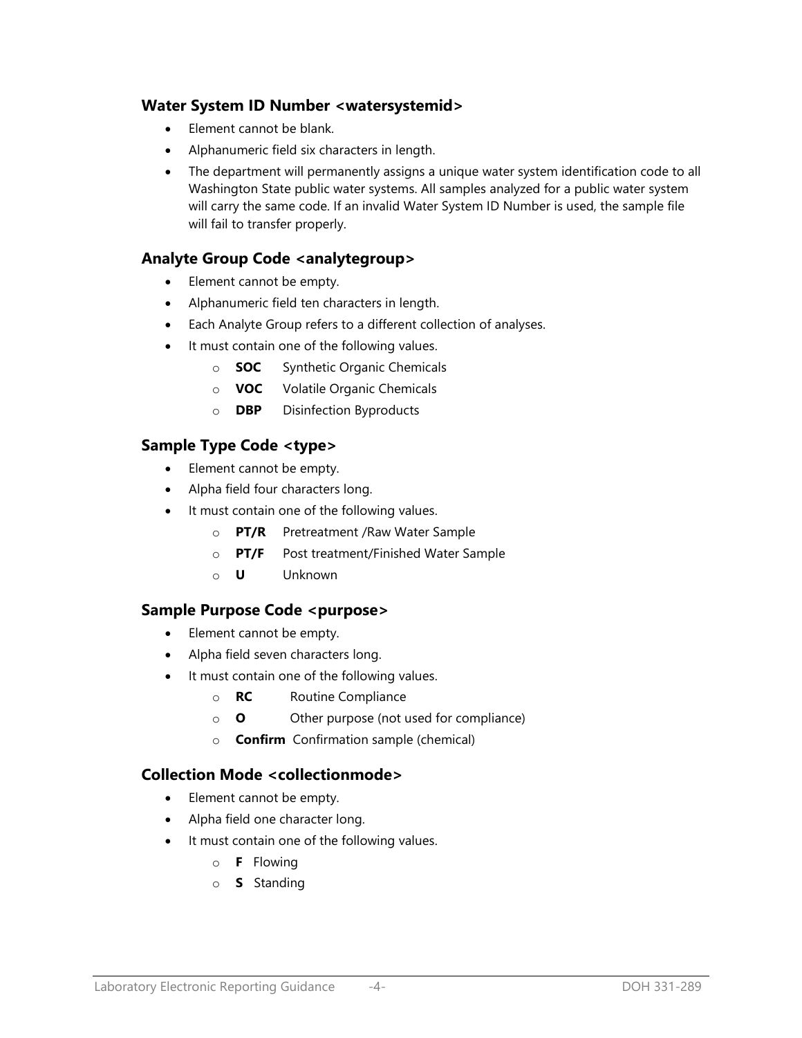### Water System ID Number <watersystemid>

- Element cannot be blank.
- Alphanumeric field six characters in length.
- The department will permanently assigns a unique water system identification code to all Washington State public water systems. All samples analyzed for a public water system will carry the same code. If an invalid Water System ID Number is used, the sample file will fail to transfer properly.

### Analyte Group Code <analytegroup>

- Element cannot be empty.
- Alphanumeric field ten characters in length.
- Each Analyte Group refers to a different collection of analyses.
- It must contain one of the following values.
  - **SOC** Synthetic Organic Chemicals
  - **VOC** Volatile Organic Chemicals
  - **DBP** Disinfection Byproducts

### Sample Type Code <type>

- Element cannot be empty.
- Alpha field four characters long.
- It must contain one of the following values.
  - **PT/R** Pretreatment /Raw Water Sample
  - **PT/F** Post treatment/Finished Water Sample
  - **U** Unknown

### Sample Purpose Code <purpose>

- Element cannot be empty.
- Alpha field seven characters long.
- It must contain one of the following values.
  - **RC** Routine Compliance
  - **O** Other purpose (not used for compliance)
  - **Confirm** Confirmation sample (chemical)

### Collection Mode <collectionmode>

- Element cannot be empty.
- Alpha field one character long.
- It must contain one of the following values.
  - **F** Flowing
  - **S** Standing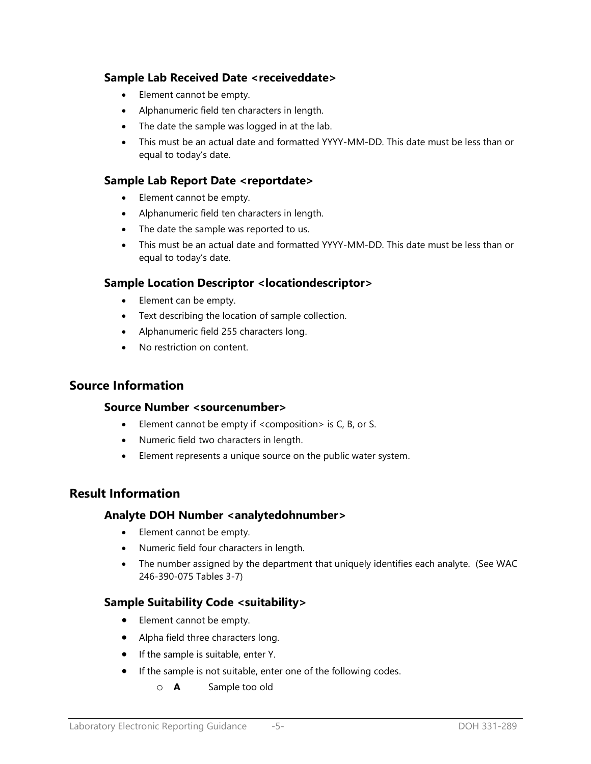### Sample Lab Received Date <receiveddate>

- Element cannot be empty.
- Alphanumeric field ten characters in length.
- The date the sample was logged in at the lab.
- This must be an actual date and formatted YYYY-MM-DD. This date must be less than or equal to today's date.

### Sample Lab Report Date <reportdate>

- Element cannot be empty.
- Alphanumeric field ten characters in length.
- The date the sample was reported to us.
- This must be an actual date and formatted YYYY-MM-DD. This date must be less than or equal to today's date.

### Sample Location Descriptor <locationdescriptor>

- Element can be empty.
- Text describing the location of sample collection.
- Alphanumeric field 255 characters long.
- No restriction on content.

## Source Information

### Source Number <sourcenumber>

- Element cannot be empty if <composition> is C, B, or S.
- Numeric field two characters in length.
- Element represents a unique source on the public water system.

## Result Information

### Analyte DOH Number <analytedohnumber>

- Element cannot be empty.
- Numeric field four characters in length.
- The number assigned by the department that uniquely identifies each analyte. (See WAC 246-390-075 Tables 3-7)

### Sample Suitability Code <suitability>

- Element cannot be empty.
- Alpha field three characters long.
- If the sample is suitable, enter Y.
- If the sample is not suitable, enter one of the following codes.
  - **A** Sample too old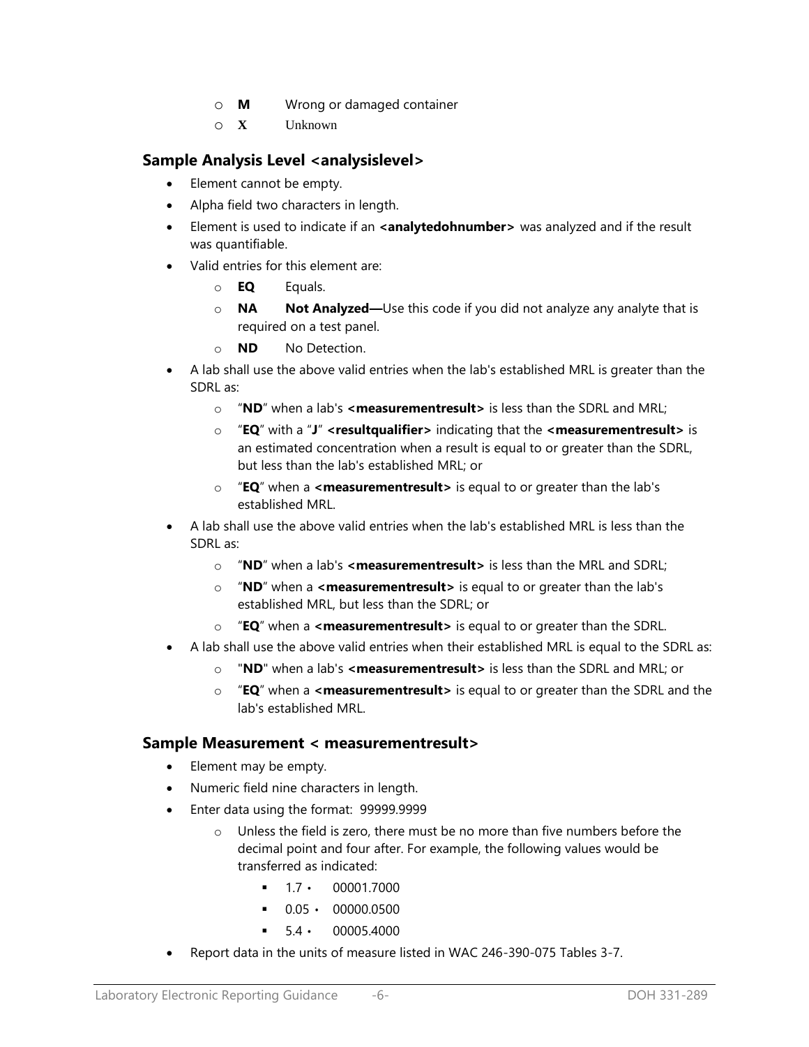- **M** Wrong or damaged container
- **X** Unknown

## Sample Analysis Level <analysislevel>

- Element cannot be empty.
- Alpha field two characters in length.
- Element is used to indicate if an **<analytedohnumber>** was analyzed and if the result was quantifiable.
- Valid entries for this element are:
  - **EQ** Equals.
  - **NA** **Not Analyzed—**Use this code if you did not analyze any analyte that is required on a test panel.
  - **ND** No Detection.
- A lab shall use the above valid entries when the lab's established MRL is greater than the SDRL as:
  - "**ND**" when a lab's **<measurementresult>** is less than the SDRL and MRL;
  - "**EQ**" with a "**J**" **<resultqualifier>** indicating that the **<measurementresult>** is an estimated concentration when a result is equal to or greater than the SDRL, but less than the lab's established MRL; or
  - "**EQ**" when a **<measurementresult>** is equal to or greater than the lab's established MRL.
- A lab shall use the above valid entries when the lab's established MRL is less than the SDRL as:
  - "**ND**" when a lab's **<measurementresult>** is less than the MRL and SDRL;
  - "**ND**" when a **<measurementresult>** is equal to or greater than the lab's established MRL, but less than the SDRL; or
  - "**EQ**" when a **<measurementresult>** is equal to or greater than the SDRL.
- A lab shall use the above valid entries when their established MRL is equal to the SDRL as:
  - "**ND**" when a lab's **<measurementresult>** is less than the SDRL and MRL; or
  - "**EQ**" when a **<measurementresult>** is equal to or greater than the SDRL and the lab's established MRL.

## Sample Measurement < measurementresult>

- Element may be empty.
- Numeric field nine characters in length.
- Enter data using the format: 99999.9999
  - Unless the field is zero, there must be no more than five numbers before the decimal point and four after. For example, the following values would be transferred as indicated:
    - 1.7 • 00001.7000
    - 0.05 • 00000.0500
    - 5.4 • 00005.4000
- Report data in the units of measure listed in WAC 246-390-075 Tables 3-7.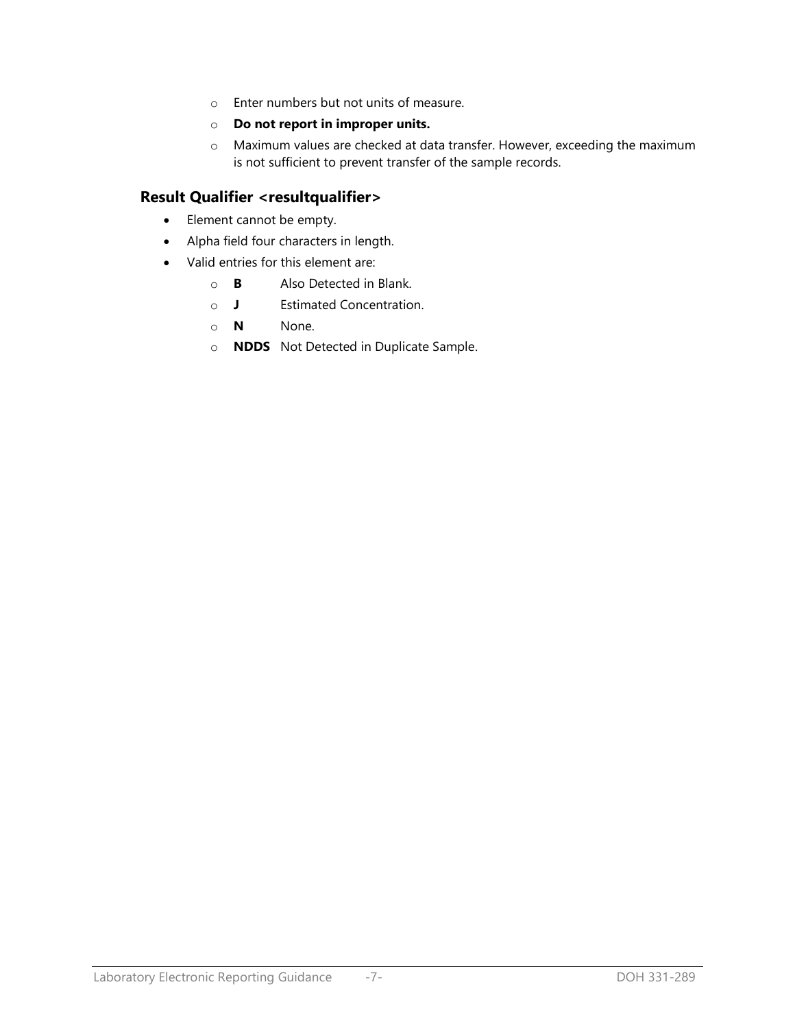- Enter numbers but not units of measure.
  - **Do not report in improper units.**
  - Maximum values are checked at data transfer. However, exceeding the maximum is not sufficient to prevent transfer of the sample records.

### Result Qualifier <resultqualifier>

- Element cannot be empty.
- Alpha field four characters in length.
- Valid entries for this element are:
  - **B** Also Detected in Blank.
  - **J** Estimated Concentration.
  - **N** None.
  - **NDDS** Not Detected in Duplicate Sample.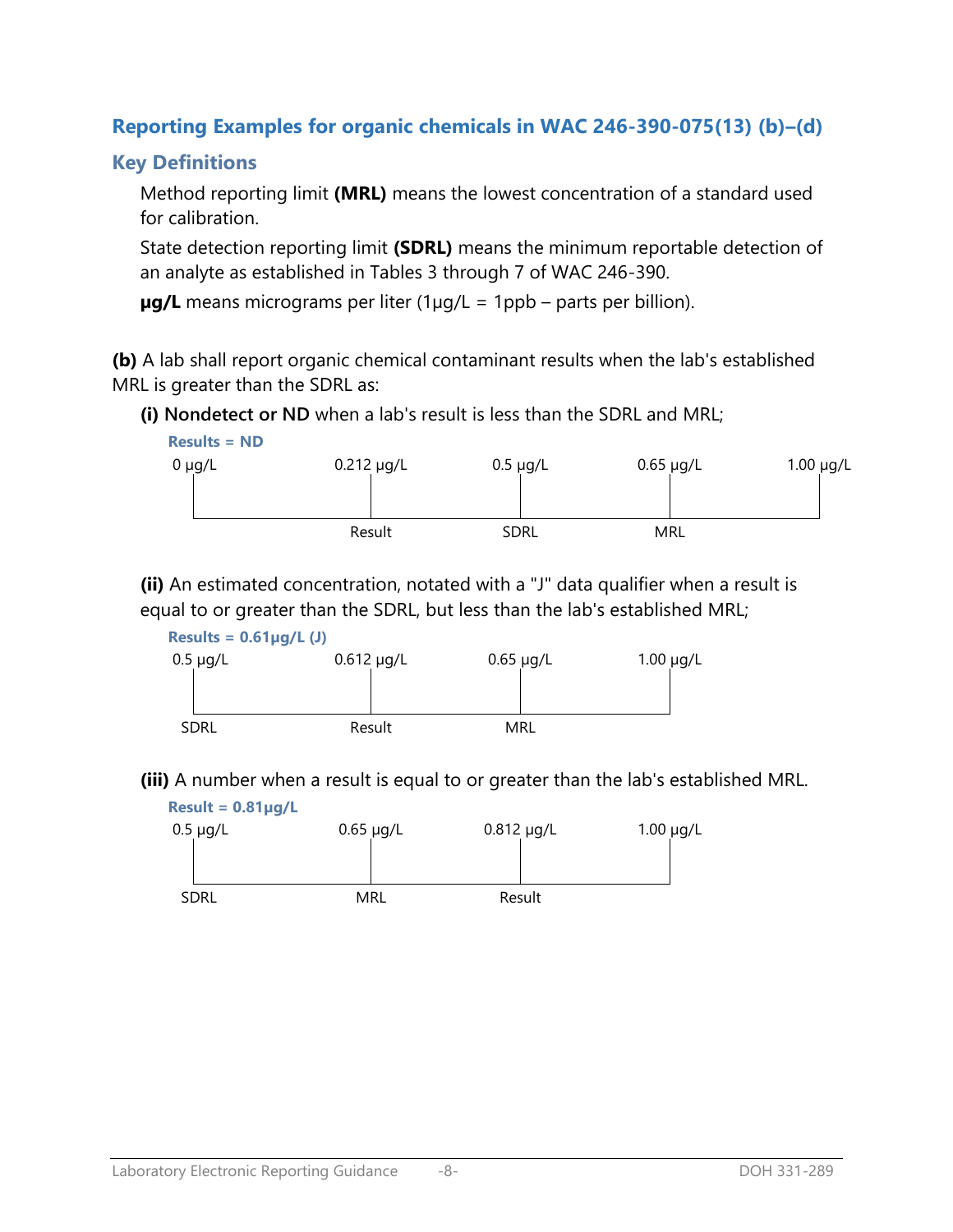## Reporting Examples for organic chemicals in WAC 246-390-075(13) (b)–(d)

### Key Definitions

Method reporting limit **(MRL)** means the lowest concentration of a standard used for calibration.

State detection reporting limit **(SDRL)** means the minimum reportable detection of an analyte as established in Tables 3 through 7 of WAC 246-390.

**μg/L** means micrograms per liter (1μg/L = 1ppb – parts per billion).

**(b)** A lab shall report organic chemical contaminant results when the lab's established MRL is greater than the SDRL as:

**(i) Nondetect or ND** when a lab's result is less than the SDRL and MRL;

**Results = ND**

| 0 μg/L | 0.212 μg/L | 0.5 μg/L | 0.65 μg/L | 1.00 μg/L |
|---|---|---|---|---|
| | Result | SDRL | MRL | |

**(ii)** An estimated concentration, notated with a "J" data qualifier when a result is equal to or greater than the SDRL, but less than the lab's established MRL;

**Results = 0.61μg/L (J)**

| 0.5 μg/L | 0.612 μg/L | 0.65 μg/L | 1.00 μg/L |
|---|---|---|---|
| SDRL | Result | MRL | |

**(iii)** A number when a result is equal to or greater than the lab's established MRL.

**Result = 0.81μg/L**

| 0.5 μg/L | 0.65 μg/L | 0.812 μg/L | 1.00 μg/L |
|---|---|---|---|
| SDRL | MRL | Result | |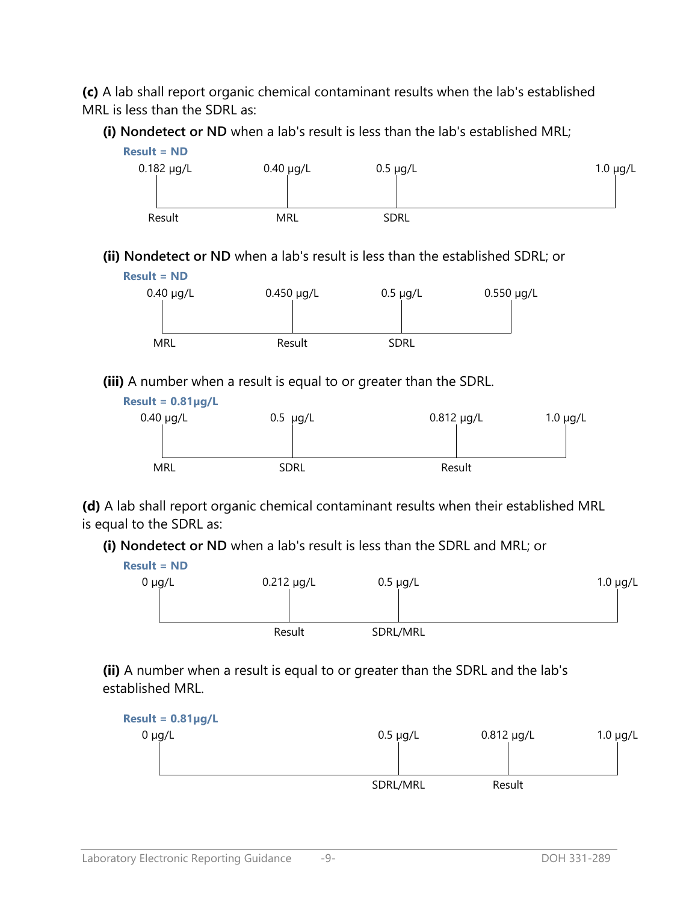**(c)** A lab shall report organic chemical contaminant results when the lab's established MRL is less than the SDRL as:

**(i) Nondetect or ND** when a lab's result is less than the lab's established MRL;

**Result = ND**

| 0.182 µg/L | 0.40 µg/L | 0.5 µg/L | 1.0 µg/L |
| --- | --- | --- | --- |
| Result | MRL | SDRL | |

**(ii) Nondetect or ND** when a lab's result is less than the established SDRL; or

**Result = ND**

| 0.40 µg/L | 0.450 µg/L | 0.5 µg/L | 0.550 µg/L |
| --- | --- | --- | --- |
| MRL | Result | SDRL | |

**(iii)** A number when a result is equal to or greater than the SDRL.

**Result = 0.81µg/L**

| 0.40 µg/L | 0.5 µg/L | 0.812 µg/L | 1.0 µg/L |
| --- | --- | --- | --- |
| MRL | SDRL | Result | |

**(d)** A lab shall report organic chemical contaminant results when their established MRL is equal to the SDRL as:

**(i) Nondetect or ND** when a lab's result is less than the SDRL and MRL; or

**Result = ND**

| 0 µg/L | 0.212 µg/L | 0.5 µg/L | 1.0 µg/L |
| --- | --- | --- | --- |
| | Result | SDRL/MRL | |

**(ii)** A number when a result is equal to or greater than the SDRL and the lab's established MRL.

**Result = 0.81µg/L**

| 0 µg/L | 0.5 µg/L | 0.812 µg/L | 1.0 µg/L |
| --- | --- | --- | --- |
| | SDRL/MRL | Result | |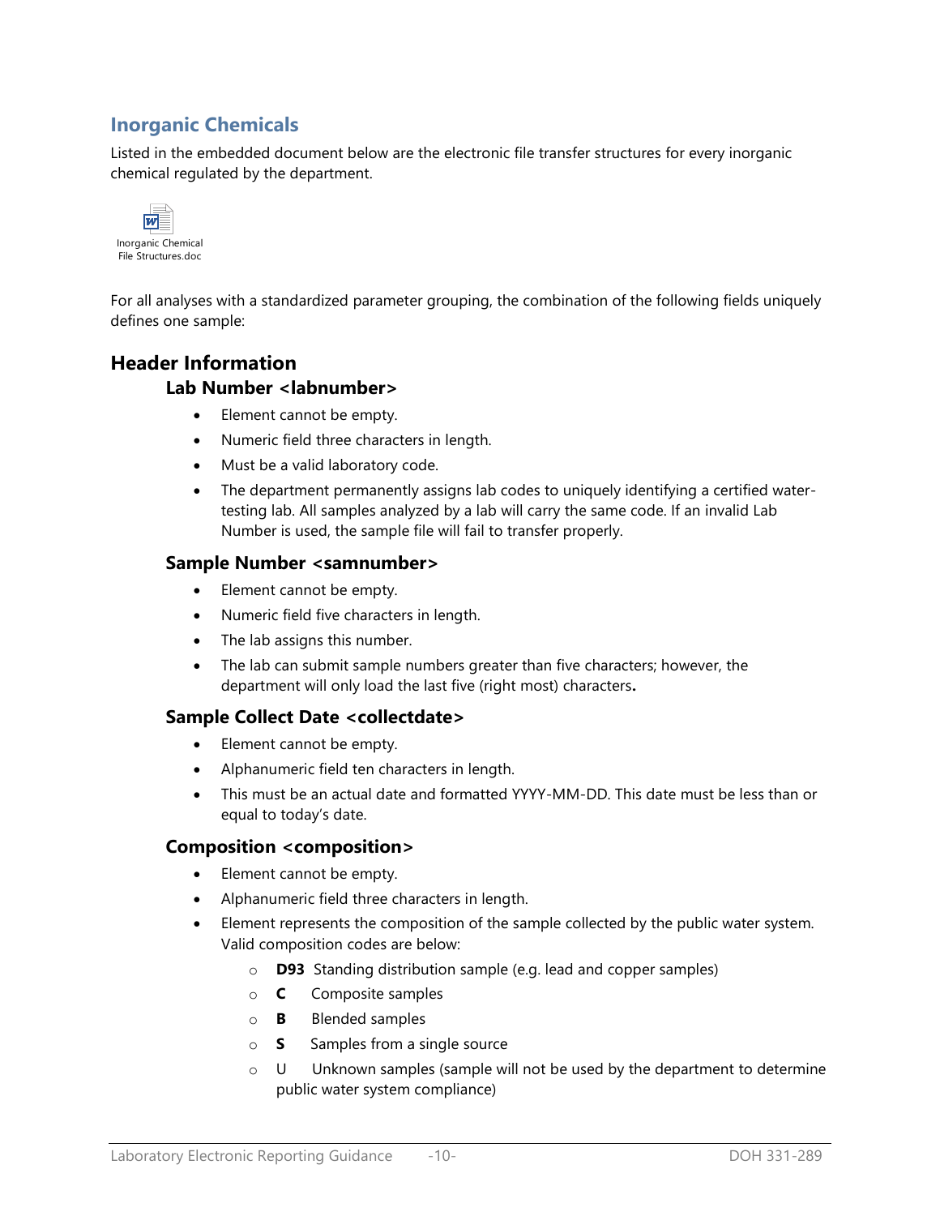## Inorganic Chemicals

Listed in the embedded document below are the electronic file transfer structures for every inorganic chemical regulated by the department.

Inorganic Chemical File Structures.doc

For all analyses with a standardized parameter grouping, the combination of the following fields uniquely defines one sample:

## Header Information

### Lab Number <labnumber>

- Element cannot be empty.
- Numeric field three characters in length.
- Must be a valid laboratory code.
- The department permanently assigns lab codes to uniquely identifying a certified water-testing lab. All samples analyzed by a lab will carry the same code. If an invalid Lab Number is used, the sample file will fail to transfer properly.

### Sample Number <samnumber>

- Element cannot be empty.
- Numeric field five characters in length.
- The lab assigns this number.
- The lab can submit sample numbers greater than five characters; however, the department will only load the last five (right most) characters.

### Sample Collect Date <collectdate>

- Element cannot be empty.
- Alphanumeric field ten characters in length.
- This must be an actual date and formatted YYYY-MM-DD. This date must be less than or equal to today's date.

### Composition <composition>

- Element cannot be empty.
- Alphanumeric field three characters in length.
- Element represents the composition of the sample collected by the public water system. Valid composition codes are below:
  - **D93** Standing distribution sample (e.g. lead and copper samples)
  - **C** Composite samples
  - **B** Blended samples
  - **S** Samples from a single source
  - U Unknown samples (sample will not be used by the department to determine public water system compliance)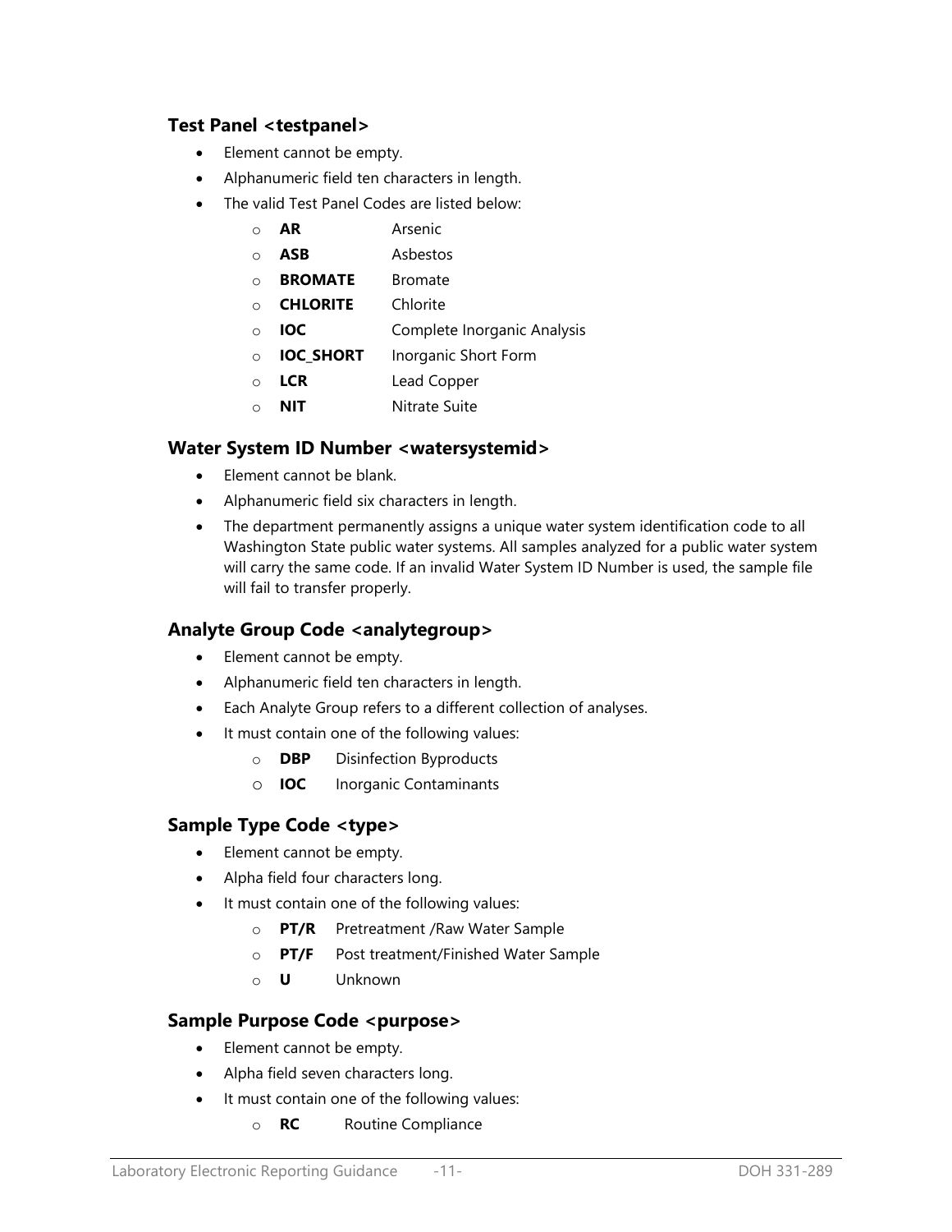### Test Panel <testpanel>

- Element cannot be empty.
- Alphanumeric field ten characters in length.
- The valid Test Panel Codes are listed below:
  - **AR** Arsenic
  - **ASB** Asbestos
  - **BROMATE** Bromate
  - **CHLORITE** Chlorite
  - **IOC** Complete Inorganic Analysis
  - **IOC_SHORT** Inorganic Short Form
  - **LCR** Lead Copper
  - **NIT** Nitrate Suite

### Water System ID Number <watersystemid>

- Element cannot be blank.
- Alphanumeric field six characters in length.
- The department permanently assigns a unique water system identification code to all Washington State public water systems. All samples analyzed for a public water system will carry the same code. If an invalid Water System ID Number is used, the sample file will fail to transfer properly.

### Analyte Group Code <analytegroup>

- Element cannot be empty.
- Alphanumeric field ten characters in length.
- Each Analyte Group refers to a different collection of analyses.
- It must contain one of the following values:
  - **DBP** Disinfection Byproducts
  - **IOC** Inorganic Contaminants

### Sample Type Code <type>

- Element cannot be empty.
- Alpha field four characters long.
- It must contain one of the following values:
  - **PT/R** Pretreatment /Raw Water Sample
  - **PT/F** Post treatment/Finished Water Sample
  - **U** Unknown

### Sample Purpose Code <purpose>

- Element cannot be empty.
- Alpha field seven characters long.
- It must contain one of the following values:
  - **RC** Routine Compliance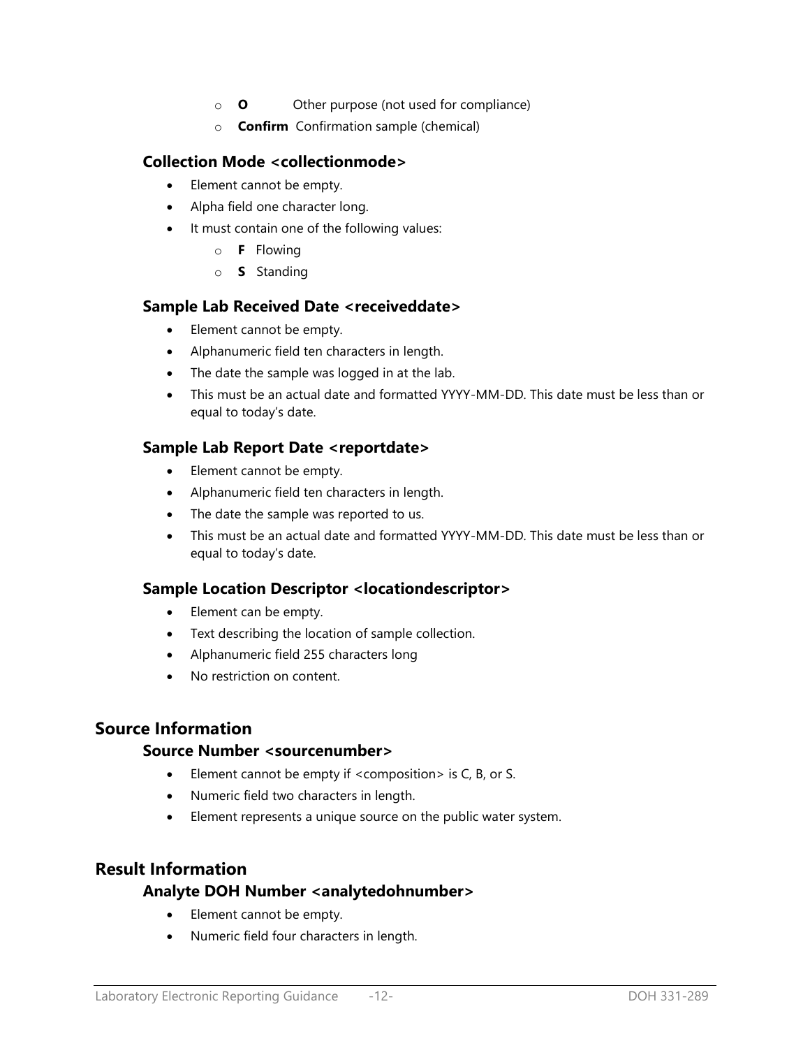- **O** Other purpose (not used for compliance)
  - **Confirm** Confirmation sample (chemical)

### Collection Mode <collectionmode>

- Element cannot be empty.
- Alpha field one character long.
- It must contain one of the following values:
  - **F** Flowing
  - **S** Standing

### Sample Lab Received Date <receiveddate>

- Element cannot be empty.
- Alphanumeric field ten characters in length.
- The date the sample was logged in at the lab.
- This must be an actual date and formatted YYYY-MM-DD. This date must be less than or equal to today's date.

### Sample Lab Report Date <reportdate>

- Element cannot be empty.
- Alphanumeric field ten characters in length.
- The date the sample was reported to us.
- This must be an actual date and formatted YYYY-MM-DD. This date must be less than or equal to today's date.

### Sample Location Descriptor <locationdescriptor>

- Element can be empty.
- Text describing the location of sample collection.
- Alphanumeric field 255 characters long
- No restriction on content.

## Source Information

### Source Number <sourcenumber>

- Element cannot be empty if <composition> is C, B, or S.
- Numeric field two characters in length.
- Element represents a unique source on the public water system.

## Result Information

### Analyte DOH Number <analytedohnumber>

- Element cannot be empty.
- Numeric field four characters in length.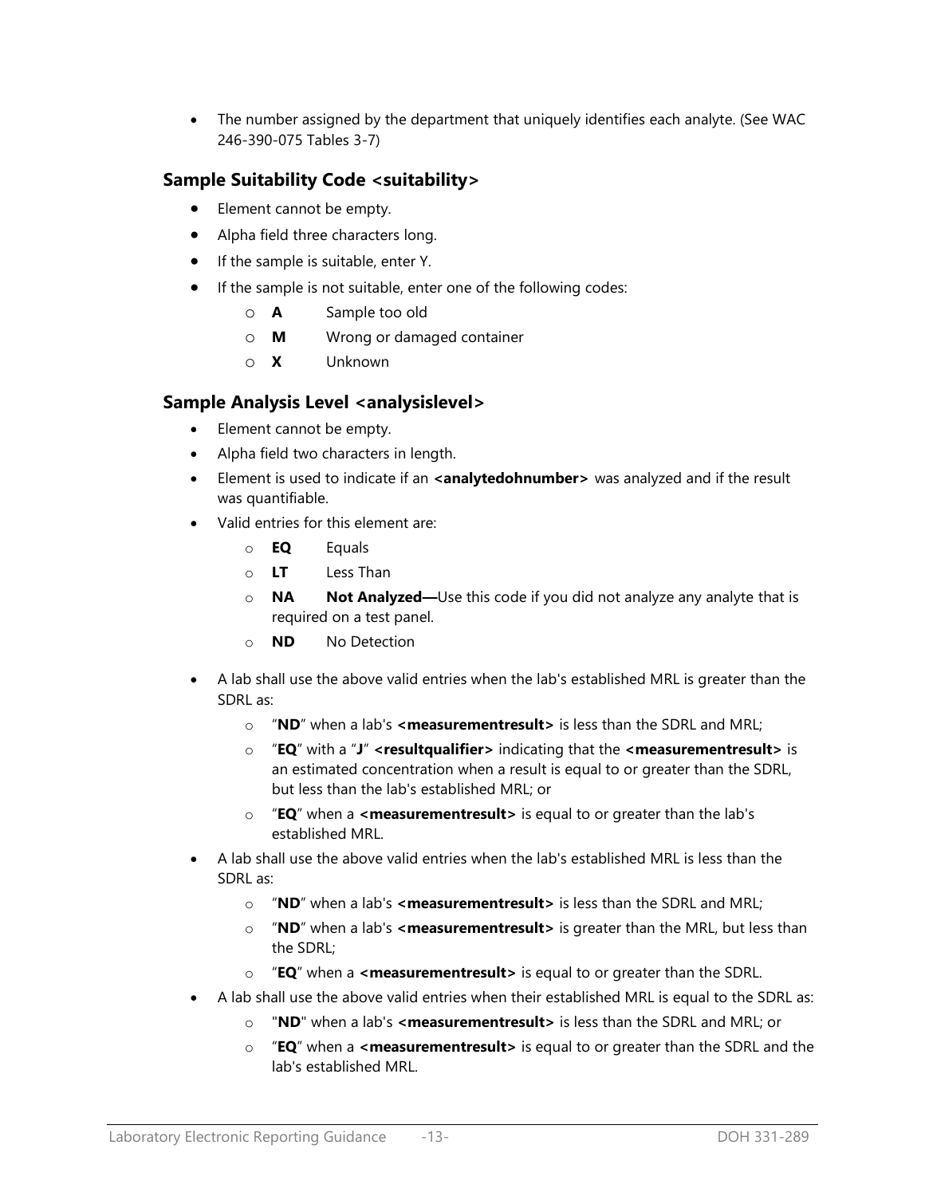- The number assigned by the department that uniquely identifies each analyte. (See WAC 246-390-075 Tables 3-7)

### Sample Suitability Code <suitability>

- Element cannot be empty.
- Alpha field three characters long.
- If the sample is suitable, enter Y.
- If the sample is not suitable, enter one of the following codes:
  - **A** Sample too old
  - **M** Wrong or damaged container
  - **X** Unknown

### Sample Analysis Level <analysislevel>

- Element cannot be empty.
- Alpha field two characters in length.
- Element is used to indicate if an **<analytedohnumber>** was analyzed and if the result was quantifiable.
- Valid entries for this element are:
  - **EQ** Equals
  - **LT** Less Than
  - **NA** **Not Analyzed—**Use this code if you did not analyze any analyte that is required on a test panel.
  - **ND** No Detection
- A lab shall use the above valid entries when the lab's established MRL is greater than the SDRL as:
  - "**ND**" when a lab's **<measurementresult>** is less than the SDRL and MRL;
  - "**EQ**" with a "**J**" **<resultqualifier>** indicating that the **<measurementresult>** is an estimated concentration when a result is equal to or greater than the SDRL, but less than the lab's established MRL; or
  - "**EQ**" when a **<measurementresult>** is equal to or greater than the lab's established MRL.
- A lab shall use the above valid entries when the lab's established MRL is less than the SDRL as:
  - "**ND**" when a lab's **<measurementresult>** is less than the SDRL and MRL;
  - "**ND**" when a lab's **<measurementresult>** is greater than the MRL, but less than the SDRL;
  - "**EQ**" when a **<measurementresult>** is equal to or greater than the SDRL.
- A lab shall use the above valid entries when their established MRL is equal to the SDRL as:
  - "**ND**" when a lab's **<measurementresult>** is less than the SDRL and MRL; or
  - "**EQ**" when a **<measurementresult>** is equal to or greater than the SDRL and the lab's established MRL.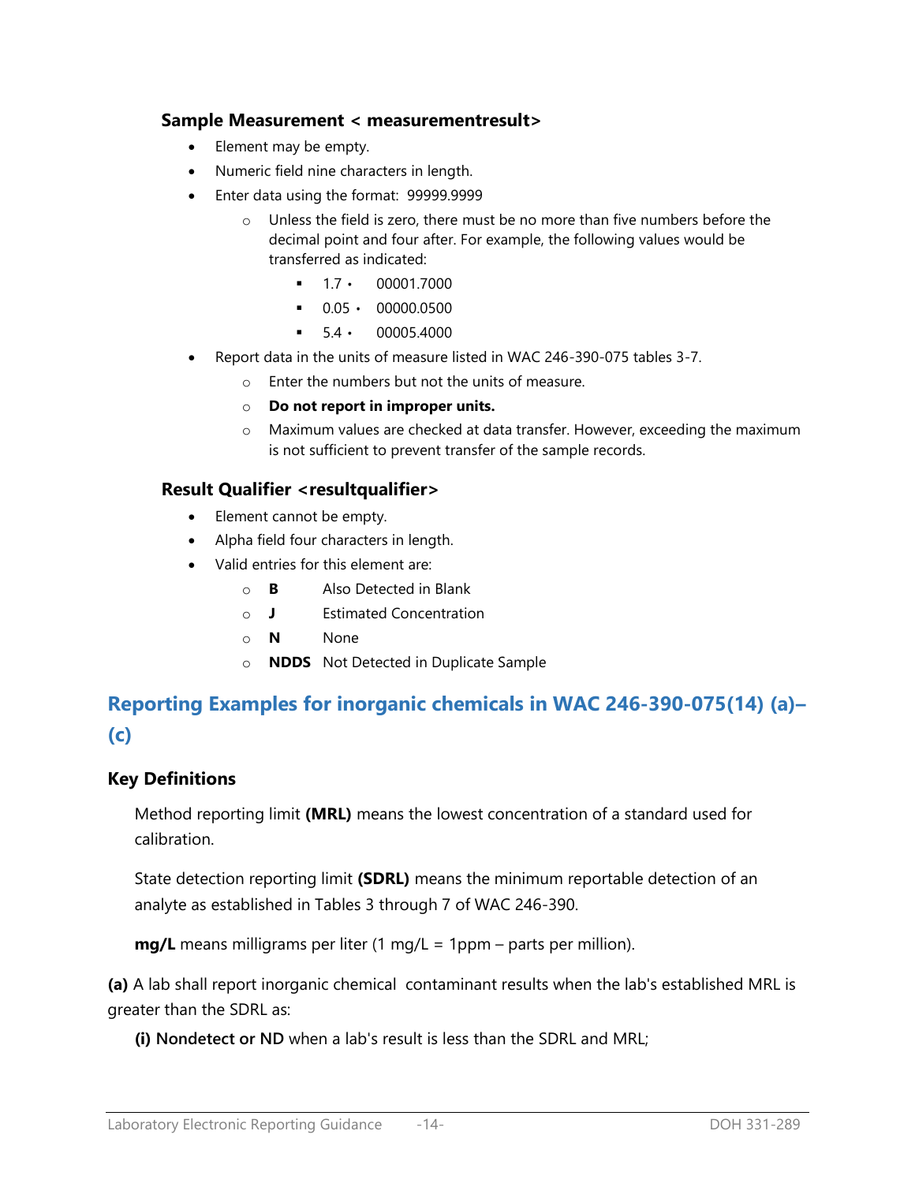### Sample Measurement < measurementresult>

- Element may be empty.
- Numeric field nine characters in length.
- Enter data using the format: 99999.9999
  - Unless the field is zero, there must be no more than five numbers before the decimal point and four after. For example, the following values would be transferred as indicated:
    - 1.7 • 00001.7000
    - 0.05 • 00000.0500
    - 5.4 • 00005.4000
- Report data in the units of measure listed in WAC 246-390-075 tables 3-7.
  - Enter the numbers but not the units of measure.
  - **Do not report in improper units.**
  - Maximum values are checked at data transfer. However, exceeding the maximum is not sufficient to prevent transfer of the sample records.

### Result Qualifier <resultqualifier>

- Element cannot be empty.
- Alpha field four characters in length.
- Valid entries for this element are:
  - **B** Also Detected in Blank
  - **J** Estimated Concentration
  - **N** None
  - **NDDS** Not Detected in Duplicate Sample

## Reporting Examples for inorganic chemicals in WAC 246-390-075(14) (a)–(c)

### Key Definitions

Method reporting limit **(MRL)** means the lowest concentration of a standard used for calibration.

State detection reporting limit **(SDRL)** means the minimum reportable detection of an analyte as established in Tables 3 through 7 of WAC 246-390.

**mg/L** means milligrams per liter (1 mg/L = 1ppm – parts per million).

**(a)** A lab shall report inorganic chemical contaminant results when the lab's established MRL is greater than the SDRL as:

**(i) Nondetect or ND** when a lab's result is less than the SDRL and MRL;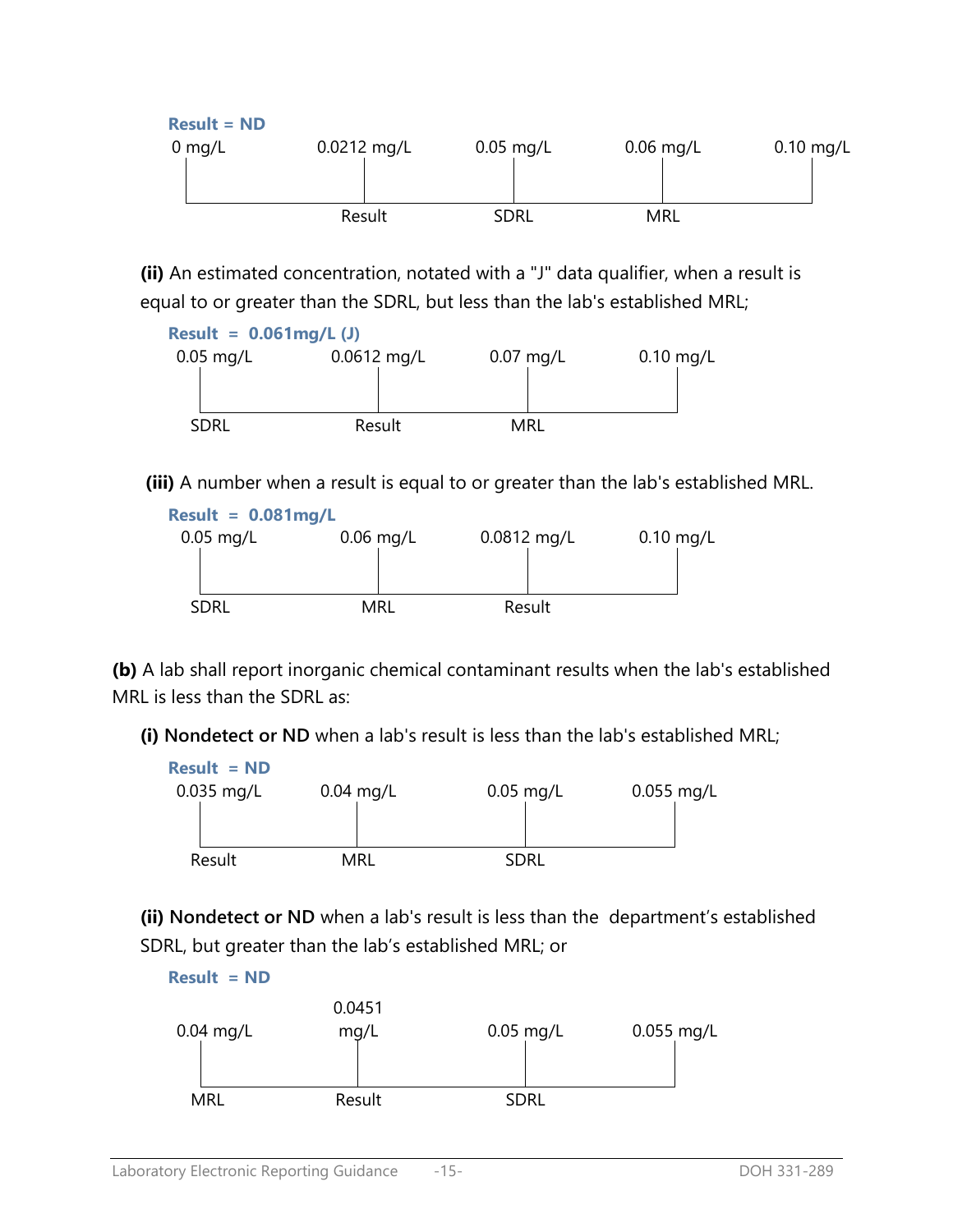**Result = ND**

| 0 mg/L | 0.0212 mg/L | 0.05 mg/L | 0.06 mg/L | 0.10 mg/L |
|---|---|---|---|---|
| | Result | SDRL | MRL | |

**(ii)** An estimated concentration, notated with a "J" data qualifier, when a result is equal to or greater than the SDRL, but less than the lab's established MRL;

**Result = 0.061mg/L (J)**

| 0.05 mg/L | 0.0612 mg/L | 0.07 mg/L | 0.10 mg/L |
|---|---|---|---|
| SDRL | Result | MRL | |

**(iii)** A number when a result is equal to or greater than the lab's established MRL.

**Result = 0.081mg/L**

| 0.05 mg/L | 0.06 mg/L | 0.0812 mg/L | 0.10 mg/L |
|---|---|---|---|
| SDRL | MRL | Result | |

**(b)** A lab shall report inorganic chemical contaminant results when the lab's established MRL is less than the SDRL as:

**(i) Nondetect or ND** when a lab's result is less than the lab's established MRL;

**Result = ND**

| 0.035 mg/L | 0.04 mg/L | 0.05 mg/L | 0.055 mg/L |
|---|---|---|---|
| Result | MRL | SDRL | |

**(ii) Nondetect or ND** when a lab's result is less than the department's established SDRL, but greater than the lab's established MRL; or

**Result = ND**

| 0.04 mg/L | 0.0451 mg/L | 0.05 mg/L | 0.055 mg/L |
|---|---|---|---|
| MRL | Result | SDRL | |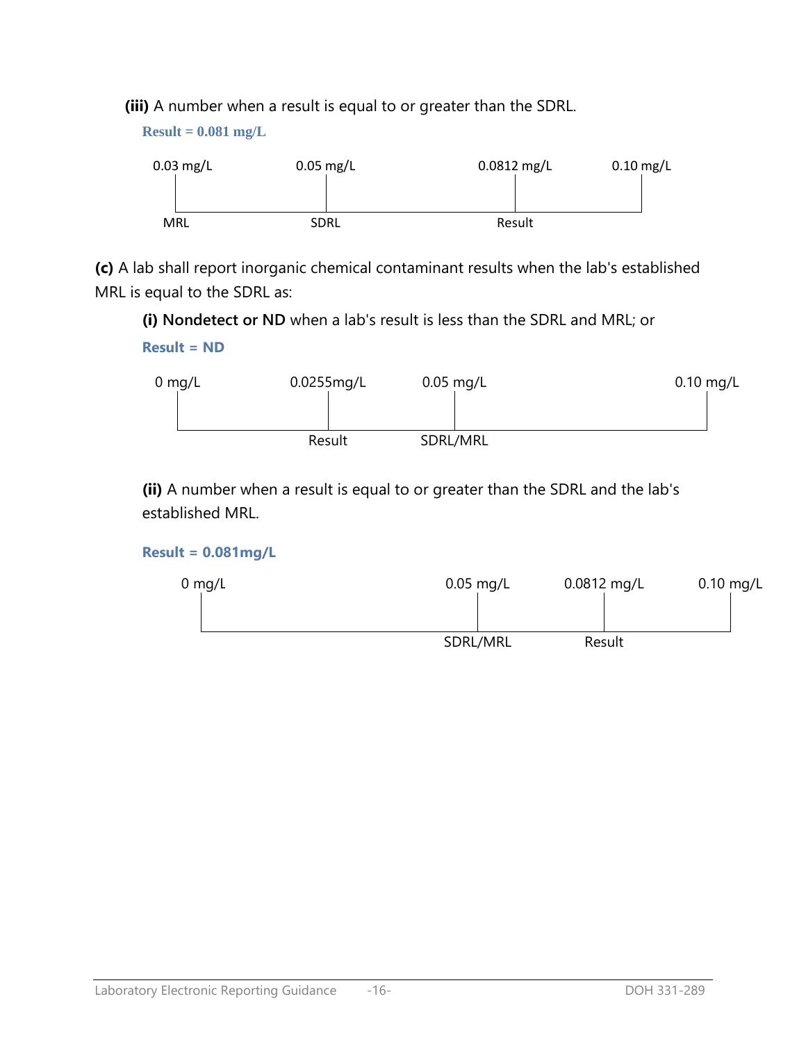**(iii)** A number when a result is equal to or greater than the SDRL.

**Result = 0.081 mg/L**

| 0.03 mg/L | 0.05 mg/L | 0.0812 mg/L | 0.10 mg/L |
|---|---|---|---|
| MRL | SDRL | Result | |

**(c)** A lab shall report inorganic chemical contaminant results when the lab's established MRL is equal to the SDRL as:

**(i) Nondetect or ND** when a lab's result is less than the SDRL and MRL; or

**Result = ND**

| 0 mg/L | 0.0255mg/L | 0.05 mg/L | 0.10 mg/L |
|---|---|---|---|
| | Result | SDRL/MRL | |

**(ii)** A number when a result is equal to or greater than the SDRL and the lab's established MRL.

**Result = 0.081mg/L**

| 0 mg/L | 0.05 mg/L | 0.0812 mg/L | 0.10 mg/L |
|---|---|---|---|
| | SDRL/MRL | Result | |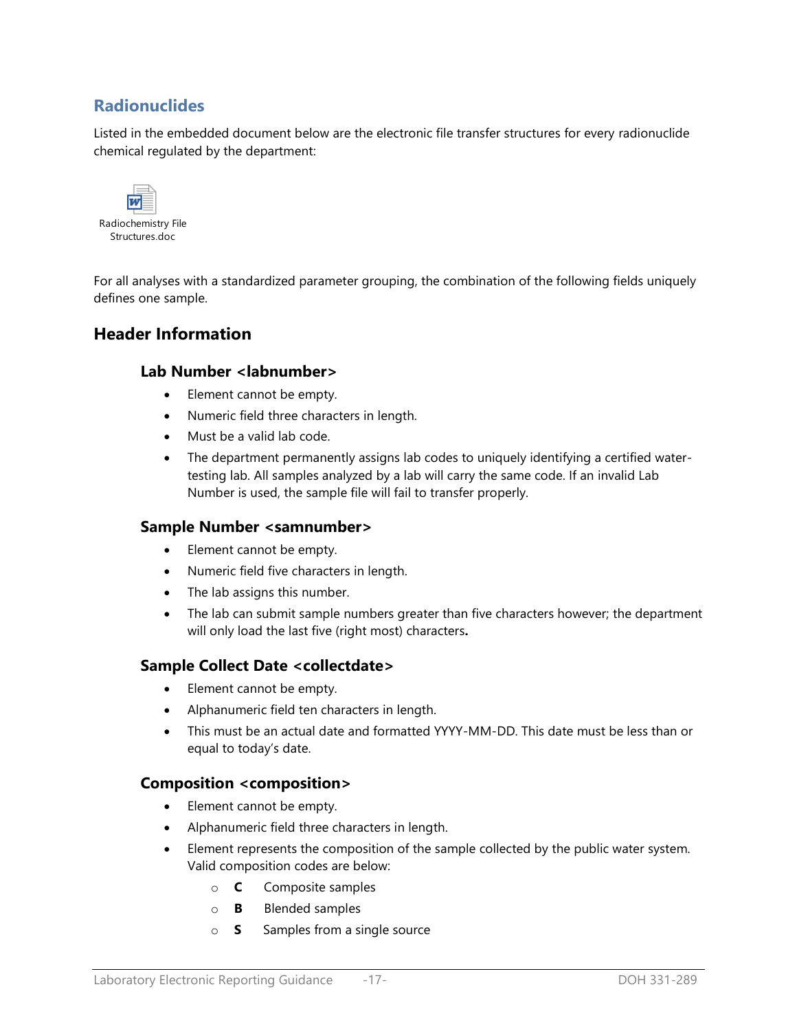## Radionuclides

Listed in the embedded document below are the electronic file transfer structures for every radionuclide chemical regulated by the department:

Radiochemistry File Structures.doc

For all analyses with a standardized parameter grouping, the combination of the following fields uniquely defines one sample.

## Header Information

### Lab Number <labnumber>

- Element cannot be empty.
- Numeric field three characters in length.
- Must be a valid lab code.
- The department permanently assigns lab codes to uniquely identifying a certified water-testing lab. All samples analyzed by a lab will carry the same code. If an invalid Lab Number is used, the sample file will fail to transfer properly.

### Sample Number <samnumber>

- Element cannot be empty.
- Numeric field five characters in length.
- The lab assigns this number.
- The lab can submit sample numbers greater than five characters however; the department will only load the last five (right most) characters**.**

### Sample Collect Date <collectdate>

- Element cannot be empty.
- Alphanumeric field ten characters in length.
- This must be an actual date and formatted YYYY-MM-DD. This date must be less than or equal to today's date.

### Composition <composition>

- Element cannot be empty.
- Alphanumeric field three characters in length.
- Element represents the composition of the sample collected by the public water system. Valid composition codes are below:
  - **C** Composite samples
  - **B** Blended samples
  - **S** Samples from a single source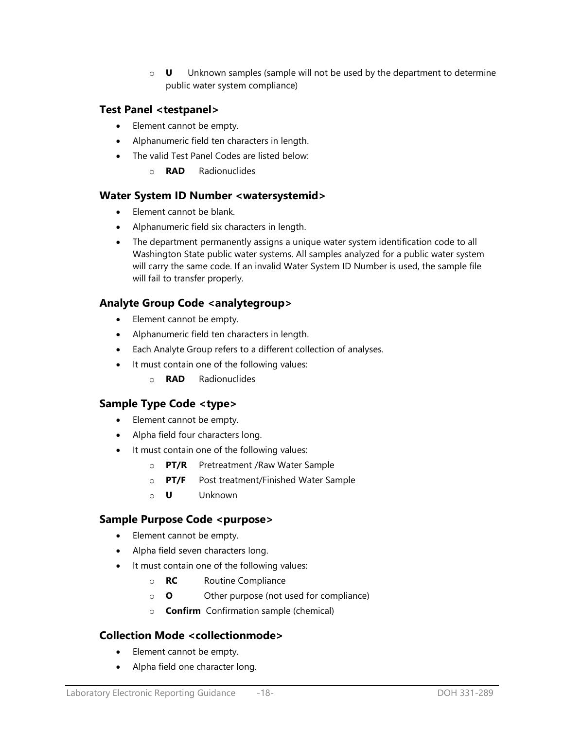- **U** Unknown samples (sample will not be used by the department to determine public water system compliance)

### Test Panel <testpanel>

- Element cannot be empty.
- Alphanumeric field ten characters in length.
- The valid Test Panel Codes are listed below:
  - **RAD** Radionuclides

### Water System ID Number <watersystemid>

- Element cannot be blank.
- Alphanumeric field six characters in length.
- The department permanently assigns a unique water system identification code to all Washington State public water systems. All samples analyzed for a public water system will carry the same code. If an invalid Water System ID Number is used, the sample file will fail to transfer properly.

### Analyte Group Code <analytegroup>

- Element cannot be empty.
- Alphanumeric field ten characters in length.
- Each Analyte Group refers to a different collection of analyses.
- It must contain one of the following values:
  - **RAD** Radionuclides

### Sample Type Code <type>

- Element cannot be empty.
- Alpha field four characters long.
- It must contain one of the following values:
  - **PT/R** Pretreatment /Raw Water Sample
  - **PT/F** Post treatment/Finished Water Sample
  - **U** Unknown

### Sample Purpose Code <purpose>

- Element cannot be empty.
- Alpha field seven characters long.
- It must contain one of the following values:
  - **RC** Routine Compliance
  - **O** Other purpose (not used for compliance)
  - **Confirm** Confirmation sample (chemical)

### Collection Mode <collectionmode>

- Element cannot be empty.
- Alpha field one character long.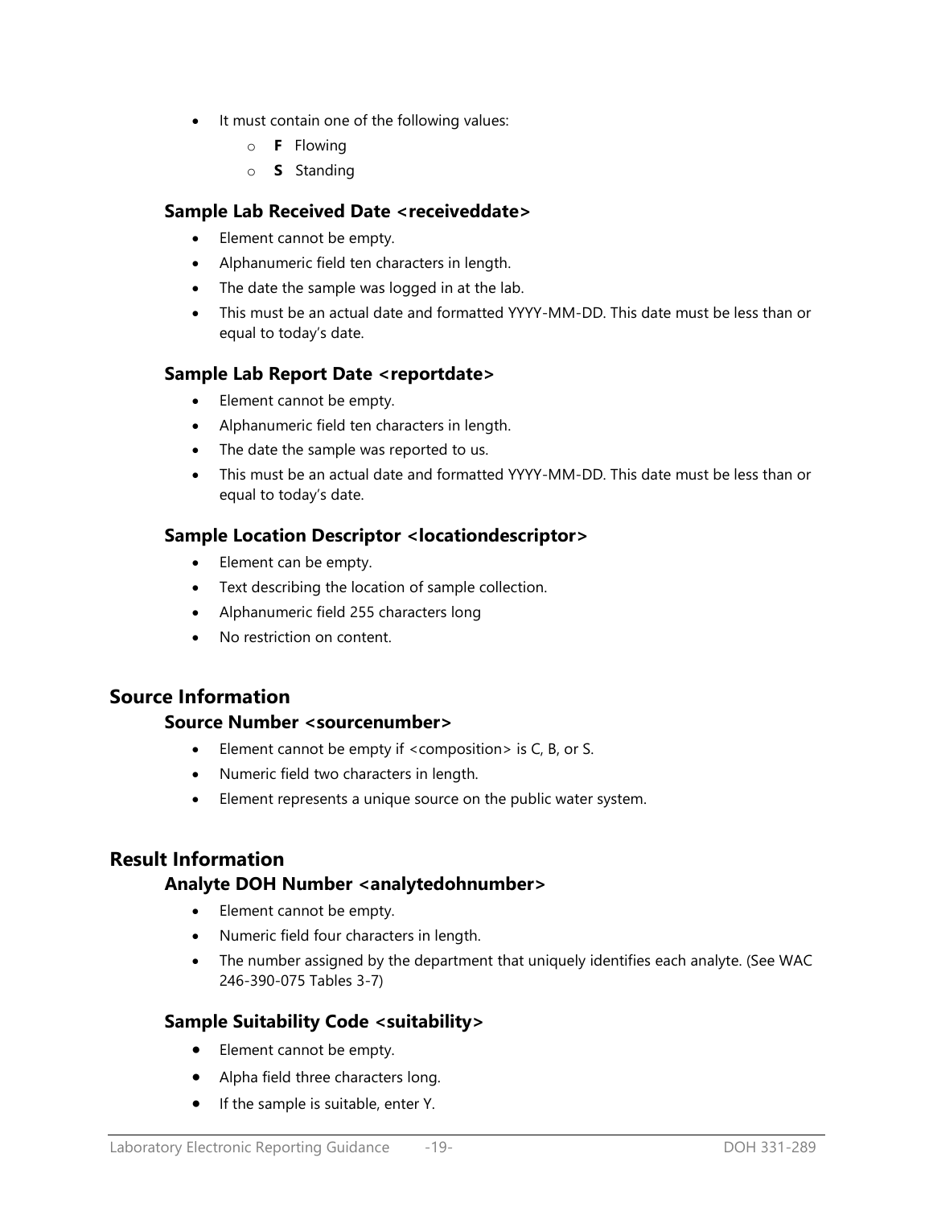- It must contain one of the following values:
    - **F** Flowing
    - **S** Standing

### Sample Lab Received Date <receiveddate>

- Element cannot be empty.
- Alphanumeric field ten characters in length.
- The date the sample was logged in at the lab.
- This must be an actual date and formatted YYYY-MM-DD. This date must be less than or equal to today's date.

### Sample Lab Report Date <reportdate>

- Element cannot be empty.
- Alphanumeric field ten characters in length.
- The date the sample was reported to us.
- This must be an actual date and formatted YYYY-MM-DD. This date must be less than or equal to today's date.

### Sample Location Descriptor <locationdescriptor>

- Element can be empty.
- Text describing the location of sample collection.
- Alphanumeric field 255 characters long
- No restriction on content.

## Source Information

### Source Number <sourcenumber>

- Element cannot be empty if <composition> is C, B, or S.
- Numeric field two characters in length.
- Element represents a unique source on the public water system.

## Result Information

### Analyte DOH Number <analytedohnumber>

- Element cannot be empty.
- Numeric field four characters in length.
- The number assigned by the department that uniquely identifies each analyte. (See WAC 246-390-075 Tables 3-7)

### Sample Suitability Code <suitability>

- Element cannot be empty.
- Alpha field three characters long.
- If the sample is suitable, enter Y.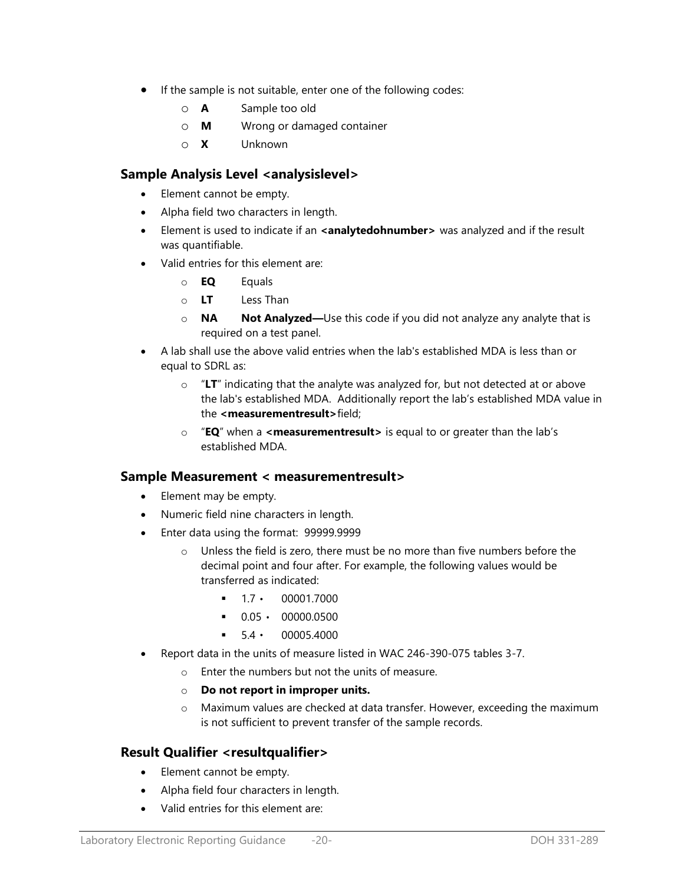- If the sample is not suitable, enter one of the following codes:
  - **A** Sample too old
  - **M** Wrong or damaged container
  - **X** Unknown

### Sample Analysis Level <analysislevel>

- Element cannot be empty.
- Alpha field two characters in length.
- Element is used to indicate if an **<analytedohnumber>** was analyzed and if the result was quantifiable.
- Valid entries for this element are:
  - **EQ** Equals
  - **LT** Less Than
  - **NA** **Not Analyzed—**Use this code if you did not analyze any analyte that is required on a test panel.
- A lab shall use the above valid entries when the lab's established MDA is less than or equal to SDRL as:
  - "**LT**" indicating that the analyte was analyzed for, but not detected at or above the lab's established MDA. Additionally report the lab's established MDA value in the **<measurementresult>** field;
  - "**EQ**" when a **<measurementresult>** is equal to or greater than the lab's established MDA.

### Sample Measurement < measurementresult>

- Element may be empty.
- Numeric field nine characters in length.
- Enter data using the format: 99999.9999
  - Unless the field is zero, there must be no more than five numbers before the decimal point and four after. For example, the following values would be transferred as indicated:
    - 1.7 • 00001.7000
    - 0.05 • 00000.0500
    - 5.4 • 00005.4000
- Report data in the units of measure listed in WAC 246-390-075 tables 3-7.
  - Enter the numbers but not the units of measure.
  - **Do not report in improper units.**
  - Maximum values are checked at data transfer. However, exceeding the maximum is not sufficient to prevent transfer of the sample records.

### Result Qualifier <resultqualifier>

- Element cannot be empty.
- Alpha field four characters in length.
- Valid entries for this element are: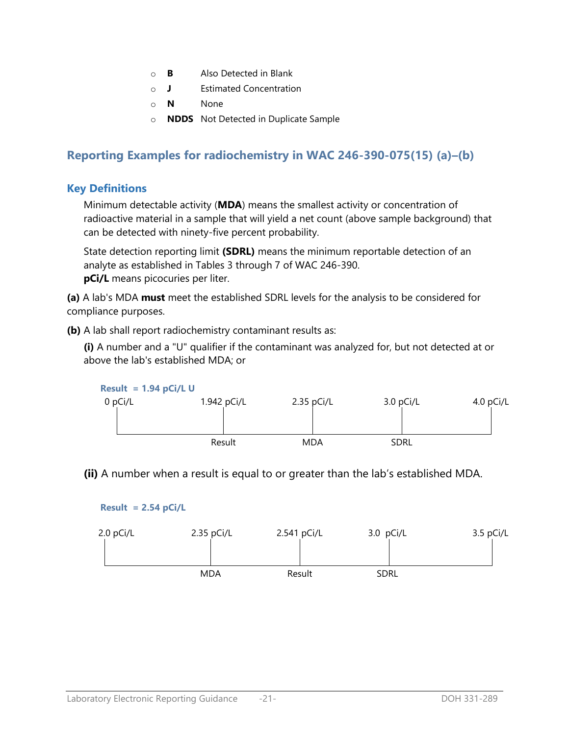- **B** Also Detected in Blank
- **J** Estimated Concentration
- **N** None
- **NDDS** Not Detected in Duplicate Sample

## Reporting Examples for radiochemistry in WAC 246-390-075(15) (a)–(b)

### Key Definitions

Minimum detectable activity (**MDA**) means the smallest activity or concentration of radioactive material in a sample that will yield a net count (above sample background) that can be detected with ninety-five percent probability.

State detection reporting limit **(SDRL)** means the minimum reportable detection of an analyte as established in Tables 3 through 7 of WAC 246-390.
**pCi/L** means picocuries per liter.

**(a)** A lab's MDA **must** meet the established SDRL levels for the analysis to be considered for compliance purposes.

**(b)** A lab shall report radiochemistry contaminant results as:

**(i)** A number and a "U" qualifier if the contaminant was analyzed for, but not detected at or above the lab's established MDA; or

**Result = 1.94 pCi/L U**

| 0 pCi/L | 1.942 pCi/L | 2.35 pCi/L | 3.0 pCi/L | 4.0 pCi/L |
|---|---|---|---|---|
| | Result | MDA | SDRL | |

**(ii)** A number when a result is equal to or greater than the lab's established MDA.

**Result = 2.54 pCi/L**

| 2.0 pCi/L | 2.35 pCi/L | 2.541 pCi/L | 3.0 pCi/L | 3.5 pCi/L |
|---|---|---|---|---|
| | MDA | Result | SDRL | |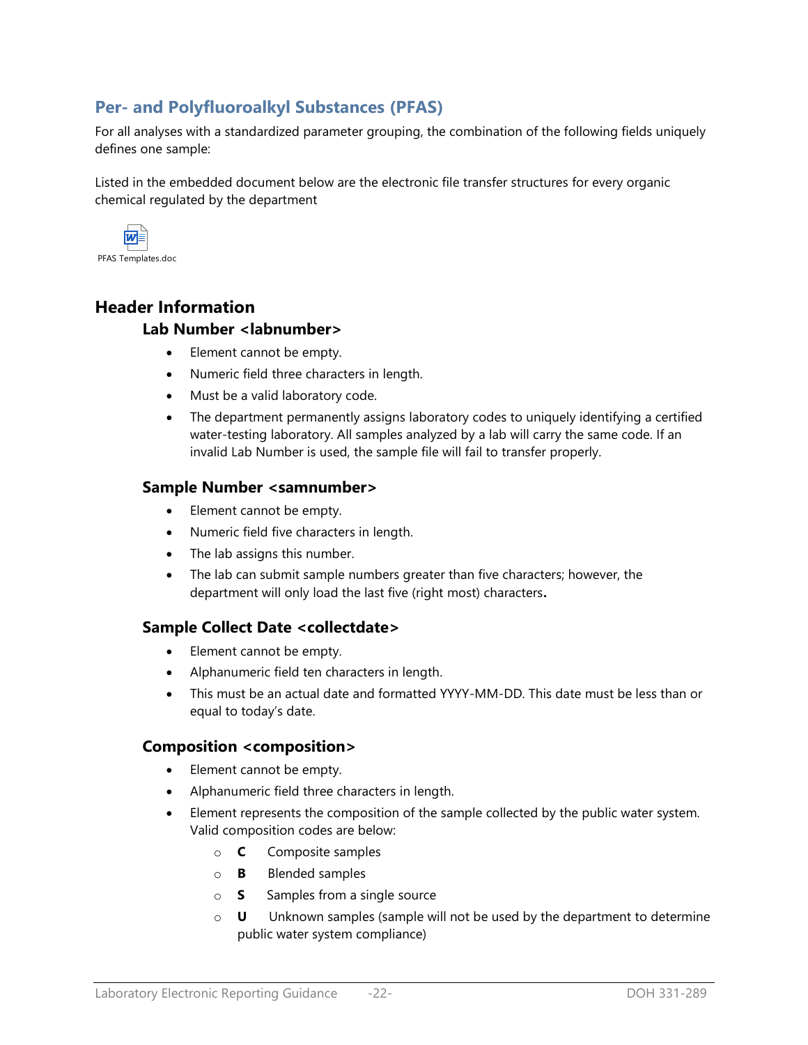## Per- and Polyfluoroalkyl Substances (PFAS)

For all analyses with a standardized parameter grouping, the combination of the following fields uniquely defines one sample:

Listed in the embedded document below are the electronic file transfer structures for every organic chemical regulated by the department

PFAS Templates.doc

# Header Information

### Lab Number <labnumber>

- Element cannot be empty.
- Numeric field three characters in length.
- Must be a valid laboratory code.
- The department permanently assigns laboratory codes to uniquely identifying a certified water-testing laboratory. All samples analyzed by a lab will carry the same code. If an invalid Lab Number is used, the sample file will fail to transfer properly.

### Sample Number <samnumber>

- Element cannot be empty.
- Numeric field five characters in length.
- The lab assigns this number.
- The lab can submit sample numbers greater than five characters; however, the department will only load the last five (right most) characters**.**

### Sample Collect Date <collectdate>

- Element cannot be empty.
- Alphanumeric field ten characters in length.
- This must be an actual date and formatted YYYY-MM-DD. This date must be less than or equal to today's date.

### Composition <composition>

- Element cannot be empty.
- Alphanumeric field three characters in length.
- Element represents the composition of the sample collected by the public water system. Valid composition codes are below:
  - **C** Composite samples
  - **B** Blended samples
  - **S** Samples from a single source
  - **U** Unknown samples (sample will not be used by the department to determine public water system compliance)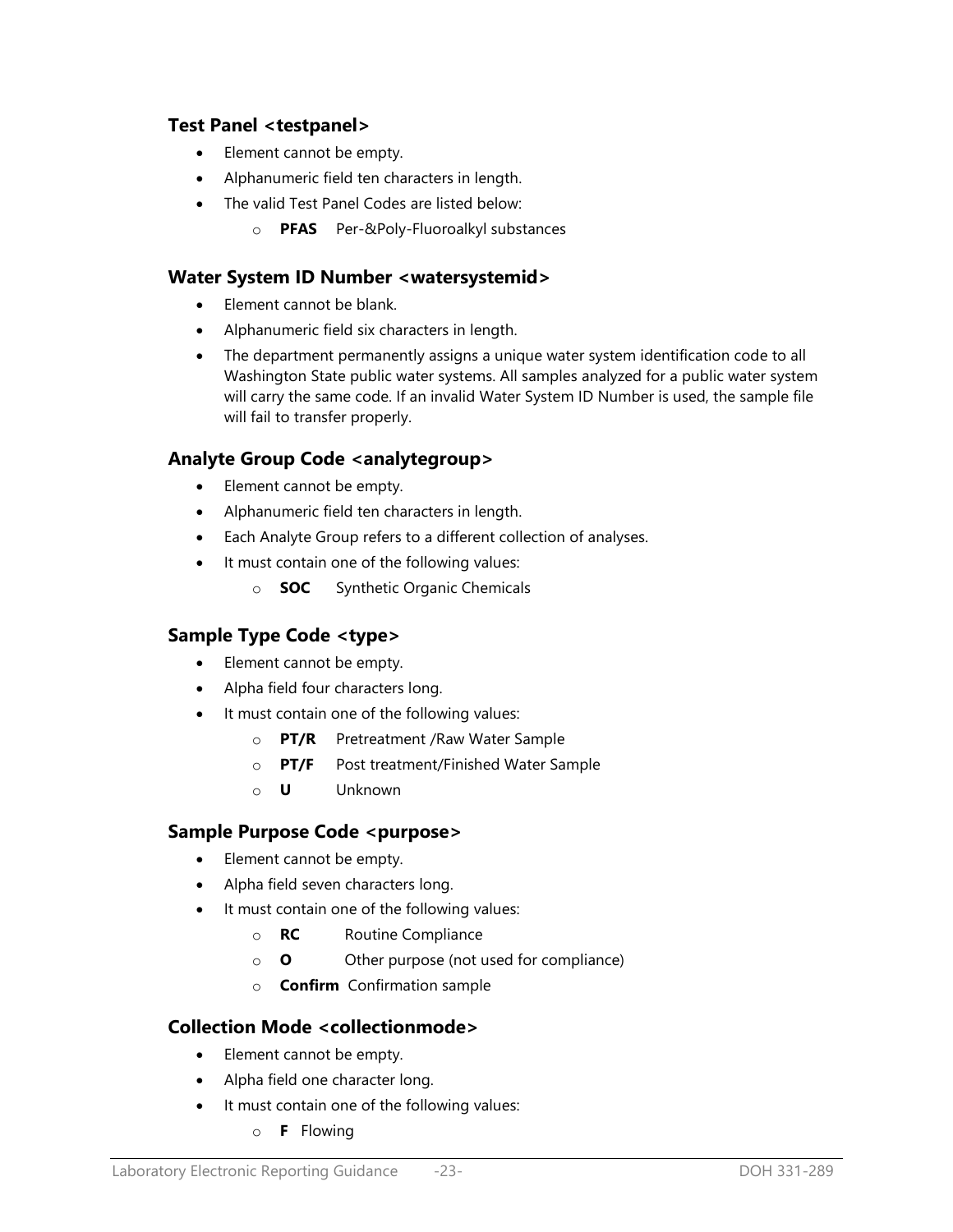### Test Panel <testpanel>

- Element cannot be empty.
- Alphanumeric field ten characters in length.
- The valid Test Panel Codes are listed below:
  - **PFAS** Per-&Poly-Fluoroalkyl substances

### Water System ID Number <watersystemid>

- Element cannot be blank.
- Alphanumeric field six characters in length.
- The department permanently assigns a unique water system identification code to all Washington State public water systems. All samples analyzed for a public water system will carry the same code. If an invalid Water System ID Number is used, the sample file will fail to transfer properly.

### Analyte Group Code <analytegroup>

- Element cannot be empty.
- Alphanumeric field ten characters in length.
- Each Analyte Group refers to a different collection of analyses.
- It must contain one of the following values:
  - **SOC** Synthetic Organic Chemicals

### Sample Type Code <type>

- Element cannot be empty.
- Alpha field four characters long.
- It must contain one of the following values:
  - **PT/R** Pretreatment /Raw Water Sample
  - **PT/F** Post treatment/Finished Water Sample
  - **U** Unknown

### Sample Purpose Code <purpose>

- Element cannot be empty.
- Alpha field seven characters long.
- It must contain one of the following values:
  - **RC** Routine Compliance
  - **O** Other purpose (not used for compliance)
  - **Confirm** Confirmation sample

### Collection Mode <collectionmode>

- Element cannot be empty.
- Alpha field one character long.
- It must contain one of the following values:
  - **F** Flowing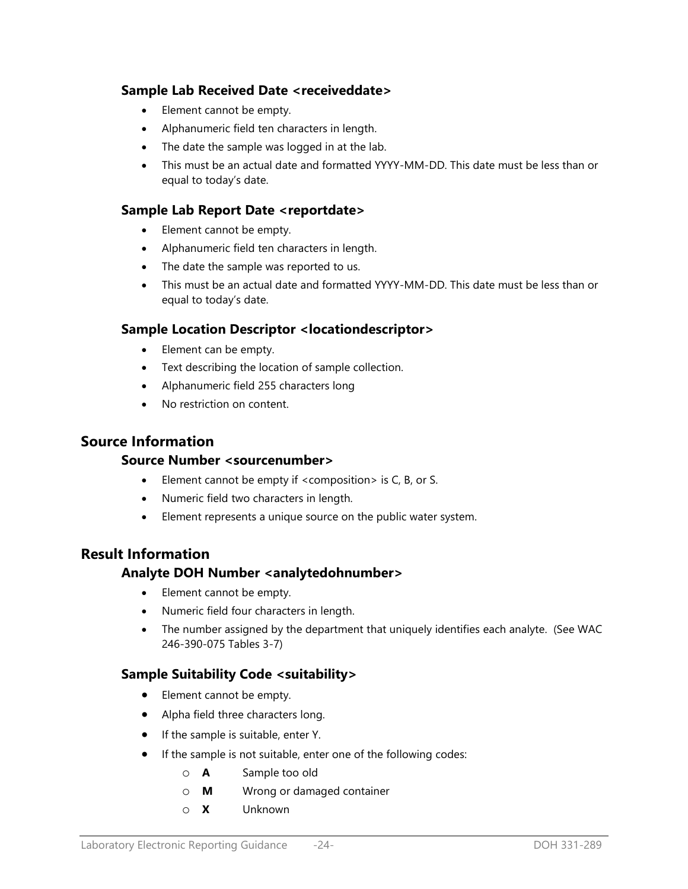### Sample Lab Received Date <receiveddate>

- Element cannot be empty.
- Alphanumeric field ten characters in length.
- The date the sample was logged in at the lab.
- This must be an actual date and formatted YYYY-MM-DD. This date must be less than or equal to today's date.

### Sample Lab Report Date <reportdate>

- Element cannot be empty.
- Alphanumeric field ten characters in length.
- The date the sample was reported to us.
- This must be an actual date and formatted YYYY-MM-DD. This date must be less than or equal to today's date.

### Sample Location Descriptor <locationdescriptor>

- Element can be empty.
- Text describing the location of sample collection.
- Alphanumeric field 255 characters long
- No restriction on content.

## Source Information

### Source Number <sourcenumber>

- Element cannot be empty if <composition> is C, B, or S.
- Numeric field two characters in length.
- Element represents a unique source on the public water system.

## Result Information

### Analyte DOH Number <analytedohnumber>

- Element cannot be empty.
- Numeric field four characters in length.
- The number assigned by the department that uniquely identifies each analyte. (See WAC 246-390-075 Tables 3-7)

### Sample Suitability Code <suitability>

- Element cannot be empty.
- Alpha field three characters long.
- If the sample is suitable, enter Y.
- If the sample is not suitable, enter one of the following codes:
    - **A** Sample too old
    - **M** Wrong or damaged container
    - **X** Unknown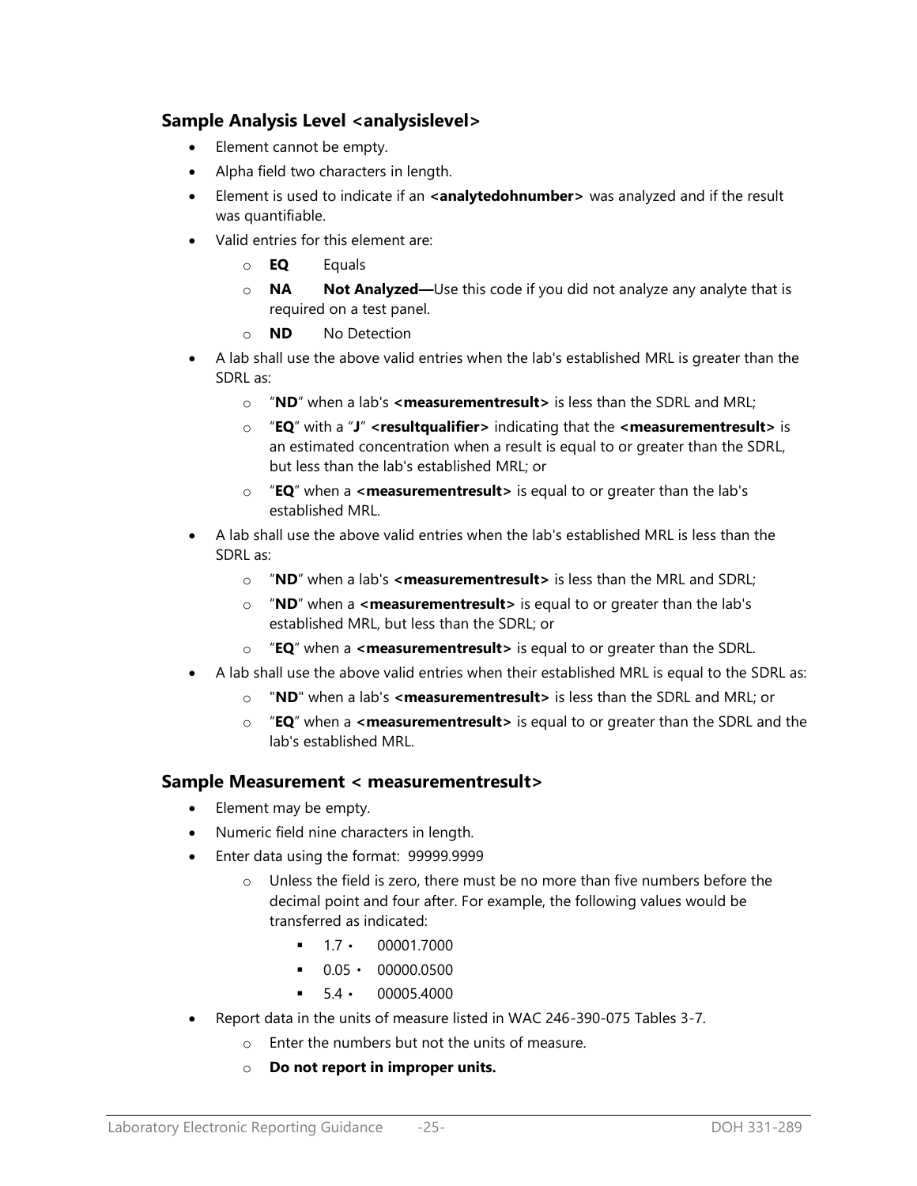### Sample Analysis Level <analysislevel>

- Element cannot be empty.
- Alpha field two characters in length.
- Element is used to indicate if an **<analytedohnumber>** was analyzed and if the result was quantifiable.
- Valid entries for this element are:
  - **EQ** Equals
  - **NA** **Not Analyzed—**Use this code if you did not analyze any analyte that is required on a test panel.
  - **ND** No Detection
- A lab shall use the above valid entries when the lab's established MRL is greater than the SDRL as:
  - "**ND**" when a lab's **<measurementresult>** is less than the SDRL and MRL;
  - "**EQ**" with a "**J**" **<resultqualifier>** indicating that the **<measurementresult>** is an estimated concentration when a result is equal to or greater than the SDRL, but less than the lab's established MRL; or
  - "**EQ**" when a **<measurementresult>** is equal to or greater than the lab's established MRL.
- A lab shall use the above valid entries when the lab's established MRL is less than the SDRL as:
  - "**ND**" when a lab's **<measurementresult>** is less than the MRL and SDRL;
  - "**ND**" when a **<measurementresult>** is equal to or greater than the lab's established MRL, but less than the SDRL; or
  - "**EQ**" when a **<measurementresult>** is equal to or greater than the SDRL.
- A lab shall use the above valid entries when their established MRL is equal to the SDRL as:
  - "**ND**" when a lab's **<measurementresult>** is less than the SDRL and MRL; or
  - "**EQ**" when a **<measurementresult>** is equal to or greater than the SDRL and the lab's established MRL.

### Sample Measurement < measurementresult>

- Element may be empty.
- Numeric field nine characters in length.
- Enter data using the format: 99999.9999
  - Unless the field is zero, there must be no more than five numbers before the decimal point and four after. For example, the following values would be transferred as indicated:
    - 1.7 • 00001.7000
    - 0.05 • 00000.0500
    - 5.4 • 00005.4000
- Report data in the units of measure listed in WAC 246-390-075 Tables 3-7.
  - Enter the numbers but not the units of measure.
  - **Do not report in improper units.**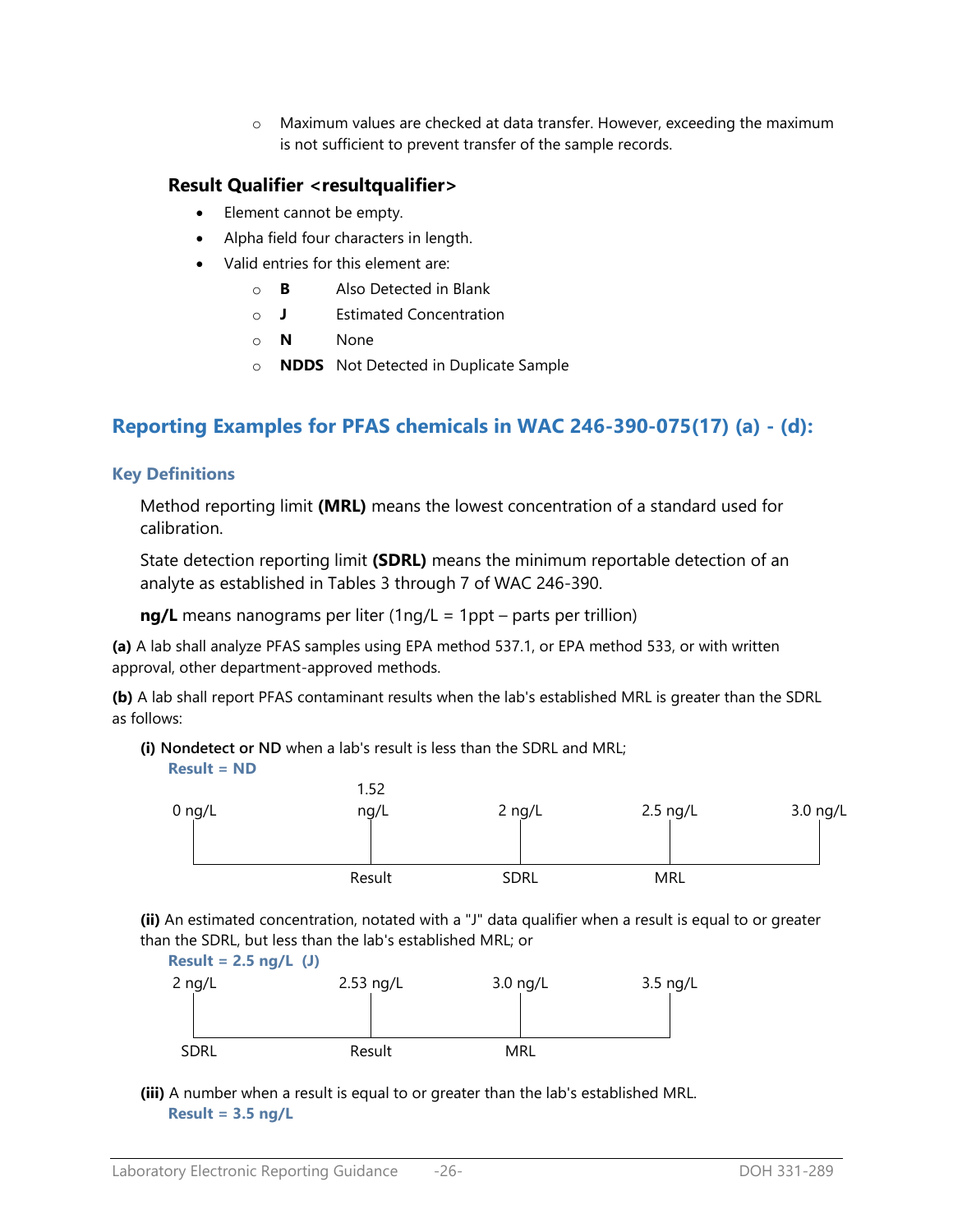- Maximum values are checked at data transfer. However, exceeding the maximum is not sufficient to prevent transfer of the sample records.

### Result Qualifier <resultqualifier>

- Element cannot be empty.
- Alpha field four characters in length.
- Valid entries for this element are:
  - **B** Also Detected in Blank
  - **J** Estimated Concentration
  - **N** None
  - **NDDS** Not Detected in Duplicate Sample

## Reporting Examples for PFAS chemicals in WAC 246-390-075(17) (a) - (d):

### Key Definitions

Method reporting limit **(MRL)** means the lowest concentration of a standard used for calibration.

State detection reporting limit **(SDRL)** means the minimum reportable detection of an analyte as established in Tables 3 through 7 of WAC 246-390.

**ng/L** means nanograms per liter (1ng/L = 1ppt – parts per trillion)

**(a)** A lab shall analyze PFAS samples using EPA method 537.1, or EPA method 533, or with written approval, other department-approved methods.

**(b)** A lab shall report PFAS contaminant results when the lab's established MRL is greater than the SDRL as follows:

**(i) Nondetect or ND** when a lab's result is less than the SDRL and MRL;

**Result = ND**

| 0 ng/L | 1.52 ng/L | 2 ng/L | 2.5 ng/L | 3.0 ng/L |
|---|---|---|---|---|
| | Result | SDRL | MRL | |

**(ii)** An estimated concentration, notated with a "J" data qualifier when a result is equal to or greater than the SDRL, but less than the lab's established MRL; or

**Result = 2.5 ng/L (J)**

| 2 ng/L | 2.53 ng/L | 3.0 ng/L | 3.5 ng/L |
|---|---|---|---|
| SDRL | Result | MRL | |

**(iii)** A number when a result is equal to or greater than the lab's established MRL.

**Result = 3.5 ng/L**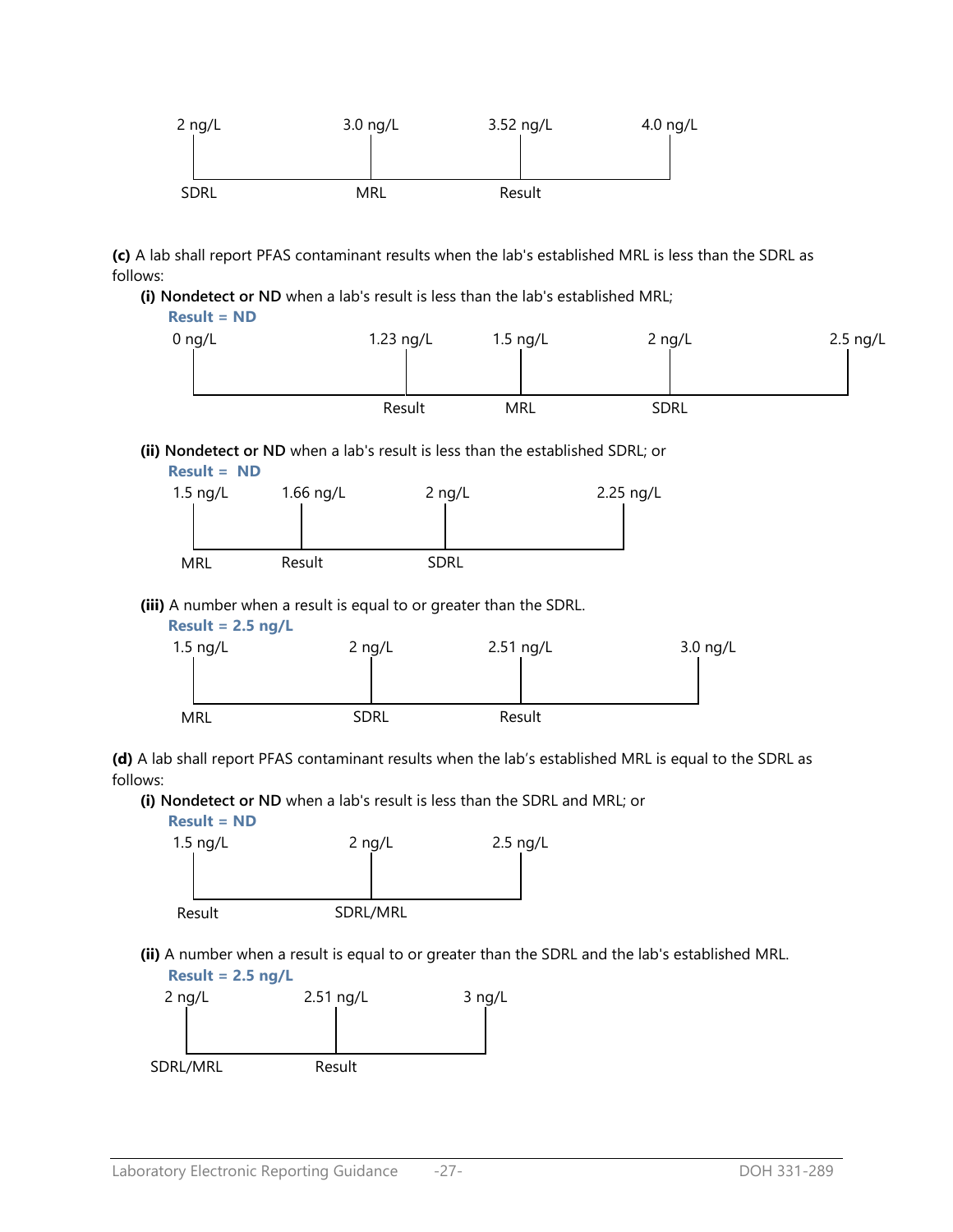| 2 ng/L | 3.0 ng/L | 3.52 ng/L | 4.0 ng/L |
|---|---|---|---|
| SDRL | MRL | Result | |

**(c)** A lab shall report PFAS contaminant results when the lab's established MRL is less than the SDRL as follows:

**(i) Nondetect or ND** when a lab's result is less than the lab's established MRL;

**Result = ND**

| 0 ng/L | 1.23 ng/L | 1.5 ng/L | 2 ng/L | 2.5 ng/L |
|---|---|---|---|---|
| | Result | MRL | SDRL | |

**(ii) Nondetect or ND** when a lab's result is less than the established SDRL; or

**Result = ND**

| 1.5 ng/L | 1.66 ng/L | 2 ng/L | 2.25 ng/L |
|---|---|---|---|
| MRL | Result | SDRL | |

**(iii)** A number when a result is equal to or greater than the SDRL.

**Result = 2.5 ng/L**

| 1.5 ng/L | 2 ng/L | 2.51 ng/L | 3.0 ng/L |
|---|---|---|---|
| MRL | SDRL | Result | |

**(d)** A lab shall report PFAS contaminant results when the lab's established MRL is equal to the SDRL as follows:

**(i) Nondetect or ND** when a lab's result is less than the SDRL and MRL; or

**Result = ND**

| 1.5 ng/L | 2 ng/L | 2.5 ng/L |
|---|---|---|
| Result | SDRL/MRL | |

**(ii)** A number when a result is equal to or greater than the SDRL and the lab's established MRL.

**Result = 2.5 ng/L**

| 2 ng/L | 2.51 ng/L | 3 ng/L |
|---|---|---|
| SDRL/MRL | Result | |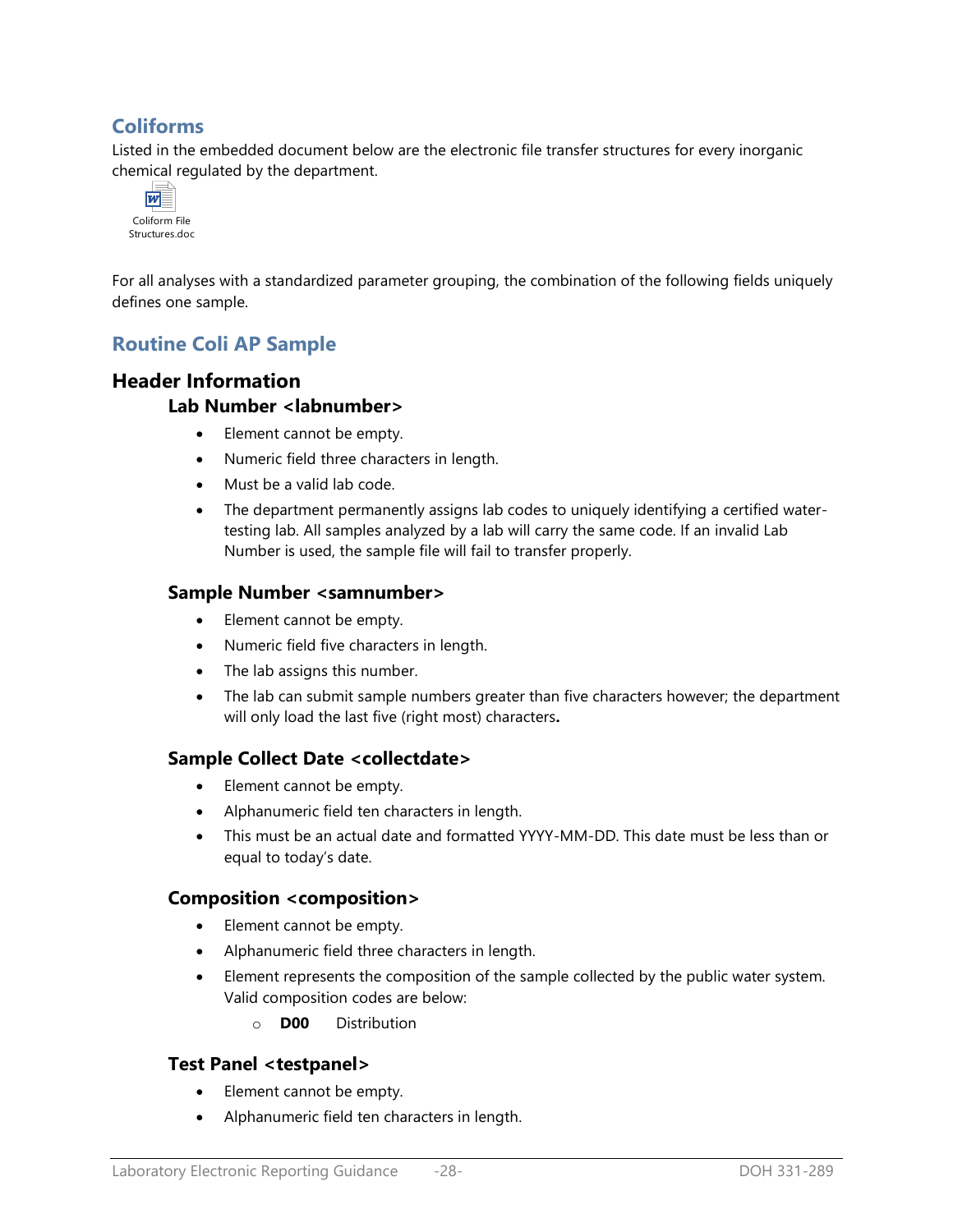## Coliforms

Listed in the embedded document below are the electronic file transfer structures for every inorganic chemical regulated by the department.

Coliform File Structures.doc

For all analyses with a standardized parameter grouping, the combination of the following fields uniquely defines one sample.

## Routine Coli AP Sample

### Header Information

#### Lab Number <labnumber>

- Element cannot be empty.
- Numeric field three characters in length.
- Must be a valid lab code.
- The department permanently assigns lab codes to uniquely identifying a certified water-testing lab. All samples analyzed by a lab will carry the same code. If an invalid Lab Number is used, the sample file will fail to transfer properly.

#### Sample Number <samnumber>

- Element cannot be empty.
- Numeric field five characters in length.
- The lab assigns this number.
- The lab can submit sample numbers greater than five characters however; the department will only load the last five (right most) characters**.**

#### Sample Collect Date <collectdate>

- Element cannot be empty.
- Alphanumeric field ten characters in length.
- This must be an actual date and formatted YYYY-MM-DD. This date must be less than or equal to today's date.

#### Composition <composition>

- Element cannot be empty.
- Alphanumeric field three characters in length.
- Element represents the composition of the sample collected by the public water system. Valid composition codes are below:
    - **D00** Distribution

#### Test Panel <testpanel>

- Element cannot be empty.
- Alphanumeric field ten characters in length.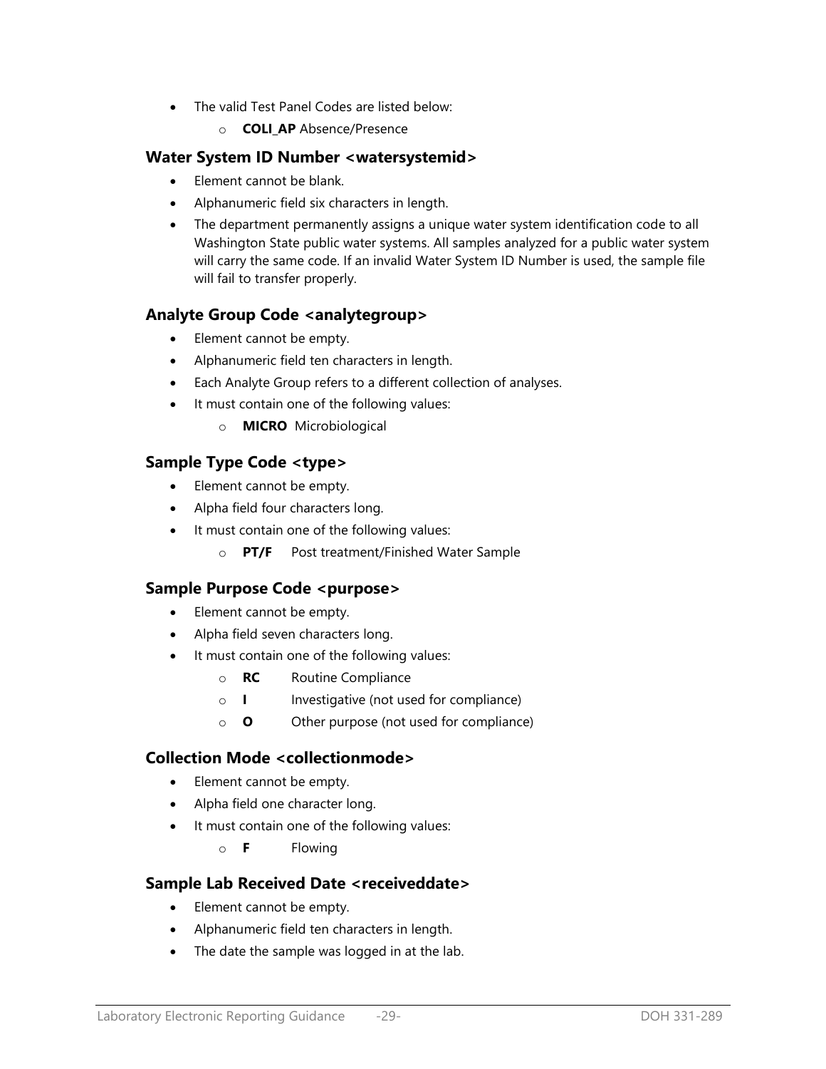- The valid Test Panel Codes are listed below:
    - **COLI_AP** Absence/Presence

### Water System ID Number <watersystemid>

- Element cannot be blank.
- Alphanumeric field six characters in length.
- The department permanently assigns a unique water system identification code to all Washington State public water systems. All samples analyzed for a public water system will carry the same code. If an invalid Water System ID Number is used, the sample file will fail to transfer properly.

### Analyte Group Code <analytegroup>

- Element cannot be empty.
- Alphanumeric field ten characters in length.
- Each Analyte Group refers to a different collection of analyses.
- It must contain one of the following values:
    - **MICRO** Microbiological

### Sample Type Code <type>

- Element cannot be empty.
- Alpha field four characters long.
- It must contain one of the following values:
    - **PT/F** Post treatment/Finished Water Sample

### Sample Purpose Code <purpose>

- Element cannot be empty.
- Alpha field seven characters long.
- It must contain one of the following values:
    - **RC** Routine Compliance
    - **I** Investigative (not used for compliance)
    - **O** Other purpose (not used for compliance)

### Collection Mode <collectionmode>

- Element cannot be empty.
- Alpha field one character long.
- It must contain one of the following values:
    - **F** Flowing

### Sample Lab Received Date <receiveddate>

- Element cannot be empty.
- Alphanumeric field ten characters in length.
- The date the sample was logged in at the lab.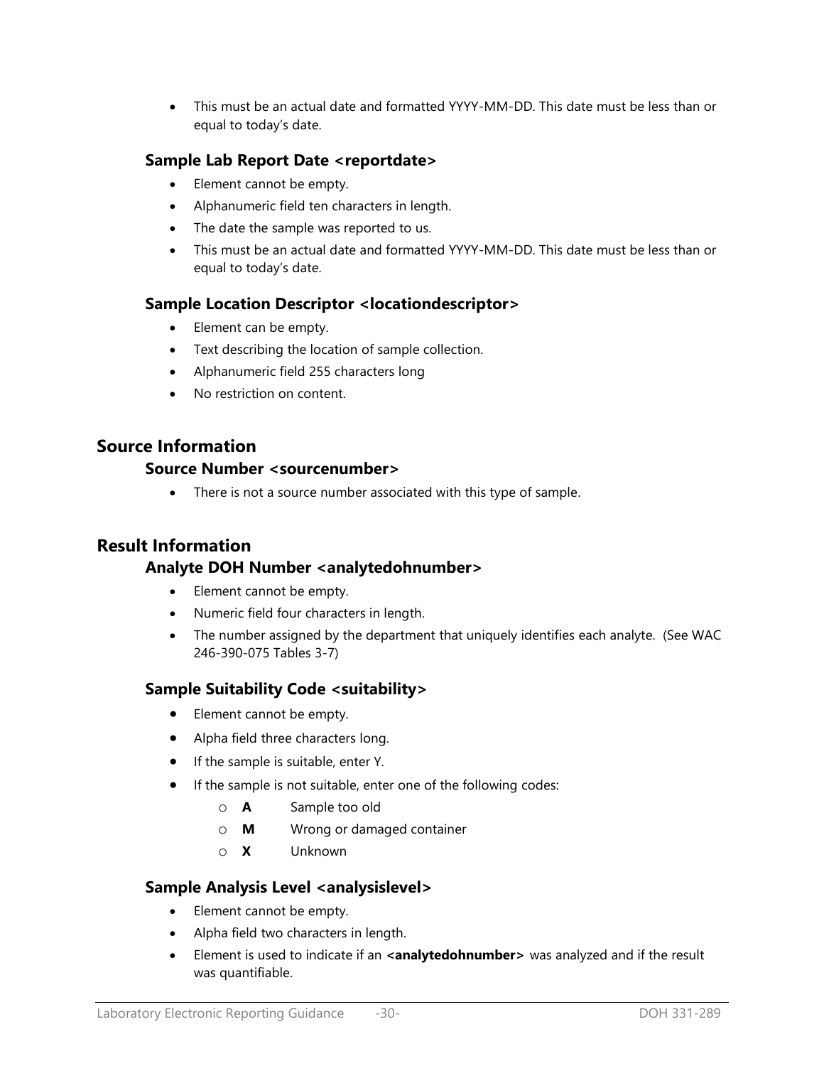- This must be an actual date and formatted YYYY-MM-DD. This date must be less than or equal to today's date.

### Sample Lab Report Date <reportdate>

- Element cannot be empty.
- Alphanumeric field ten characters in length.
- The date the sample was reported to us.
- This must be an actual date and formatted YYYY-MM-DD. This date must be less than or equal to today's date.

### Sample Location Descriptor <locationdescriptor>

- Element can be empty.
- Text describing the location of sample collection.
- Alphanumeric field 255 characters long
- No restriction on content.

## Source Information

### Source Number <sourcenumber>

- There is not a source number associated with this type of sample.

## Result Information

### Analyte DOH Number <analytedohnumber>

- Element cannot be empty.
- Numeric field four characters in length.
- The number assigned by the department that uniquely identifies each analyte. (See WAC 246-390-075 Tables 3-7)

### Sample Suitability Code <suitability>

- Element cannot be empty.
- Alpha field three characters long.
- If the sample is suitable, enter Y.
- If the sample is not suitable, enter one of the following codes:
  - **A** Sample too old
  - **M** Wrong or damaged container
  - **X** Unknown

### Sample Analysis Level <analysislevel>

- Element cannot be empty.
- Alpha field two characters in length.
- Element is used to indicate if an **<analytedohnumber>** was analyzed and if the result was quantifiable.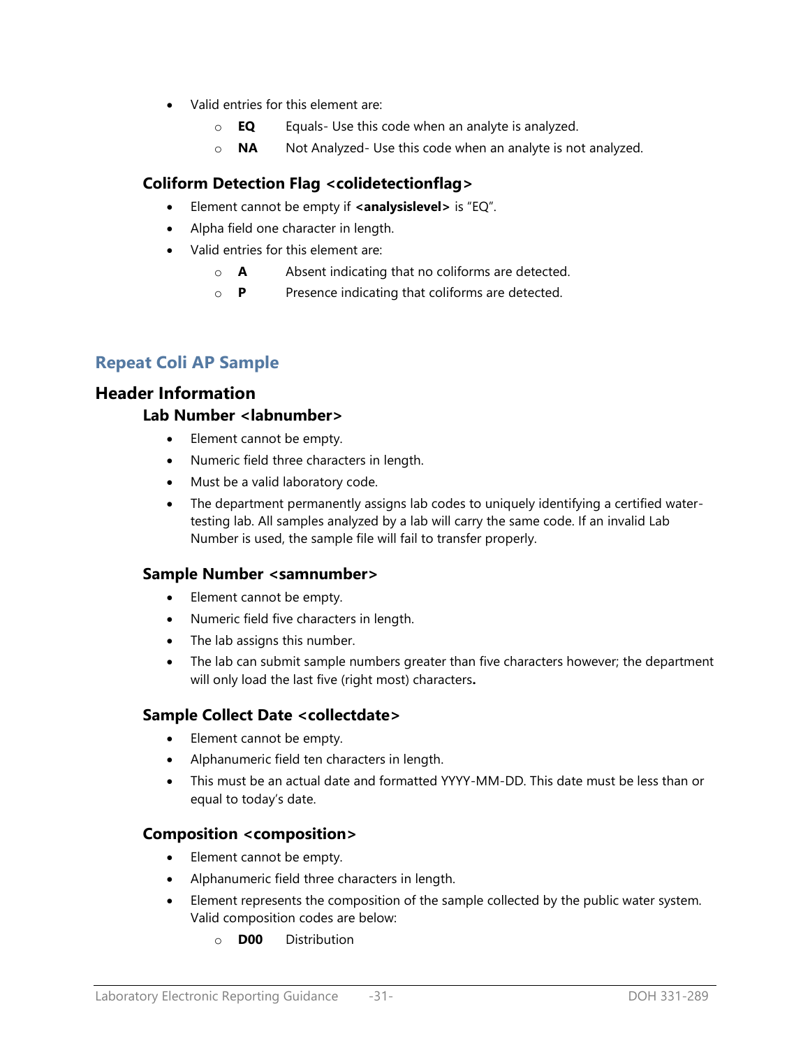- Valid entries for this element are:
  - **EQ** Equals- Use this code when an analyte is analyzed.
  - **NA** Not Analyzed- Use this code when an analyte is not analyzed.

### Coliform Detection Flag <colidetectionflag>

- Element cannot be empty if **<analysislevel>** is "EQ".
- Alpha field one character in length.
- Valid entries for this element are:
  - **A** Absent indicating that no coliforms are detected.
  - **P** Presence indicating that coliforms are detected.

## Repeat Coli AP Sample

## Header Information

### Lab Number <labnumber>

- Element cannot be empty.
- Numeric field three characters in length.
- Must be a valid laboratory code.
- The department permanently assigns lab codes to uniquely identifying a certified water-testing lab. All samples analyzed by a lab will carry the same code. If an invalid Lab Number is used, the sample file will fail to transfer properly.

### Sample Number <samnumber>

- Element cannot be empty.
- Numeric field five characters in length.
- The lab assigns this number.
- The lab can submit sample numbers greater than five characters however; the department will only load the last five (right most) characters**.**

### Sample Collect Date <collectdate>

- Element cannot be empty.
- Alphanumeric field ten characters in length.
- This must be an actual date and formatted YYYY-MM-DD. This date must be less than or equal to today's date.

### Composition <composition>

- Element cannot be empty.
- Alphanumeric field three characters in length.
- Element represents the composition of the sample collected by the public water system. Valid composition codes are below:
  - **D00** Distribution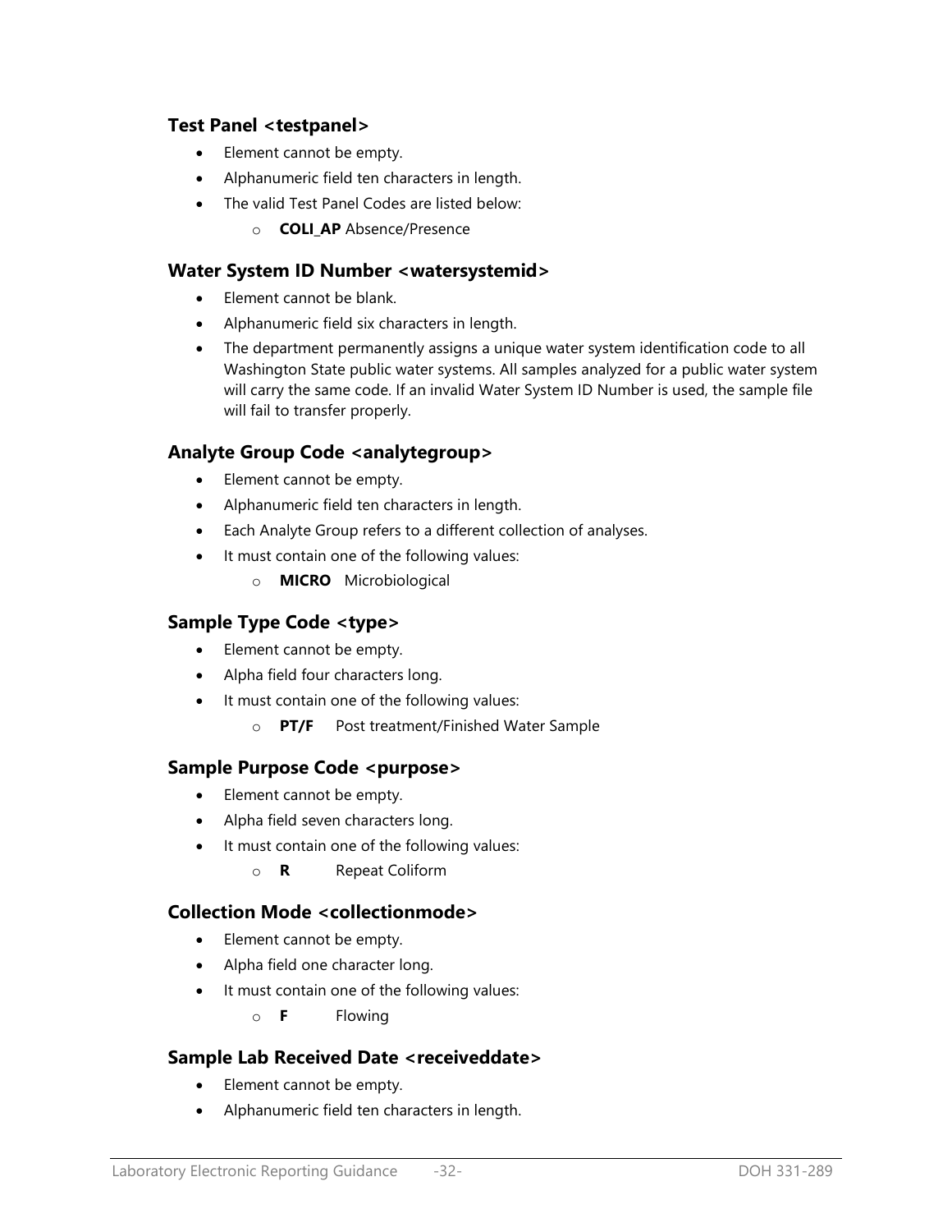### Test Panel <testpanel>

- Element cannot be empty.
- Alphanumeric field ten characters in length.
- The valid Test Panel Codes are listed below:
    - **COLI_AP** Absence/Presence

### Water System ID Number <watersystemid>

- Element cannot be blank.
- Alphanumeric field six characters in length.
- The department permanently assigns a unique water system identification code to all Washington State public water systems. All samples analyzed for a public water system will carry the same code. If an invalid Water System ID Number is used, the sample file will fail to transfer properly.

### Analyte Group Code <analytegroup>

- Element cannot be empty.
- Alphanumeric field ten characters in length.
- Each Analyte Group refers to a different collection of analyses.
- It must contain one of the following values:
    - **MICRO** Microbiological

### Sample Type Code <type>

- Element cannot be empty.
- Alpha field four characters long.
- It must contain one of the following values:
    - **PT/F** Post treatment/Finished Water Sample

### Sample Purpose Code <purpose>

- Element cannot be empty.
- Alpha field seven characters long.
- It must contain one of the following values:
    - **R** Repeat Coliform

### Collection Mode <collectionmode>

- Element cannot be empty.
- Alpha field one character long.
- It must contain one of the following values:
    - **F** Flowing

### Sample Lab Received Date <receiveddate>

- Element cannot be empty.
- Alphanumeric field ten characters in length.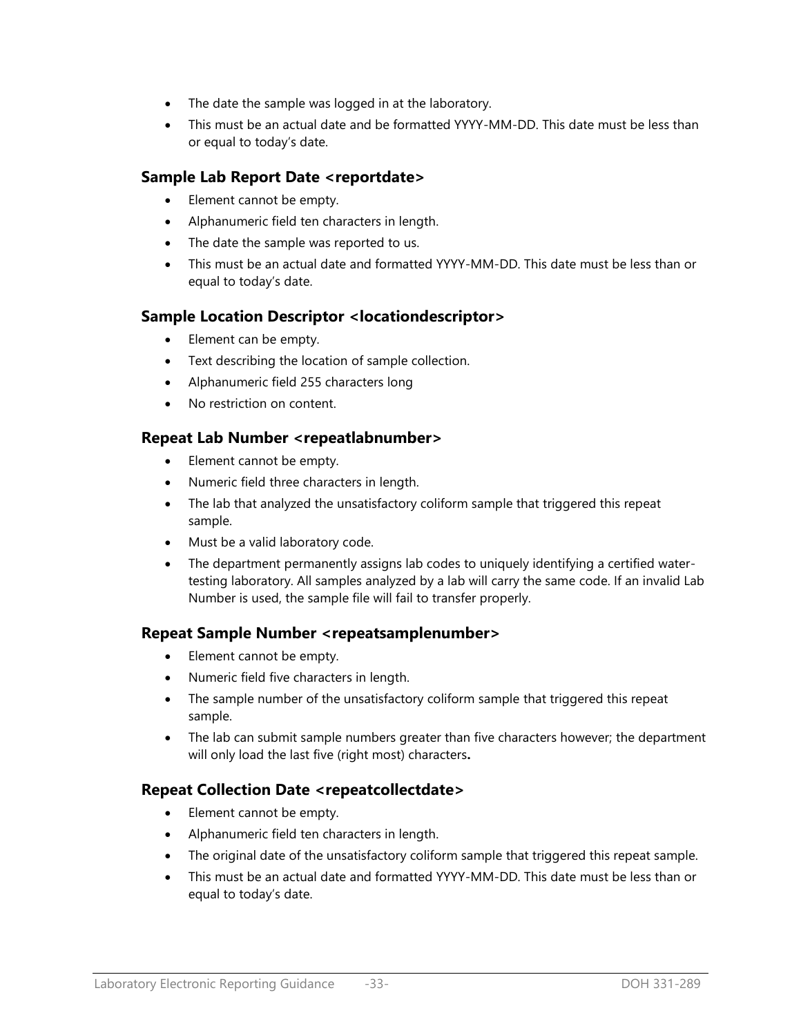- The date the sample was logged in at the laboratory.
- This must be an actual date and be formatted YYYY-MM-DD. This date must be less than or equal to today's date.

### Sample Lab Report Date <reportdate>

- Element cannot be empty.
- Alphanumeric field ten characters in length.
- The date the sample was reported to us.
- This must be an actual date and formatted YYYY-MM-DD. This date must be less than or equal to today's date.

### Sample Location Descriptor <locationdescriptor>

- Element can be empty.
- Text describing the location of sample collection.
- Alphanumeric field 255 characters long
- No restriction on content.

### Repeat Lab Number <repeatlabnumber>

- Element cannot be empty.
- Numeric field three characters in length.
- The lab that analyzed the unsatisfactory coliform sample that triggered this repeat sample.
- Must be a valid laboratory code.
- The department permanently assigns lab codes to uniquely identifying a certified water-testing laboratory. All samples analyzed by a lab will carry the same code. If an invalid Lab Number is used, the sample file will fail to transfer properly.

### Repeat Sample Number <repeatsamplenumber>

- Element cannot be empty.
- Numeric field five characters in length.
- The sample number of the unsatisfactory coliform sample that triggered this repeat sample.
- The lab can submit sample numbers greater than five characters however; the department will only load the last five (right most) characters**.**

### Repeat Collection Date <repeatcollectdate>

- Element cannot be empty.
- Alphanumeric field ten characters in length.
- The original date of the unsatisfactory coliform sample that triggered this repeat sample.
- This must be an actual date and formatted YYYY-MM-DD. This date must be less than or equal to today's date.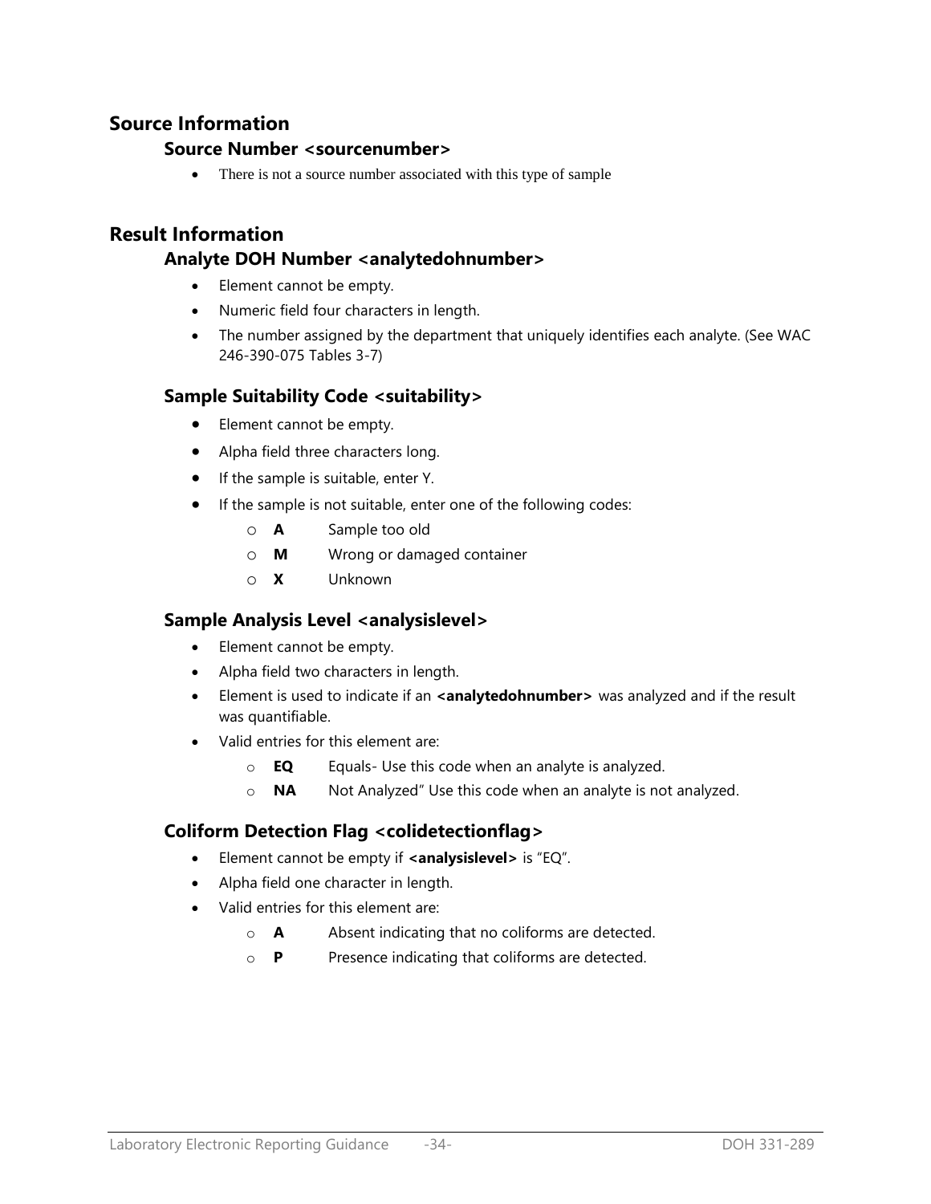## Source Information

### Source Number <sourcenumber>

- There is not a source number associated with this type of sample

## Result Information

### Analyte DOH Number <analytedohnumber>

- Element cannot be empty.
- Numeric field four characters in length.
- The number assigned by the department that uniquely identifies each analyte. (See WAC 246-390-075 Tables 3-7)

### Sample Suitability Code <suitability>

- Element cannot be empty.
- Alpha field three characters long.
- If the sample is suitable, enter Y.
- If the sample is not suitable, enter one of the following codes:
  - **A** Sample too old
  - **M** Wrong or damaged container
  - **X** Unknown

### Sample Analysis Level <analysislevel>

- Element cannot be empty.
- Alpha field two characters in length.
- Element is used to indicate if an **<analytedohnumber>** was analyzed and if the result was quantifiable.
- Valid entries for this element are:
  - **EQ** Equals- Use this code when an analyte is analyzed.
  - **NA** Not Analyzed" Use this code when an analyte is not analyzed.

### Coliform Detection Flag <colidetectionflag>

- Element cannot be empty if **<analysislevel>** is "EQ".
- Alpha field one character in length.
- Valid entries for this element are:
  - **A** Absent indicating that no coliforms are detected.
  - **P** Presence indicating that coliforms are detected.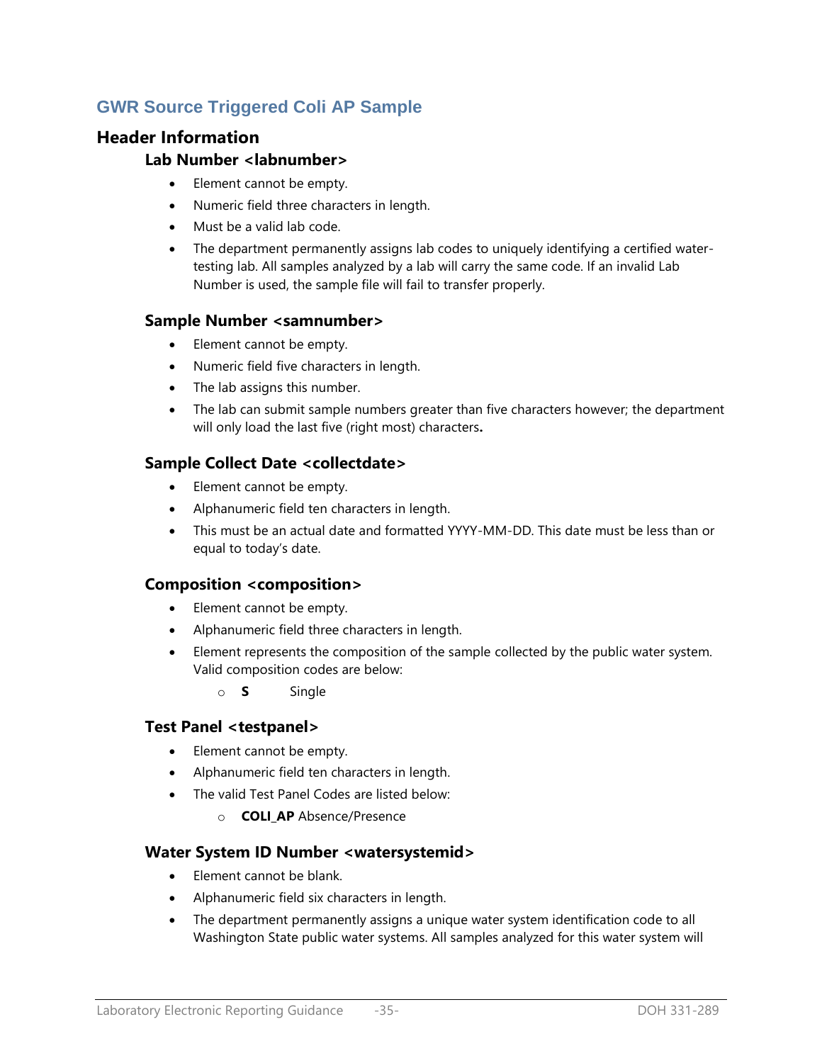## GWR Source Triggered Coli AP Sample

### Header Information

#### Lab Number <labnumber>

- Element cannot be empty.
- Numeric field three characters in length.
- Must be a valid lab code.
- The department permanently assigns lab codes to uniquely identifying a certified water-testing lab. All samples analyzed by a lab will carry the same code. If an invalid Lab Number is used, the sample file will fail to transfer properly.

#### Sample Number <samnumber>

- Element cannot be empty.
- Numeric field five characters in length.
- The lab assigns this number.
- The lab can submit sample numbers greater than five characters however; the department will only load the last five (right most) characters**.**

#### Sample Collect Date <collectdate>

- Element cannot be empty.
- Alphanumeric field ten characters in length.
- This must be an actual date and formatted YYYY-MM-DD. This date must be less than or equal to today's date.

#### Composition <composition>

- Element cannot be empty.
- Alphanumeric field three characters in length.
- Element represents the composition of the sample collected by the public water system. Valid composition codes are below:
  - **S** Single

#### Test Panel <testpanel>

- Element cannot be empty.
- Alphanumeric field ten characters in length.
- The valid Test Panel Codes are listed below:
  - **COLI_AP** Absence/Presence

#### Water System ID Number <watersystemid>

- Element cannot be blank.
- Alphanumeric field six characters in length.
- The department permanently assigns a unique water system identification code to all Washington State public water systems. All samples analyzed for this water system will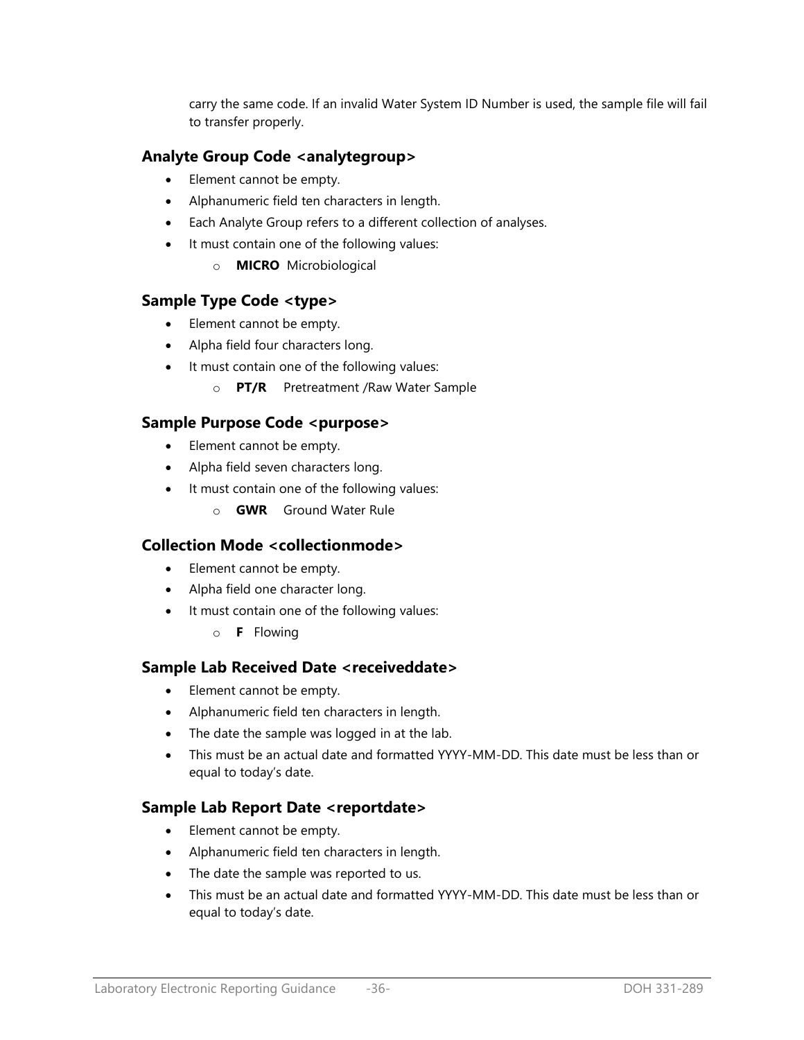carry the same code. If an invalid Water System ID Number is used, the sample file will fail to transfer properly.

### Analyte Group Code <analytegroup>

- Element cannot be empty.
- Alphanumeric field ten characters in length.
- Each Analyte Group refers to a different collection of analyses.
- It must contain one of the following values:
  - **MICRO** Microbiological

### Sample Type Code <type>

- Element cannot be empty.
- Alpha field four characters long.
- It must contain one of the following values:
  - **PT/R** Pretreatment /Raw Water Sample

### Sample Purpose Code <purpose>

- Element cannot be empty.
- Alpha field seven characters long.
- It must contain one of the following values:
  - **GWR** Ground Water Rule

### Collection Mode <collectionmode>

- Element cannot be empty.
- Alpha field one character long.
- It must contain one of the following values:
  - **F** Flowing

### Sample Lab Received Date <receiveddate>

- Element cannot be empty.
- Alphanumeric field ten characters in length.
- The date the sample was logged in at the lab.
- This must be an actual date and formatted YYYY-MM-DD. This date must be less than or equal to today's date.

### Sample Lab Report Date <reportdate>

- Element cannot be empty.
- Alphanumeric field ten characters in length.
- The date the sample was reported to us.
- This must be an actual date and formatted YYYY-MM-DD. This date must be less than or equal to today's date.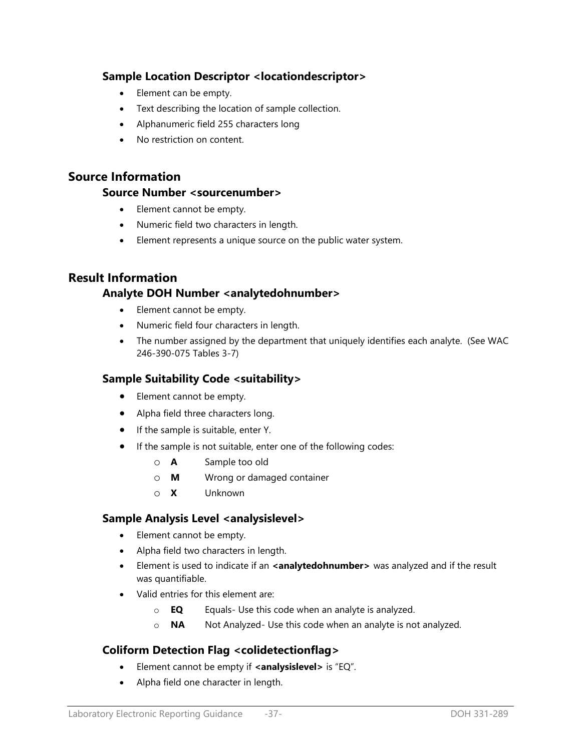### Sample Location Descriptor <locationdescriptor>

- Element can be empty.
- Text describing the location of sample collection.
- Alphanumeric field 255 characters long
- No restriction on content.

## Source Information

### Source Number <sourcenumber>

- Element cannot be empty.
- Numeric field two characters in length.
- Element represents a unique source on the public water system.

## Result Information

### Analyte DOH Number <analytedohnumber>

- Element cannot be empty.
- Numeric field four characters in length.
- The number assigned by the department that uniquely identifies each analyte. (See WAC 246-390-075 Tables 3-7)

### Sample Suitability Code <suitability>

- Element cannot be empty.
- Alpha field three characters long.
- If the sample is suitable, enter Y.
- If the sample is not suitable, enter one of the following codes:
  - **A** Sample too old
  - **M** Wrong or damaged container
  - **X** Unknown

### Sample Analysis Level <analysislevel>

- Element cannot be empty.
- Alpha field two characters in length.
- Element is used to indicate if an **<analytedohnumber>** was analyzed and if the result was quantifiable.
- Valid entries for this element are:
  - **EQ** Equals- Use this code when an analyte is analyzed.
  - **NA** Not Analyzed- Use this code when an analyte is not analyzed.

### Coliform Detection Flag <colidetectionflag>

- Element cannot be empty if **<analysislevel>** is "EQ".
- Alpha field one character in length.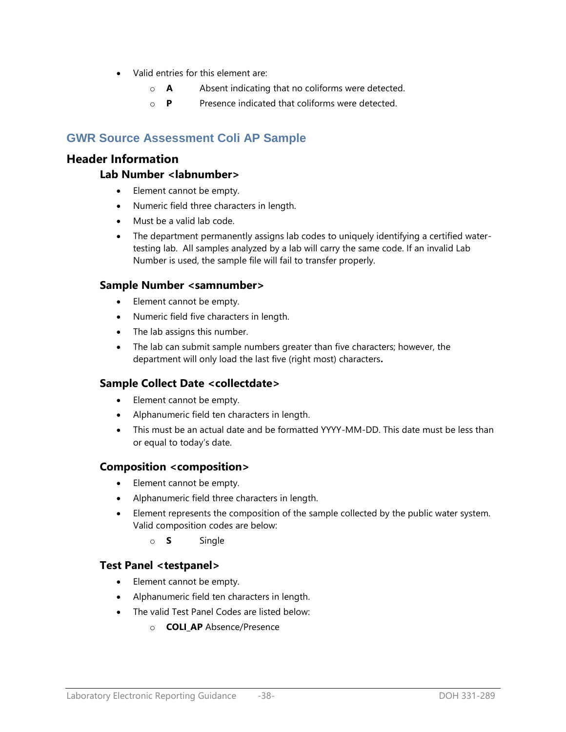- Valid entries for this element are:
  - **A** Absent indicating that no coliforms were detected.
  - **P** Presence indicated that coliforms were detected.

## GWR Source Assessment Coli AP Sample

### Header Information

#### Lab Number <labnumber>

- Element cannot be empty.
- Numeric field three characters in length.
- Must be a valid lab code.
- The department permanently assigns lab codes to uniquely identifying a certified water-testing lab. All samples analyzed by a lab will carry the same code. If an invalid Lab Number is used, the sample file will fail to transfer properly.

#### Sample Number <samnumber>

- Element cannot be empty.
- Numeric field five characters in length.
- The lab assigns this number.
- The lab can submit sample numbers greater than five characters; however, the department will only load the last five (right most) characters**.**

#### Sample Collect Date <collectdate>

- Element cannot be empty.
- Alphanumeric field ten characters in length.
- This must be an actual date and be formatted YYYY-MM-DD. This date must be less than or equal to today's date.

#### Composition <composition>

- Element cannot be empty.
- Alphanumeric field three characters in length.
- Element represents the composition of the sample collected by the public water system. Valid composition codes are below:
  - **S** Single

#### Test Panel <testpanel>

- Element cannot be empty.
- Alphanumeric field ten characters in length.
- The valid Test Panel Codes are listed below:
  - **COLI_AP** Absence/Presence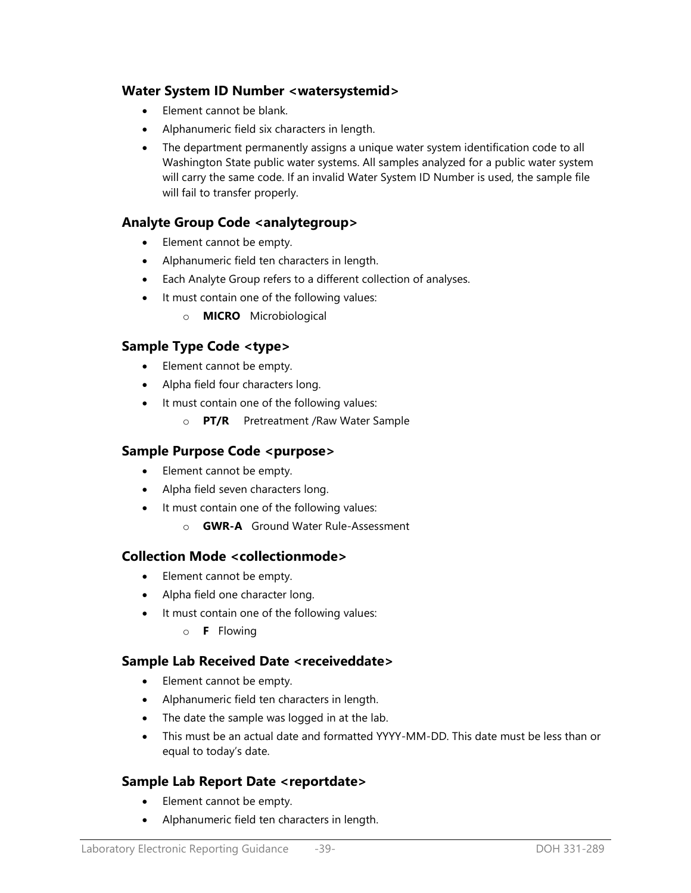### Water System ID Number <watersystemid>

- Element cannot be blank.
- Alphanumeric field six characters in length.
- The department permanently assigns a unique water system identification code to all Washington State public water systems. All samples analyzed for a public water system will carry the same code. If an invalid Water System ID Number is used, the sample file will fail to transfer properly.

### Analyte Group Code <analytegroup>

- Element cannot be empty.
- Alphanumeric field ten characters in length.
- Each Analyte Group refers to a different collection of analyses.
- It must contain one of the following values:
  - **MICRO** Microbiological

### Sample Type Code <type>

- Element cannot be empty.
- Alpha field four characters long.
- It must contain one of the following values:
  - **PT/R** Pretreatment /Raw Water Sample

### Sample Purpose Code <purpose>

- Element cannot be empty.
- Alpha field seven characters long.
- It must contain one of the following values:
  - **GWR-A** Ground Water Rule-Assessment

### Collection Mode <collectionmode>

- Element cannot be empty.
- Alpha field one character long.
- It must contain one of the following values:
  - **F** Flowing

### Sample Lab Received Date <receiveddate>

- Element cannot be empty.
- Alphanumeric field ten characters in length.
- The date the sample was logged in at the lab.
- This must be an actual date and formatted YYYY-MM-DD. This date must be less than or equal to today's date.

### Sample Lab Report Date <reportdate>

- Element cannot be empty.
- Alphanumeric field ten characters in length.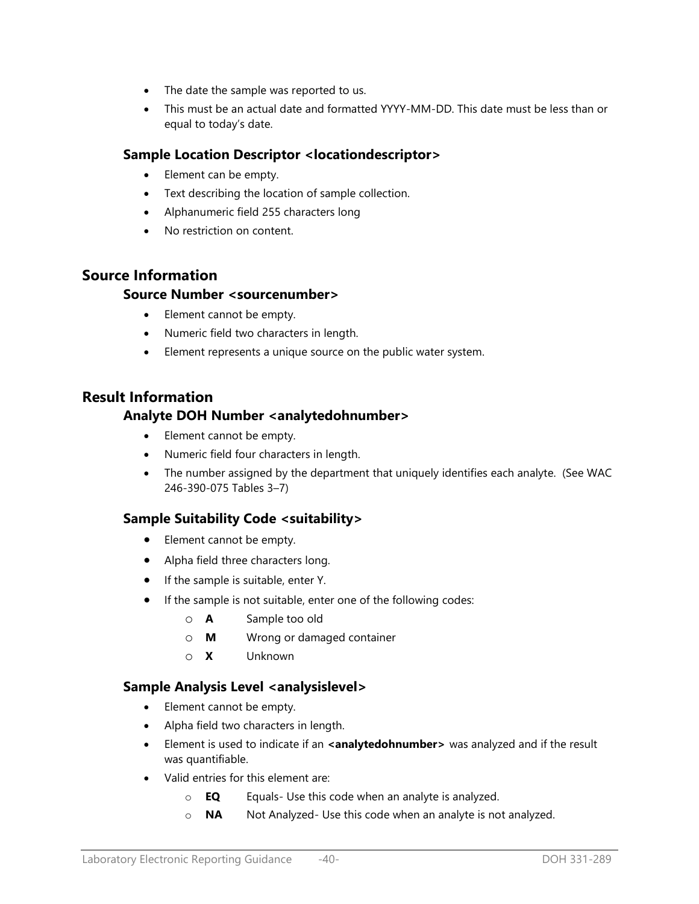- The date the sample was reported to us.
- This must be an actual date and formatted YYYY-MM-DD. This date must be less than or equal to today's date.

### Sample Location Descriptor <locationdescriptor>

- Element can be empty.
- Text describing the location of sample collection.
- Alphanumeric field 255 characters long
- No restriction on content.

## Source Information

### Source Number <sourcenumber>

- Element cannot be empty.
- Numeric field two characters in length.
- Element represents a unique source on the public water system.

## Result Information

### Analyte DOH Number <analytedohnumber>

- Element cannot be empty.
- Numeric field four characters in length.
- The number assigned by the department that uniquely identifies each analyte. (See WAC 246-390-075 Tables 3–7)

### Sample Suitability Code <suitability>

- Element cannot be empty.
- Alpha field three characters long.
- If the sample is suitable, enter Y.
- If the sample is not suitable, enter one of the following codes:
  - **A** Sample too old
  - **M** Wrong or damaged container
  - **X** Unknown

### Sample Analysis Level <analysislevel>

- Element cannot be empty.
- Alpha field two characters in length.
- Element is used to indicate if an **<analytedohnumber>** was analyzed and if the result was quantifiable.
- Valid entries for this element are:
  - **EQ** Equals- Use this code when an analyte is analyzed.
  - **NA** Not Analyzed- Use this code when an analyte is not analyzed.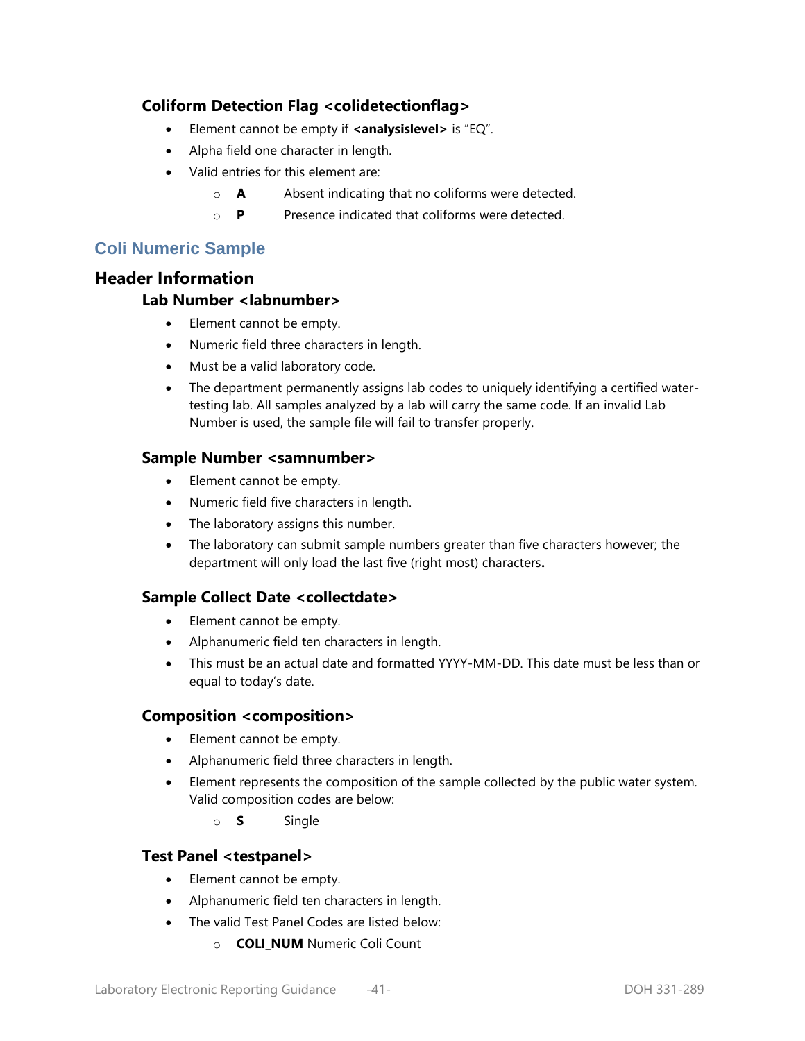### Coliform Detection Flag <colidetectionflag>

- Element cannot be empty if **<analysislevel>** is "EQ".
- Alpha field one character in length.
- Valid entries for this element are:
  - **A** Absent indicating that no coliforms were detected.
  - **P** Presence indicated that coliforms were detected.

## Coli Numeric Sample

## Header Information

### Lab Number <labnumber>

- Element cannot be empty.
- Numeric field three characters in length.
- Must be a valid laboratory code.
- The department permanently assigns lab codes to uniquely identifying a certified water-testing lab. All samples analyzed by a lab will carry the same code. If an invalid Lab Number is used, the sample file will fail to transfer properly.

### Sample Number <samnumber>

- Element cannot be empty.
- Numeric field five characters in length.
- The laboratory assigns this number.
- The laboratory can submit sample numbers greater than five characters however; the department will only load the last five (right most) characters**.**

### Sample Collect Date <collectdate>

- Element cannot be empty.
- Alphanumeric field ten characters in length.
- This must be an actual date and formatted YYYY-MM-DD. This date must be less than or equal to today's date.

### Composition <composition>

- Element cannot be empty.
- Alphanumeric field three characters in length.
- Element represents the composition of the sample collected by the public water system. Valid composition codes are below:
  - **S** Single

### Test Panel <testpanel>

- Element cannot be empty.
- Alphanumeric field ten characters in length.
- The valid Test Panel Codes are listed below:
  - **COLI_NUM** Numeric Coli Count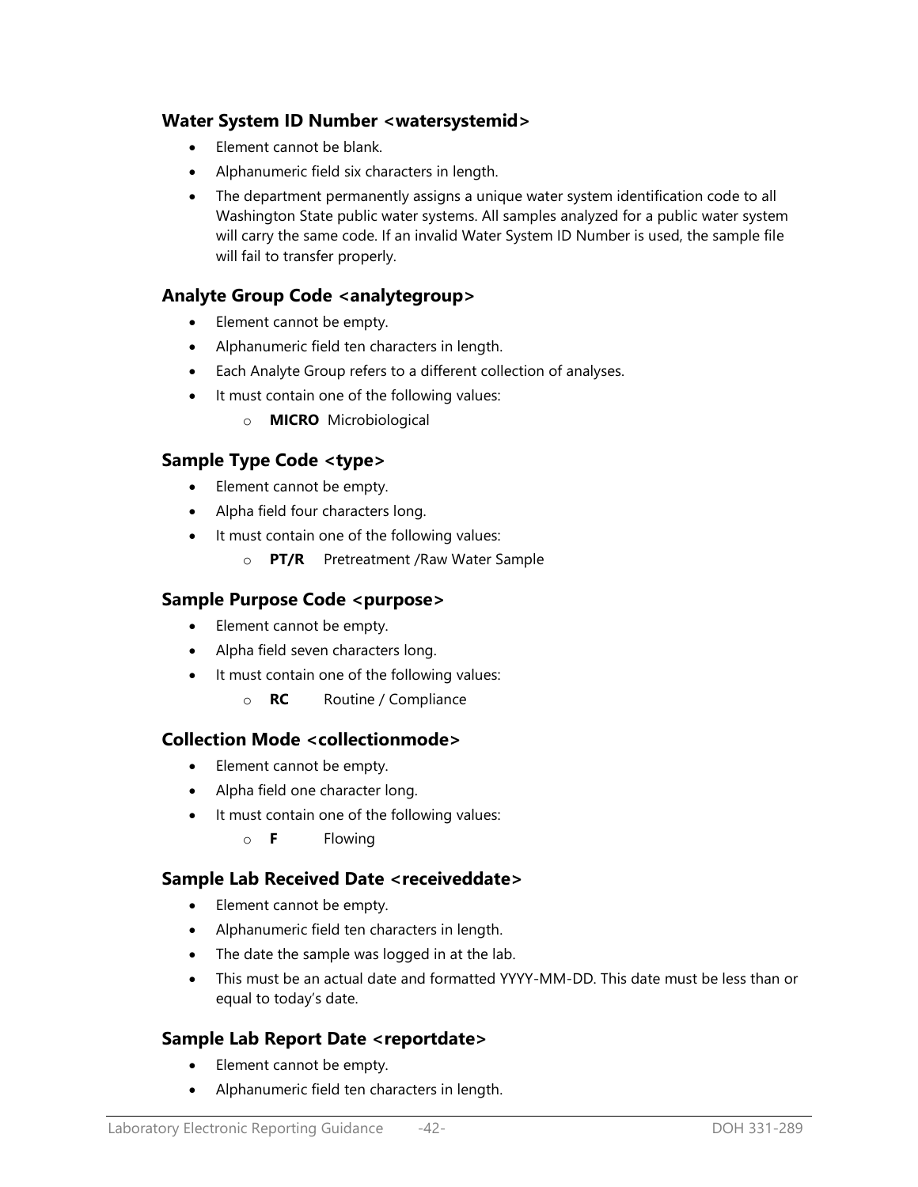### Water System ID Number <watersystemid>

- Element cannot be blank.
- Alphanumeric field six characters in length.
- The department permanently assigns a unique water system identification code to all Washington State public water systems. All samples analyzed for a public water system will carry the same code. If an invalid Water System ID Number is used, the sample file will fail to transfer properly.

### Analyte Group Code <analytegroup>

- Element cannot be empty.
- Alphanumeric field ten characters in length.
- Each Analyte Group refers to a different collection of analyses.
- It must contain one of the following values:
  - **MICRO** Microbiological

### Sample Type Code <type>

- Element cannot be empty.
- Alpha field four characters long.
- It must contain one of the following values:
  - **PT/R** Pretreatment /Raw Water Sample

### Sample Purpose Code <purpose>

- Element cannot be empty.
- Alpha field seven characters long.
- It must contain one of the following values:
  - **RC** Routine / Compliance

### Collection Mode <collectionmode>

- Element cannot be empty.
- Alpha field one character long.
- It must contain one of the following values:
  - **F** Flowing

### Sample Lab Received Date <receiveddate>

- Element cannot be empty.
- Alphanumeric field ten characters in length.
- The date the sample was logged in at the lab.
- This must be an actual date and formatted YYYY-MM-DD. This date must be less than or equal to today's date.

### Sample Lab Report Date <reportdate>

- Element cannot be empty.
- Alphanumeric field ten characters in length.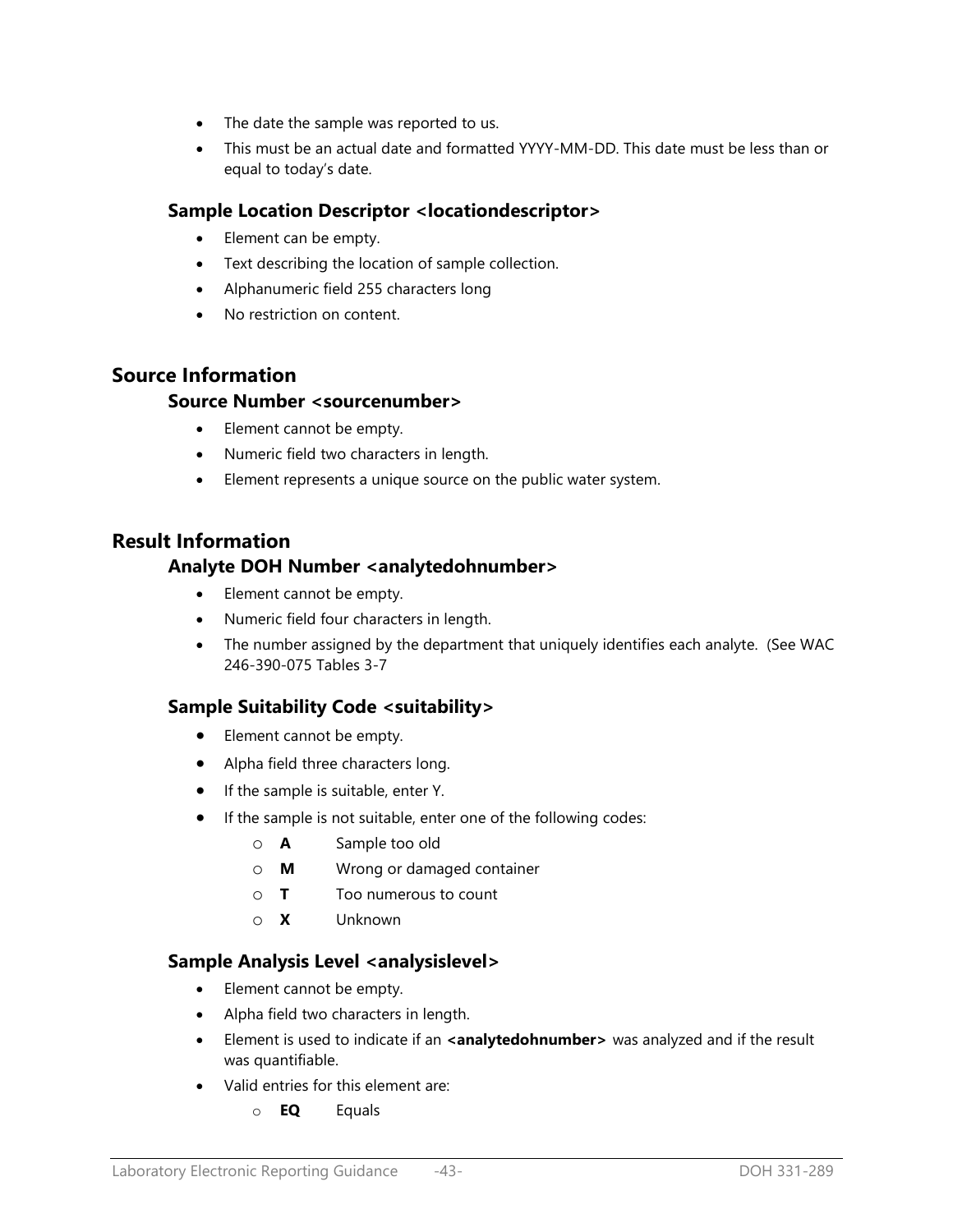- The date the sample was reported to us.
- This must be an actual date and formatted YYYY-MM-DD. This date must be less than or equal to today's date.

### Sample Location Descriptor <locationdescriptor>

- Element can be empty.
- Text describing the location of sample collection.
- Alphanumeric field 255 characters long
- No restriction on content.

## Source Information

### Source Number <sourcenumber>

- Element cannot be empty.
- Numeric field two characters in length.
- Element represents a unique source on the public water system.

## Result Information

### Analyte DOH Number <analytedohnumber>

- Element cannot be empty.
- Numeric field four characters in length.
- The number assigned by the department that uniquely identifies each analyte. (See WAC 246-390-075 Tables 3-7

### Sample Suitability Code <suitability>

- Element cannot be empty.
- Alpha field three characters long.
- If the sample is suitable, enter Y.
- If the sample is not suitable, enter one of the following codes:
  - **A** Sample too old
  - **M** Wrong or damaged container
  - **T** Too numerous to count
  - **X** Unknown

### Sample Analysis Level <analysislevel>

- Element cannot be empty.
- Alpha field two characters in length.
- Element is used to indicate if an **<analytedohnumber>** was analyzed and if the result was quantifiable.
- Valid entries for this element are:
  - **EQ** Equals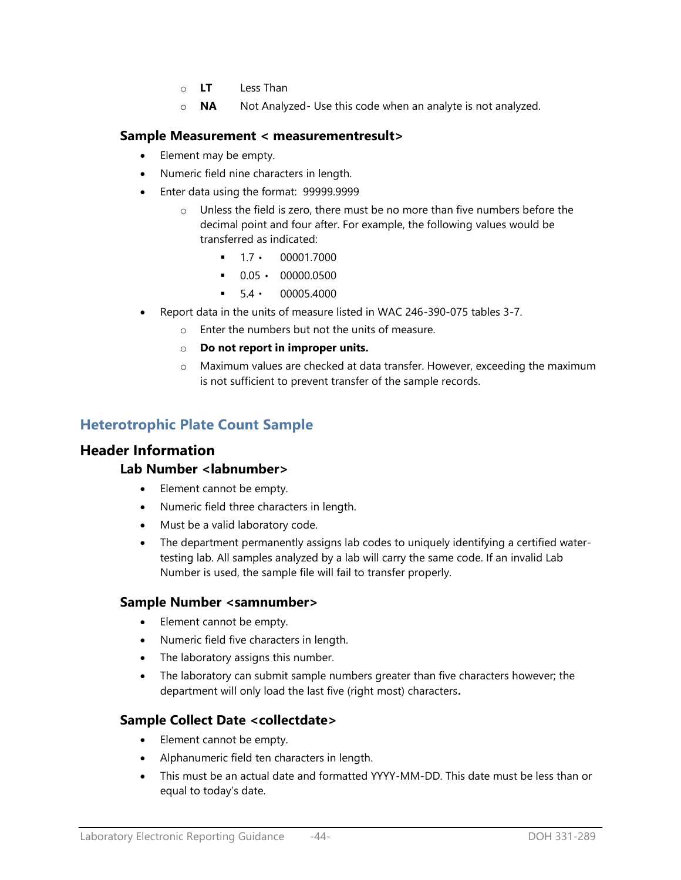- **LT** Less Than
- **NA** Not Analyzed- Use this code when an analyte is not analyzed.

### Sample Measurement < measurementresult>

- Element may be empty.
- Numeric field nine characters in length.
- Enter data using the format: 99999.9999
  - Unless the field is zero, there must be no more than five numbers before the decimal point and four after. For example, the following values would be transferred as indicated:
    - 1.7 • 00001.7000
    - 0.05 • 00000.0500
    - 5.4 • 00005.4000
- Report data in the units of measure listed in WAC 246-390-075 tables 3-7.
  - Enter the numbers but not the units of measure.
  - **Do not report in improper units.**
  - Maximum values are checked at data transfer. However, exceeding the maximum is not sufficient to prevent transfer of the sample records.

## Heterotrophic Plate Count Sample

## Header Information

### Lab Number <labnumber>

- Element cannot be empty.
- Numeric field three characters in length.
- Must be a valid laboratory code.
- The department permanently assigns lab codes to uniquely identifying a certified water-testing lab. All samples analyzed by a lab will carry the same code. If an invalid Lab Number is used, the sample file will fail to transfer properly.

### Sample Number <samnumber>

- Element cannot be empty.
- Numeric field five characters in length.
- The laboratory assigns this number.
- The laboratory can submit sample numbers greater than five characters however; the department will only load the last five (right most) characters**.**

### Sample Collect Date <collectdate>

- Element cannot be empty.
- Alphanumeric field ten characters in length.
- This must be an actual date and formatted YYYY-MM-DD. This date must be less than or equal to today's date.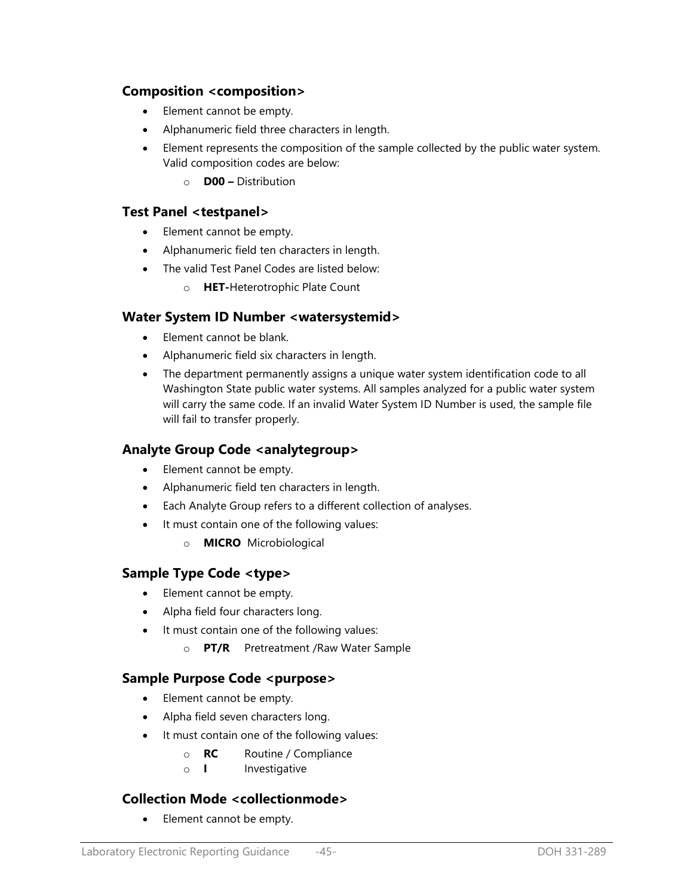### Composition <composition>

- Element cannot be empty.
- Alphanumeric field three characters in length.
- Element represents the composition of the sample collected by the public water system. Valid composition codes are below:
  - **D00 –** Distribution

### Test Panel <testpanel>

- Element cannot be empty.
- Alphanumeric field ten characters in length.
- The valid Test Panel Codes are listed below:
  - **HET-**Heterotrophic Plate Count

### Water System ID Number <watersystemid>

- Element cannot be blank.
- Alphanumeric field six characters in length.
- The department permanently assigns a unique water system identification code to all Washington State public water systems. All samples analyzed for a public water system will carry the same code. If an invalid Water System ID Number is used, the sample file will fail to transfer properly.

### Analyte Group Code <analytegroup>

- Element cannot be empty.
- Alphanumeric field ten characters in length.
- Each Analyte Group refers to a different collection of analyses.
- It must contain one of the following values:
  - **MICRO** Microbiological

### Sample Type Code <type>

- Element cannot be empty.
- Alpha field four characters long.
- It must contain one of the following values:
  - **PT/R** Pretreatment /Raw Water Sample

### Sample Purpose Code <purpose>

- Element cannot be empty.
- Alpha field seven characters long.
- It must contain one of the following values:
  - **RC** Routine / Compliance
  - **I** Investigative

### Collection Mode <collectionmode>

- Element cannot be empty.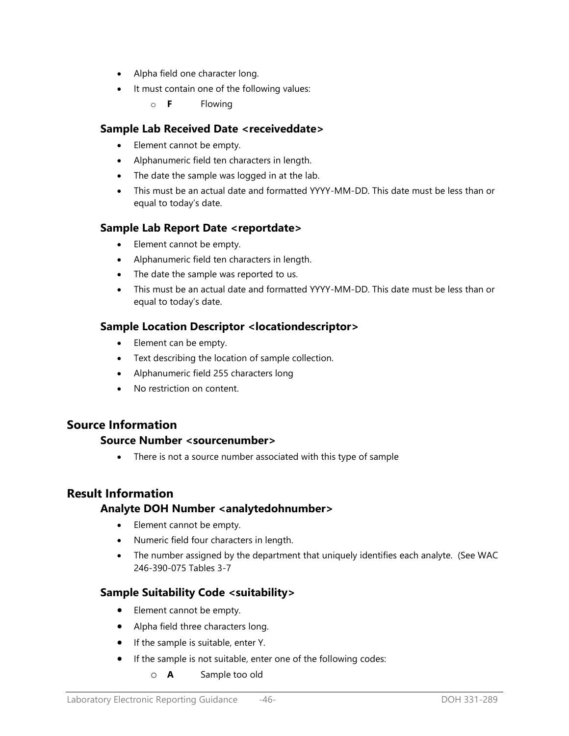- Alpha field one character long.
- It must contain one of the following values:
  - **F** Flowing

### Sample Lab Received Date <receiveddate>

- Element cannot be empty.
- Alphanumeric field ten characters in length.
- The date the sample was logged in at the lab.
- This must be an actual date and formatted YYYY-MM-DD. This date must be less than or equal to today's date.

### Sample Lab Report Date <reportdate>

- Element cannot be empty.
- Alphanumeric field ten characters in length.
- The date the sample was reported to us.
- This must be an actual date and formatted YYYY-MM-DD. This date must be less than or equal to today's date.

### Sample Location Descriptor <locationdescriptor>

- Element can be empty.
- Text describing the location of sample collection.
- Alphanumeric field 255 characters long
- No restriction on content.

## Source Information

### Source Number <sourcenumber>

- There is not a source number associated with this type of sample

## Result Information

### Analyte DOH Number <analytedohnumber>

- Element cannot be empty.
- Numeric field four characters in length.
- The number assigned by the department that uniquely identifies each analyte. (See WAC 246-390-075 Tables 3-7

### Sample Suitability Code <suitability>

- Element cannot be empty.
- Alpha field three characters long.
- If the sample is suitable, enter Y.
- If the sample is not suitable, enter one of the following codes:
  - **A** Sample too old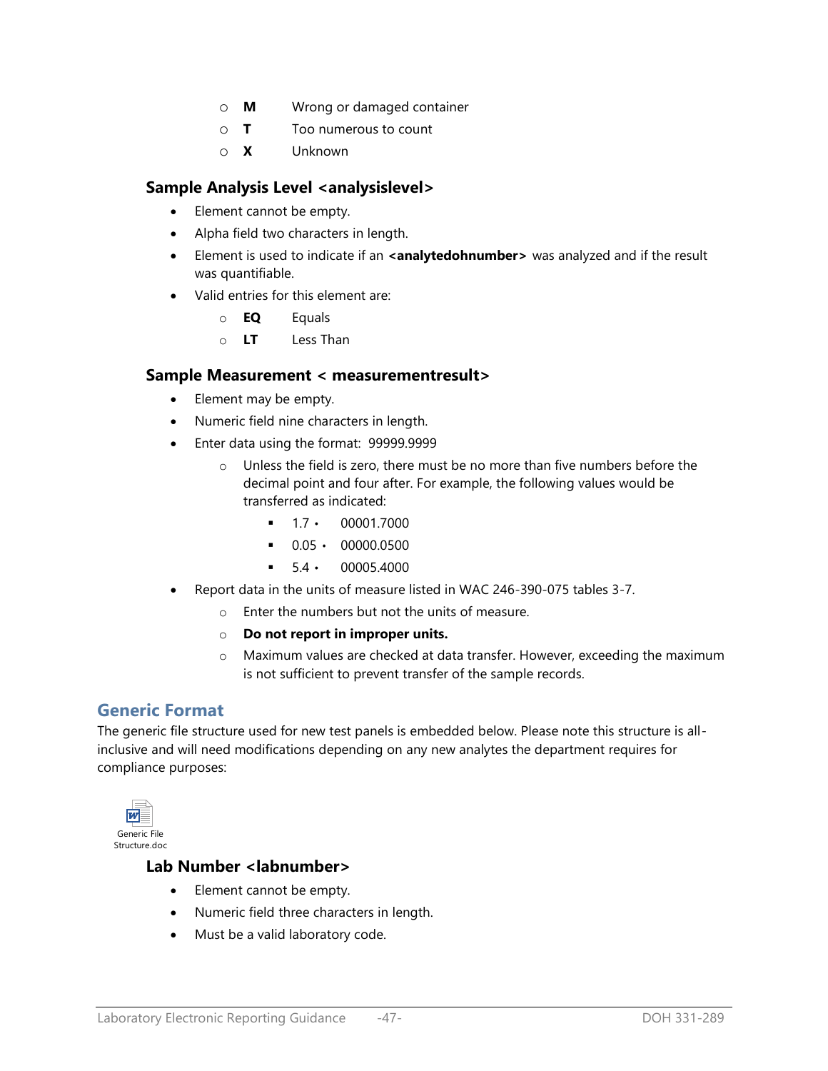- **M** Wrong or damaged container
- **T** Too numerous to count
- **X** Unknown

### Sample Analysis Level <analysislevel>

- Element cannot be empty.
- Alpha field two characters in length.
- Element is used to indicate if an **<analytedohnumber>** was analyzed and if the result was quantifiable.
- Valid entries for this element are:
  - **EQ** Equals
  - **LT** Less Than

### Sample Measurement < measurementresult>

- Element may be empty.
- Numeric field nine characters in length.
- Enter data using the format: 99999.9999
  - Unless the field is zero, there must be no more than five numbers before the decimal point and four after. For example, the following values would be transferred as indicated:
    - 1.7 • 00001.7000
    - 0.05 • 00000.0500
    - 5.4 • 00005.4000
- Report data in the units of measure listed in WAC 246-390-075 tables 3-7.
  - Enter the numbers but not the units of measure.
  - **Do not report in improper units.**
  - Maximum values are checked at data transfer. However, exceeding the maximum is not sufficient to prevent transfer of the sample records.

## Generic Format

The generic file structure used for new test panels is embedded below. Please note this structure is all-inclusive and will need modifications depending on any new analytes the department requires for compliance purposes:

Generic File Structure.doc

### Lab Number <labnumber>

- Element cannot be empty.
- Numeric field three characters in length.
- Must be a valid laboratory code.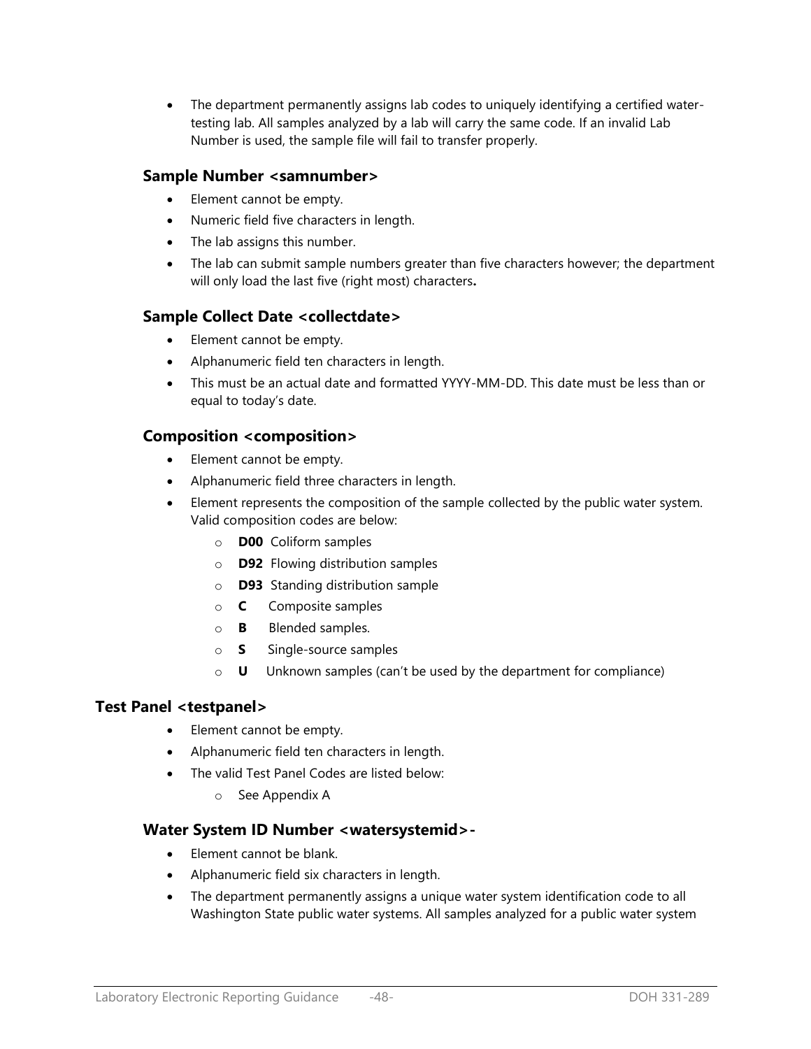- The department permanently assigns lab codes to uniquely identifying a certified water-testing lab. All samples analyzed by a lab will carry the same code. If an invalid Lab Number is used, the sample file will fail to transfer properly.

### Sample Number <samnumber>

- Element cannot be empty.
- Numeric field five characters in length.
- The lab assigns this number.
- The lab can submit sample numbers greater than five characters however; the department will only load the last five (right most) characters**.**

### Sample Collect Date <collectdate>

- Element cannot be empty.
- Alphanumeric field ten characters in length.
- This must be an actual date and formatted YYYY-MM-DD. This date must be less than or equal to today's date.

### Composition <composition>

- Element cannot be empty.
- Alphanumeric field three characters in length.
- Element represents the composition of the sample collected by the public water system. Valid composition codes are below:
  - **D00** Coliform samples
  - **D92** Flowing distribution samples
  - **D93** Standing distribution sample
  - **C** Composite samples
  - **B** Blended samples.
  - **S** Single-source samples
  - **U** Unknown samples (can't be used by the department for compliance)

### Test Panel <testpanel>

- Element cannot be empty.
- Alphanumeric field ten characters in length.
- The valid Test Panel Codes are listed below:
  - See Appendix A

### Water System ID Number <watersystemid>-

- Element cannot be blank.
- Alphanumeric field six characters in length.
- The department permanently assigns a unique water system identification code to all Washington State public water systems. All samples analyzed for a public water system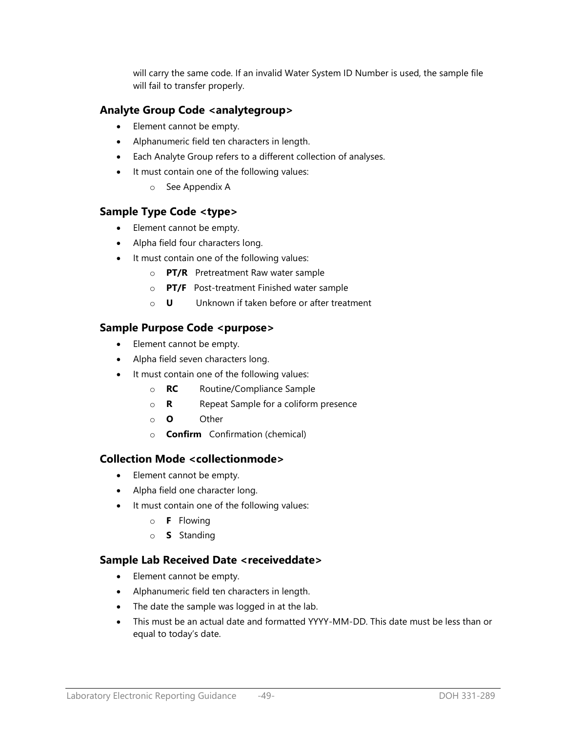will carry the same code. If an invalid Water System ID Number is used, the sample file will fail to transfer properly.

### Analyte Group Code <analytegroup>

- Element cannot be empty.
- Alphanumeric field ten characters in length.
- Each Analyte Group refers to a different collection of analyses.
- It must contain one of the following values:
  - See Appendix A

### Sample Type Code <type>

- Element cannot be empty.
- Alpha field four characters long.
- It must contain one of the following values:
  - **PT/R** Pretreatment Raw water sample
  - **PT/F** Post-treatment Finished water sample
  - **U** Unknown if taken before or after treatment

### Sample Purpose Code <purpose>

- Element cannot be empty.
- Alpha field seven characters long.
- It must contain one of the following values:
  - **RC** Routine/Compliance Sample
  - **R** Repeat Sample for a coliform presence
  - **O** Other
  - **Confirm** Confirmation (chemical)

### Collection Mode <collectionmode>

- Element cannot be empty.
- Alpha field one character long.
- It must contain one of the following values:
  - **F** Flowing
  - **S** Standing

### Sample Lab Received Date <receiveddate>

- Element cannot be empty.
- Alphanumeric field ten characters in length.
- The date the sample was logged in at the lab.
- This must be an actual date and formatted YYYY-MM-DD. This date must be less than or equal to today's date.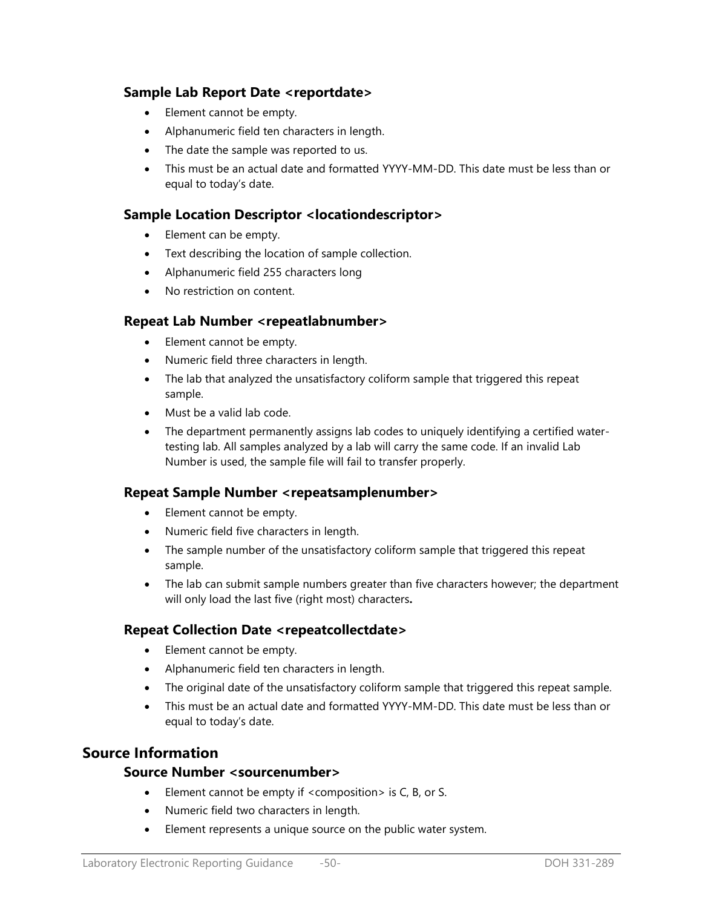### Sample Lab Report Date <reportdate>

- Element cannot be empty.
- Alphanumeric field ten characters in length.
- The date the sample was reported to us.
- This must be an actual date and formatted YYYY-MM-DD. This date must be less than or equal to today's date.

### Sample Location Descriptor <locationdescriptor>

- Element can be empty.
- Text describing the location of sample collection.
- Alphanumeric field 255 characters long
- No restriction on content.

### Repeat Lab Number <repeatlabnumber>

- Element cannot be empty.
- Numeric field three characters in length.
- The lab that analyzed the unsatisfactory coliform sample that triggered this repeat sample.
- Must be a valid lab code.
- The department permanently assigns lab codes to uniquely identifying a certified water-testing lab. All samples analyzed by a lab will carry the same code. If an invalid Lab Number is used, the sample file will fail to transfer properly.

### Repeat Sample Number <repeatsamplenumber>

- Element cannot be empty.
- Numeric field five characters in length.
- The sample number of the unsatisfactory coliform sample that triggered this repeat sample.
- The lab can submit sample numbers greater than five characters however; the department will only load the last five (right most) characters**.**

### Repeat Collection Date <repeatcollectdate>

- Element cannot be empty.
- Alphanumeric field ten characters in length.
- The original date of the unsatisfactory coliform sample that triggered this repeat sample.
- This must be an actual date and formatted YYYY-MM-DD. This date must be less than or equal to today's date.

## Source Information

### Source Number <sourcenumber>

- Element cannot be empty if <composition> is C, B, or S.
- Numeric field two characters in length.
- Element represents a unique source on the public water system.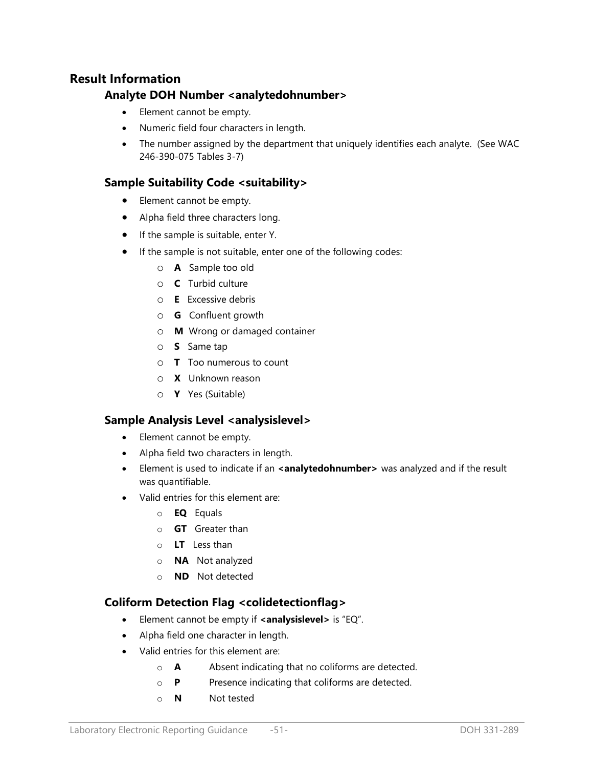## Result Information

### Analyte DOH Number <analytedohnumber>

- Element cannot be empty.
- Numeric field four characters in length.
- The number assigned by the department that uniquely identifies each analyte. (See WAC 246-390-075 Tables 3-7)

### Sample Suitability Code <suitability>

- Element cannot be empty.
- Alpha field three characters long.
- If the sample is suitable, enter Y.
- If the sample is not suitable, enter one of the following codes:
  - **A** Sample too old
  - **C** Turbid culture
  - **E** Excessive debris
  - **G** Confluent growth
  - **M** Wrong or damaged container
  - **S** Same tap
  - **T** Too numerous to count
  - **X** Unknown reason
  - **Y** Yes (Suitable)

### Sample Analysis Level <analysislevel>

- Element cannot be empty.
- Alpha field two characters in length.
- Element is used to indicate if an **<analytedohnumber>** was analyzed and if the result was quantifiable.
- Valid entries for this element are:
  - **EQ** Equals
  - **GT** Greater than
  - **LT** Less than
  - **NA** Not analyzed
  - **ND** Not detected

### Coliform Detection Flag <colidetectionflag>

- Element cannot be empty if **<analysislevel>** is "EQ".
- Alpha field one character in length.
- Valid entries for this element are:
  - **A** Absent indicating that no coliforms are detected.
  - **P** Presence indicating that coliforms are detected.
  - **N** Not tested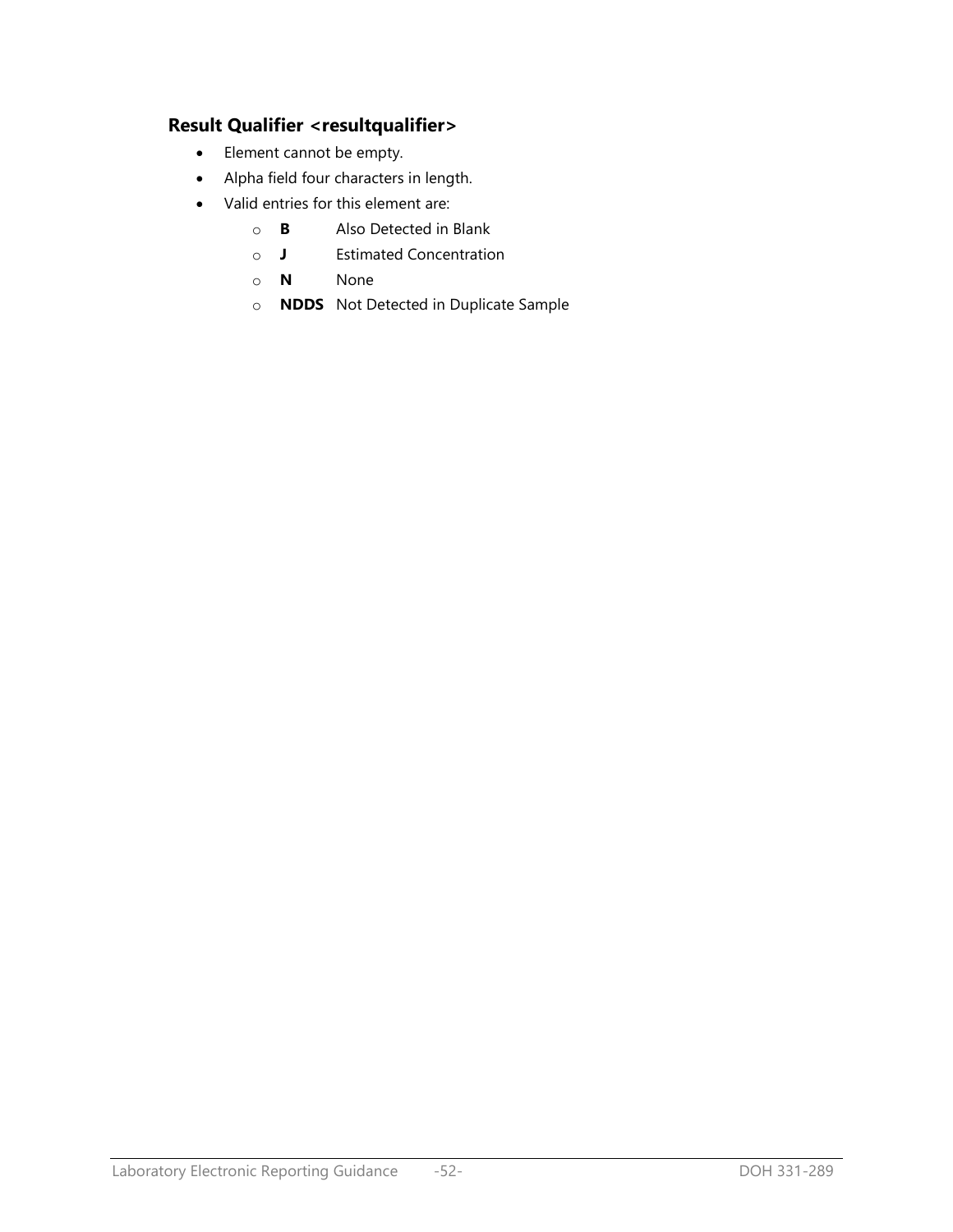### Result Qualifier <resultqualifier>

- Element cannot be empty.
- Alpha field four characters in length.
- Valid entries for this element are:
  - **B** Also Detected in Blank
  - **J** Estimated Concentration
  - **N** None
  - **NDDS** Not Detected in Duplicate Sample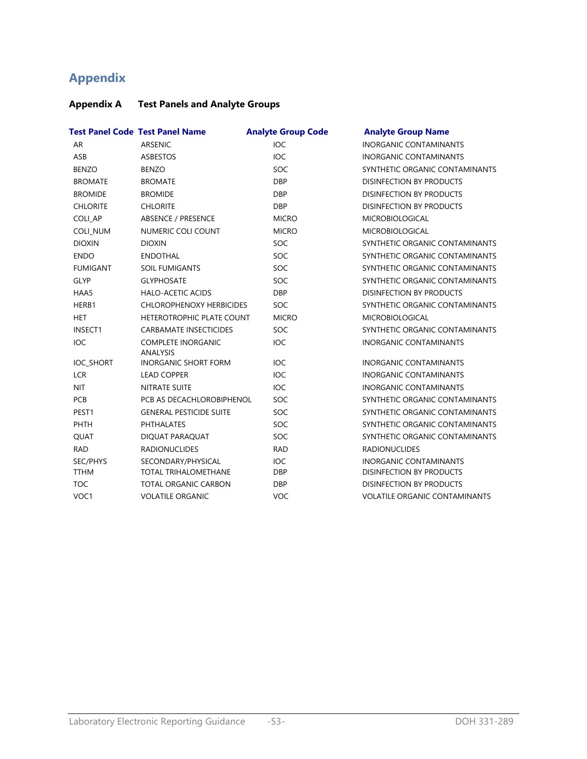# Appendix

## Appendix A Test Panels and Analyte Groups

| Test Panel Code | Test Panel Name | Analyte Group Code | Analyte Group Name |
|---|---|---|---|
| AR | ARSENIC | IOC | INORGANIC CONTAMINANTS |
| ASB | ASBESTOS | IOC | INORGANIC CONTAMINANTS |
| BENZO | BENZO | SOC | SYNTHETIC ORGANIC CONTAMINANTS |
| BROMATE | BROMATE | DBP | DISINFECTION BY PRODUCTS |
| BROMIDE | BROMIDE | DBP | DISINFECTION BY PRODUCTS |
| CHLORITE | CHLORITE | DBP | DISINFECTION BY PRODUCTS |
| COLI_AP | ABSENCE / PRESENCE | MICRO | MICROBIOLOGICAL |
| COLI_NUM | NUMERIC COLI COUNT | MICRO | MICROBIOLOGICAL |
| DIOXIN | DIOXIN | SOC | SYNTHETIC ORGANIC CONTAMINANTS |
| ENDO | ENDOTHAL | SOC | SYNTHETIC ORGANIC CONTAMINANTS |
| FUMIGANT | SOIL FUMIGANTS | SOC | SYNTHETIC ORGANIC CONTAMINANTS |
| GLYP | GLYPHOSATE | SOC | SYNTHETIC ORGANIC CONTAMINANTS |
| HAA5 | HALO-ACETIC ACIDS | DBP | DISINFECTION BY PRODUCTS |
| HERB1 | CHLOROPHENOXY HERBICIDES | SOC | SYNTHETIC ORGANIC CONTAMINANTS |
| HET | HETEROTROPHIC PLATE COUNT | MICRO | MICROBIOLOGICAL |
| INSECT1 | CARBAMATE INSECTICIDES | SOC | SYNTHETIC ORGANIC CONTAMINANTS |
| IOC | COMPLETE INORGANIC ANALYSIS | IOC | INORGANIC CONTAMINANTS |
| IOC_SHORT | INORGANIC SHORT FORM | IOC | INORGANIC CONTAMINANTS |
| LCR | LEAD COPPER | IOC | INORGANIC CONTAMINANTS |
| NIT | NITRATE SUITE | IOC | INORGANIC CONTAMINANTS |
| PCB | PCB AS DECACHLOROBIPHENOL | SOC | SYNTHETIC ORGANIC CONTAMINANTS |
| PEST1 | GENERAL PESTICIDE SUITE | SOC | SYNTHETIC ORGANIC CONTAMINANTS |
| PHTH | PHTHALATES | SOC | SYNTHETIC ORGANIC CONTAMINANTS |
| QUAT | DIQUAT PARAQUAT | SOC | SYNTHETIC ORGANIC CONTAMINANTS |
| RAD | RADIONUCLIDES | RAD | RADIONUCLIDES |
| SEC/PHYS | SECONDARY/PHYSICAL | IOC | INORGANIC CONTAMINANTS |
| TTHM | TOTAL TRIHALOMETHANE | DBP | DISINFECTION BY PRODUCTS |
| TOC | TOTAL ORGANIC CARBON | DBP | DISINFECTION BY PRODUCTS |
| VOC1 | VOLATILE ORGANIC | VOC | VOLATILE ORGANIC CONTAMINANTS |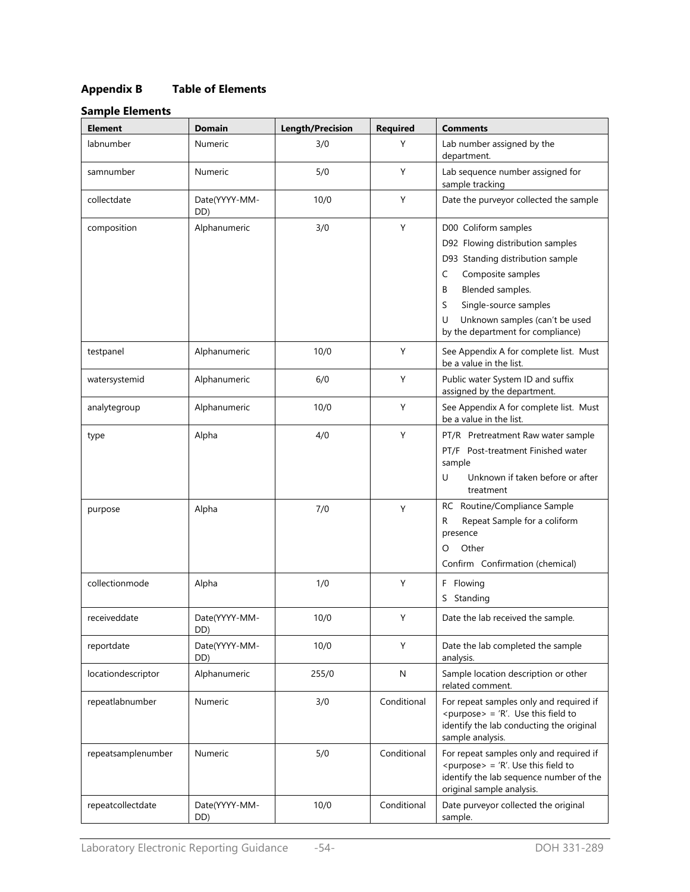## Appendix B Table of Elements

### Sample Elements

| Element | Domain | Length/Precision | Required | Comments |
|---|---|---|---|---|
| labnumber | Numeric | 3/0 | Y | Lab number assigned by the department. |
| samnumber | Numeric | 5/0 | Y | Lab sequence number assigned for sample tracking |
| collectdate | Date(YYYY-MM-DD) | 10/0 | Y | Date the purveyor collected the sample |
| composition | Alphanumeric | 3/0 | Y | D00 Coliform samples<br>D92 Flowing distribution samples<br>D93 Standing distribution sample<br>C Composite samples<br>B Blended samples.<br>S Single-source samples<br>U Unknown samples (can't be used by the department for compliance) |
| testpanel | Alphanumeric | 10/0 | Y | See Appendix A for complete list. Must be a value in the list. |
| watersystemid | Alphanumeric | 6/0 | Y | Public water System ID and suffix assigned by the department. |
| analytegroup | Alphanumeric | 10/0 | Y | See Appendix A for complete list. Must be a value in the list. |
| type | Alpha | 4/0 | Y | PT/R Pretreatment Raw water sample<br>PT/F Post-treatment Finished water sample<br>U Unknown if taken before or after treatment |
| purpose | Alpha | 7/0 | Y | RC Routine/Compliance Sample<br>R Repeat Sample for a coliform presence<br>O Other<br>Confirm Confirmation (chemical) |
| collectionmode | Alpha | 1/0 | Y | F Flowing<br>S Standing |
| receiveddate | Date(YYYY-MM-DD) | 10/0 | Y | Date the lab received the sample. |
| reportdate | Date(YYYY-MM-DD) | 10/0 | Y | Date the lab completed the sample analysis. |
| locationdescriptor | Alphanumeric | 255/0 | N | Sample location description or other related comment. |
| repeatlabnumber | Numeric | 3/0 | Conditional | For repeat samples only and required if <purpose> = 'R'. Use this field to identify the lab conducting the original sample analysis. |
| repeatsamplenumber | Numeric | 5/0 | Conditional | For repeat samples only and required if <purpose> = 'R'. Use this field to identify the lab sequence number of the original sample analysis. |
| repeatcollectdate | Date(YYYY-MM-DD) | 10/0 | Conditional | Date purveyor collected the original sample. |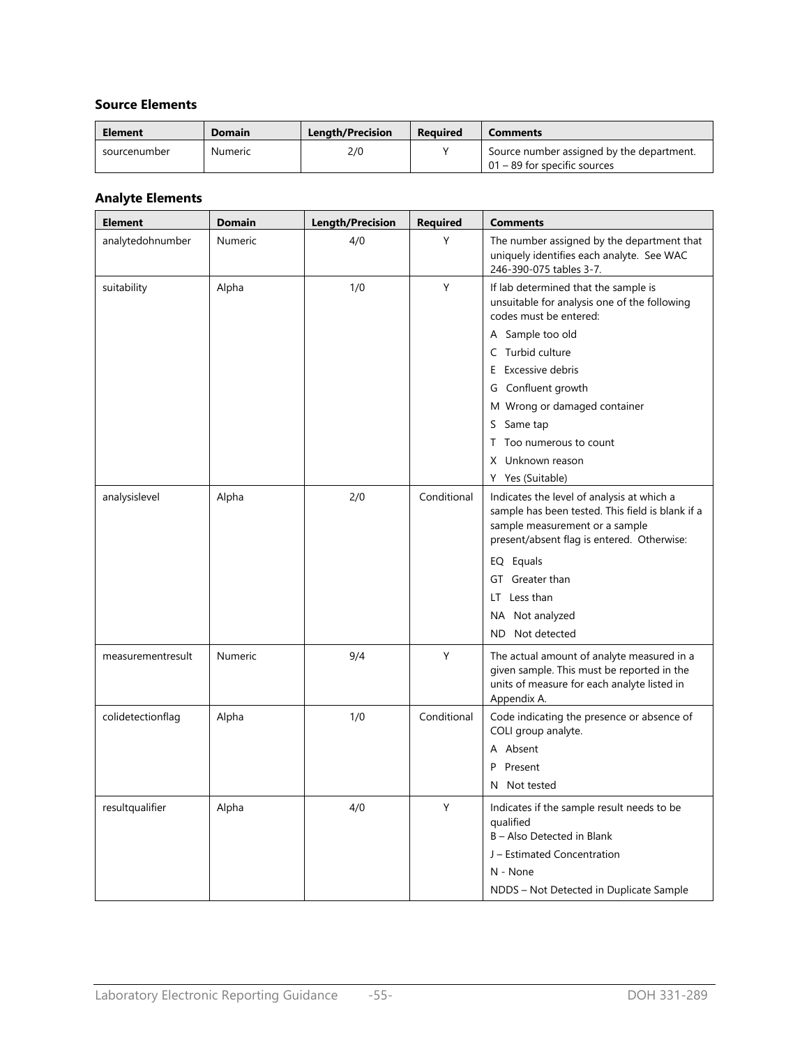### Source Elements

| Element | Domain | Length/Precision | Required | Comments |
|---|---|---|---|---|
| sourcenumber | Numeric | 2/0 | Y | Source number assigned by the department. 01 – 89 for specific sources |

### Analyte Elements

| Element | Domain | Length/Precision | Required | Comments |
|---|---|---|---|---|
| analytedohnumber | Numeric | 4/0 | Y | The number assigned by the department that uniquely identifies each analyte. See WAC 246-390-075 tables 3-7. |
| suitability | Alpha | 1/0 | Y | If lab determined that the sample is unsuitable for analysis one of the following codes must be entered:<br>A Sample too old<br>C Turbid culture<br>E Excessive debris<br>G Confluent growth<br>M Wrong or damaged container<br>S Same tap<br>T Too numerous to count<br>X Unknown reason<br>Y Yes (Suitable) |
| analysislevel | Alpha | 2/0 | Conditional | Indicates the level of analysis at which a sample has been tested. This field is blank if a sample measurement or a sample present/absent flag is entered. Otherwise:<br>EQ Equals<br>GT Greater than<br>LT Less than<br>NA Not analyzed<br>ND Not detected |
| measurementresult | Numeric | 9/4 | Y | The actual amount of analyte measured in a given sample. This must be reported in the units of measure for each analyte listed in Appendix A. |
| colidetectionflag | Alpha | 1/0 | Conditional | Code indicating the presence or absence of COLI group analyte.<br>A Absent<br>P Present<br>N Not tested |
| resultqualifier | Alpha | 4/0 | Y | Indicates if the sample result needs to be qualified<br>B – Also Detected in Blank<br>J – Estimated Concentration<br>N - None<br>NDDS – Not Detected in Duplicate Sample |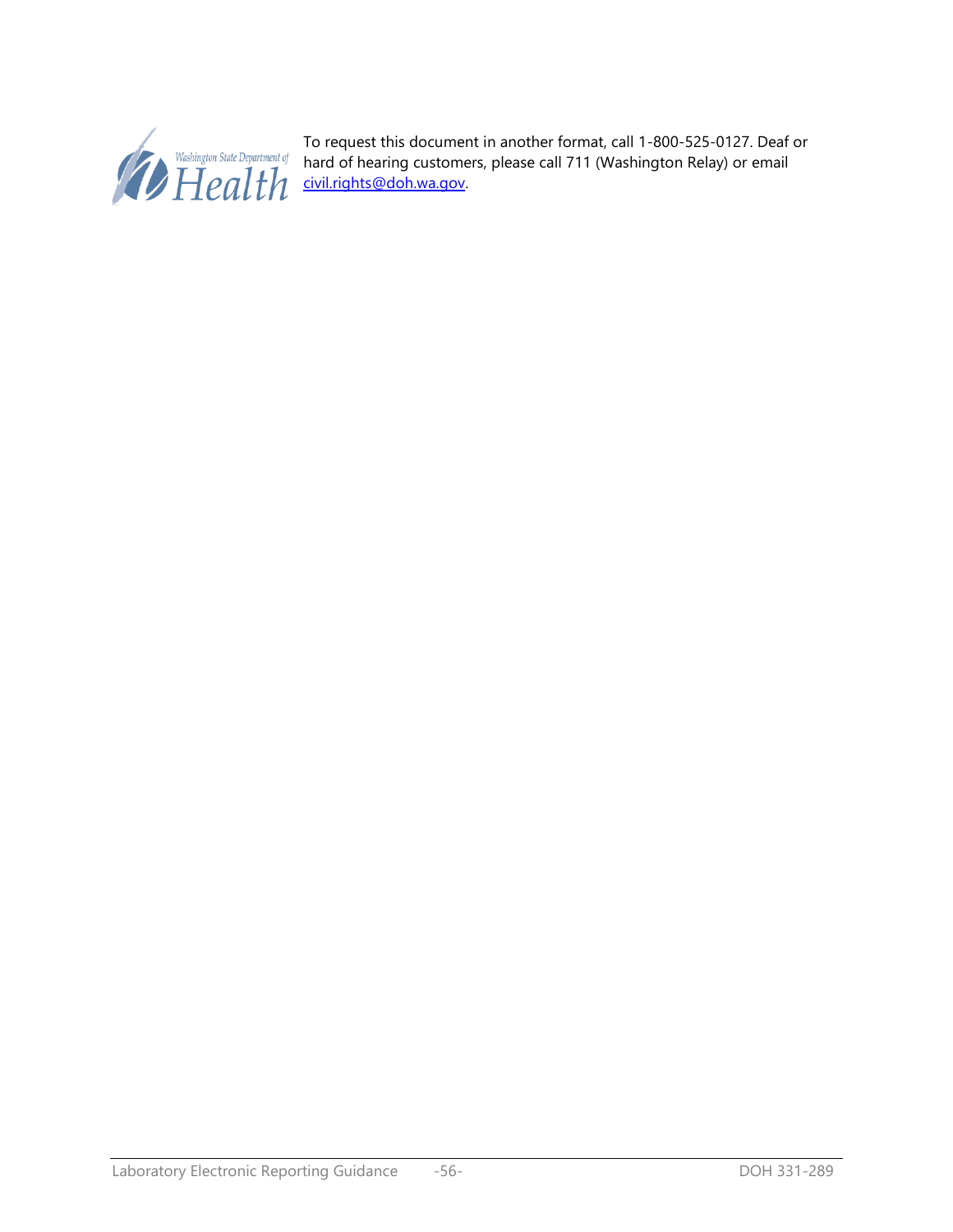To request this document in another format, call 1-800-525-0127. Deaf or hard of hearing customers, please call 711 (Washington Relay) or email [civil.rights@doh.wa.gov](mailto:civil.rights@doh.wa.gov).